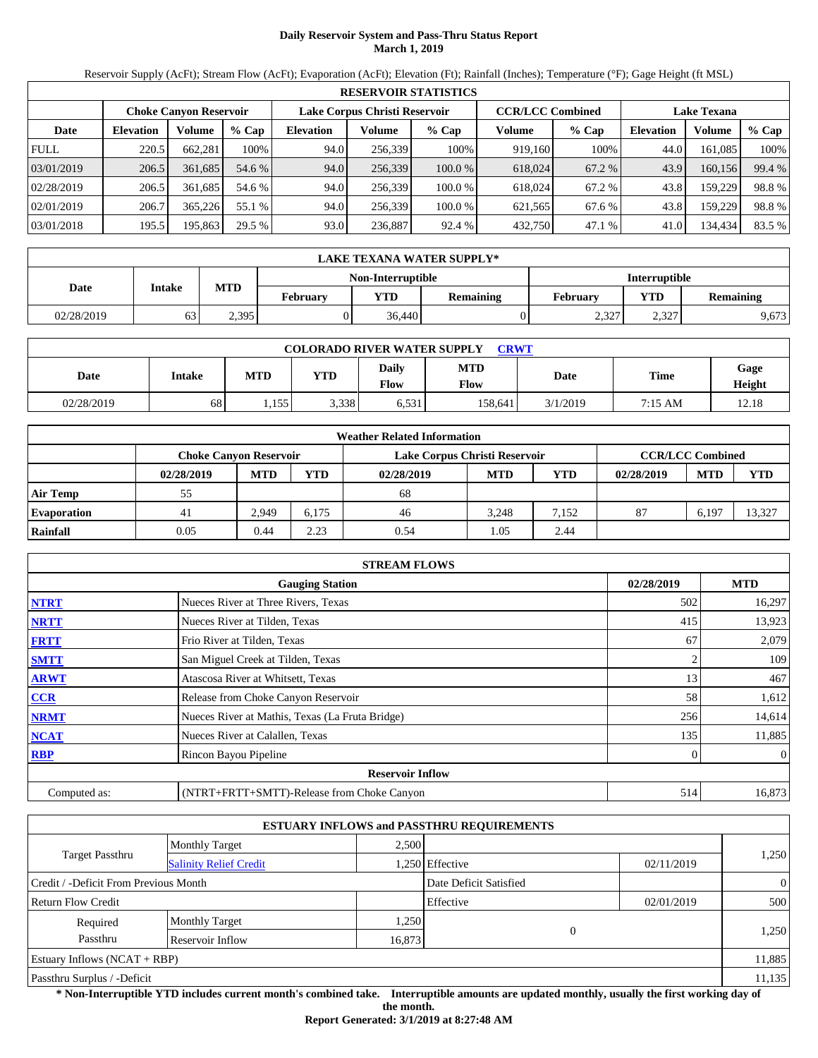# Daily Reservoir System and Pass-Thru Status Report
**March 1, 2019**

Reservoir Supply (AcFt); Stream Flow (AcFt); Evaporation (AcFt); Elevation (Ft); Rainfall (Inches); Temperature (°F); Gage Height (ft MSL)

| RESERVOIR STATISTICS | | | | | | | | | | | |
|---|---|---|---|---|---|---|---|---|---|---|---|
| | Choke Canyon Reservoir | | | Lake Corpus Christi Reservoir | | | CCR/LCC Combined | | Lake Texana | | |
| Date | Elevation | Volume | % Cap | Elevation | Volume | % Cap | Volume | % Cap | Elevation | Volume | % Cap |
| FULL | 220.5 | 662,281 | 100% | 94.0 | 256,339 | 100% | 919,160 | 100% | 44.0 | 161,085 | 100% |
| 03/01/2019 | 206.5 | 361,685 | 54.6 % | 94.0 | 256,339 | 100.0 % | 618,024 | 67.2 % | 43.9 | 160,156 | 99.4 % |
| 02/28/2019 | 206.5 | 361,685 | 54.6 % | 94.0 | 256,339 | 100.0 % | 618,024 | 67.2 % | 43.8 | 159,229 | 98.8 % |
| 02/01/2019 | 206.7 | 365,226 | 55.1 % | 94.0 | 256,339 | 100.0 % | 621,565 | 67.6 % | 43.8 | 159,229 | 98.8 % |
| 03/01/2018 | 195.5 | 195,863 | 29.5 % | 93.0 | 236,887 | 92.4 % | 432,750 | 47.1 % | 41.0 | 134,434 | 83.5 % |

| LAKE TEXANA WATER SUPPLY* | | | | | | | | |
|---|---|---|---|---|---|---|---|---|
| Date | Intake | MTD | Non-Interruptible | | | Interruptible | | |
| | | | February | YTD | Remaining | February | YTD | Remaining |
| 02/28/2019 | 63 | 2,395 | 0 | 36,440 | 0 | 2,327 | 2,327 | 9,673 |

| COLORADO RIVER WATER SUPPLY CRWT | | | | | | | | |
|---|---|---|---|---|---|---|---|---|
| Date | Intake | MTD | YTD | Daily Flow | MTD Flow | Date | Time | Gage Height |
| 02/28/2019 | 68 | 1,155 | 3,338 | 6,531 | 158,641 | 3/1/2019 | 7:15 AM | 12.18 |

| Weather Related Information | | | | | | | | | |
|---|---|---|---|---|---|---|---|---|---|
| | Choke Canyon Reservoir | | | Lake Corpus Christi Reservoir | | | CCR/LCC Combined | | |
| | 02/28/2019 | MTD | YTD | 02/28/2019 | MTD | YTD | 02/28/2019 | MTD | YTD |
| Air Temp | 55 | | | 68 | | | | | |
| Evaporation | 41 | 2,949 | 6,175 | 46 | 3,248 | 7,152 | 87 | 6,197 | 13,327 |
| Rainfall | 0.05 | 0.44 | 2.23 | 0.54 | 1.05 | 2.44 | | | |

| STREAM FLOWS | | | |
|---|---|---|---|
| | Gauging Station | 02/28/2019 | MTD |
| NTRT | Nueces River at Three Rivers, Texas | 502 | 16,297 |
| NRTT | Nueces River at Tilden, Texas | 415 | 13,923 |
| FRTT | Frio River at Tilden, Texas | 67 | 2,079 |
| SMTT | San Miguel Creek at Tilden, Texas | 2 | 109 |
| ARWT | Atascosa River at Whitsett, Texas | 13 | 467 |
| CCR | Release from Choke Canyon Reservoir | 58 | 1,612 |
| NRMT | Nueces River at Mathis, Texas (La Fruta Bridge) | 256 | 14,614 |
| NCAT | Nueces River at Calallen, Texas | 135 | 11,885 |
| RBP | Rincon Bayou Pipeline | 0 | 0 |
| **Reservoir Inflow** | | | |
| Computed as: | (NTRT+FRTT+SMTT)-Release from Choke Canyon | 514 | 16,873 |

| ESTUARY INFLOWS and PASSTHRU REQUIREMENTS | | | | | |
|---|---|---|---|---|---|
| Target Passthru | Monthly Target | 2,500 | | | 1,250 |
| | Salinity Relief Credit | 1,250 | Effective | 02/11/2019 | |
| Credit / -Deficit From Previous Month | | | Date Deficit Satisfied | | 0 |
| Return Flow Credit | | | Effective | 02/01/2019 | 500 |
| Required Passthru | Monthly Target | 1,250 | 0 | | 1,250 |
| | Reservoir Inflow | 16,873 | | | |
| Estuary Inflows (NCAT + RBP) | | | | | 11,885 |
| Passthru Surplus / -Deficit | | | | | 11,135 |

**\* Non-Interruptible YTD includes current month's combined take. Interruptible amounts are updated monthly, usually the first working day of the month.**

**Report Generated: 3/1/2019 at 8:27:48 AM**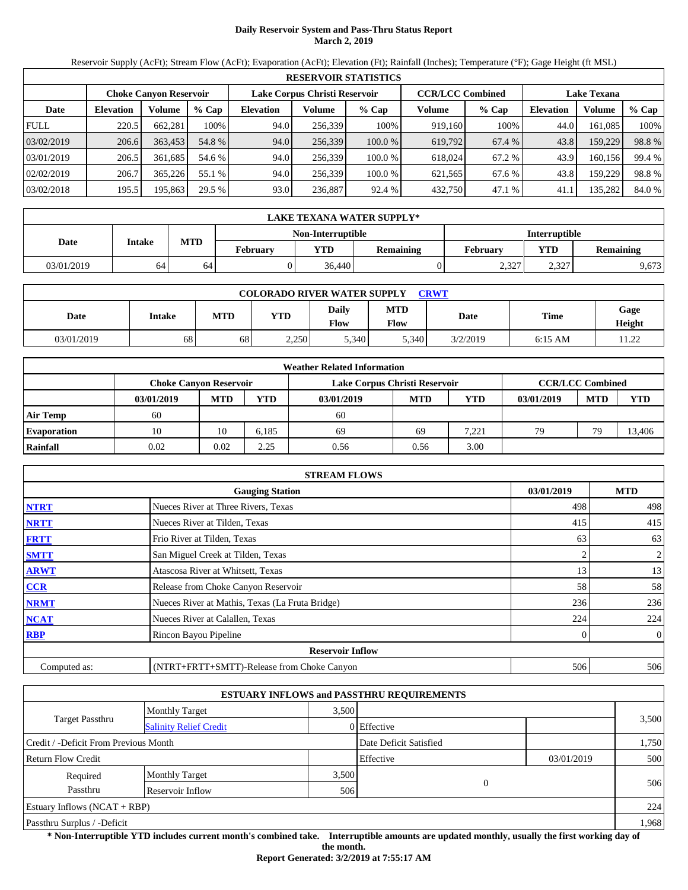# Daily Reservoir System and Pass-Thru Status Report
**March 2, 2019**

Reservoir Supply (AcFt); Stream Flow (AcFt); Evaporation (AcFt); Elevation (Ft); Rainfall (Inches); Temperature (°F); Gage Height (ft MSL)

| RESERVOIR STATISTICS | | | | | | | | | | | |
|---|---|---|---|---|---|---|---|---|---|---|---|
| | **Choke Canyon Reservoir** | | | **Lake Corpus Christi Reservoir** | | | **CCR/LCC Combined** | | **Lake Texana** | | |
| **Date** | **Elevation** | **Volume** | **% Cap** | **Elevation** | **Volume** | **% Cap** | **Volume** | **% Cap** | **Elevation** | **Volume** | **% Cap** |
| FULL | 220.5 | 662,281 | 100% | 94.0 | 256,339 | 100% | 919,160 | 100% | 44.0 | 161,085 | 100% |
| 03/02/2019 | 206.6 | 363,453 | 54.8 % | 94.0 | 256,339 | 100.0 % | 619,792 | 67.4 % | 43.8 | 159,229 | 98.8 % |
| 03/01/2019 | 206.5 | 361,685 | 54.6 % | 94.0 | 256,339 | 100.0 % | 618,024 | 67.2 % | 43.9 | 160,156 | 99.4 % |
| 02/02/2019 | 206.7 | 365,226 | 55.1 % | 94.0 | 256,339 | 100.0 % | 621,565 | 67.6 % | 43.8 | 159,229 | 98.8 % |
| 03/02/2018 | 195.5 | 195,863 | 29.5 % | 93.0 | 236,887 | 92.4 % | 432,750 | 47.1 % | 41.1 | 135,282 | 84.0 % |

| LAKE TEXANA WATER SUPPLY* | | | | | | | | |
|---|---|---|---|---|---|---|---|---|
| **Date** | **Intake** | **MTD** | **Non-Interruptible** | | | **Interruptible** | | |
| | | | **February** | **YTD** | **Remaining** | **February** | **YTD** | **Remaining** |
| 03/01/2019 | 64 | 64 | 0 | 36,440 | 0 | 2,327 | 2,327 | 9,673 |

| COLORADO RIVER WATER SUPPLY CRWT | | | | | | | | |
|---|---|---|---|---|---|---|---|---|
| **Date** | **Intake** | **MTD** | **YTD** | **Daily Flow** | **MTD Flow** | **Date** | **Time** | **Gage Height** |
| 03/01/2019 | 68 | 68 | 2,250 | 5,340 | 5,340 | 3/2/2019 | 6:15 AM | 11.22 |

| Weather Related Information | | | | | | | | | |
|---|---|---|---|---|---|---|---|---|---|
| | **Choke Canyon Reservoir** | | | **Lake Corpus Christi Reservoir** | | | **CCR/LCC Combined** | | |
| | **03/01/2019** | **MTD** | **YTD** | **03/01/2019** | **MTD** | **YTD** | **03/01/2019** | **MTD** | **YTD** |
| **Air Temp** | 60 | | | 60 | | | | | |
| **Evaporation** | 10 | 10 | 6,185 | 69 | 69 | 7,221 | 79 | 79 | 13,406 |
| **Rainfall** | 0.02 | 0.02 | 2.25 | 0.56 | 0.56 | 3.00 | | | |

| STREAM FLOWS | | | |
|---|---|---|---|
| | **Gauging Station** | **03/01/2019** | **MTD** |
| **NTRT** | Nueces River at Three Rivers, Texas | 498 | 498 |
| **NRTT** | Nueces River at Tilden, Texas | 415 | 415 |
| **FRTT** | Frio River at Tilden, Texas | 63 | 63 |
| **SMTT** | San Miguel Creek at Tilden, Texas | 2 | 2 |
| **ARWT** | Atascosa River at Whitsett, Texas | 13 | 13 |
| **CCR** | Release from Choke Canyon Reservoir | 58 | 58 |
| **NRMT** | Nueces River at Mathis, Texas (La Fruta Bridge) | 236 | 236 |
| **NCAT** | Nueces River at Calallen, Texas | 224 | 224 |
| **RBP** | Rincon Bayou Pipeline | 0 | 0 |
| | **Reservoir Inflow** | | |
| Computed as: | (NTRT+FRTT+SMTT)-Release from Choke Canyon | 506 | 506 |

| ESTUARY INFLOWS and PASSTHRU REQUIREMENTS | | | | | |
|---|---|---|---|---|---|
| Target Passthru | Monthly Target | 3,500 | | | 3,500 |
| | Salinity Relief Credit | 0 | Effective | | |
| Credit / -Deficit From Previous Month | | | Date Deficit Satisfied | | 1,750 |
| Return Flow Credit | | | Effective | 03/01/2019 | 500 |
| Required Passthru | Monthly Target | 3,500 | 0 | | 506 |
| | Reservoir Inflow | 506 | | | |
| Estuary Inflows (NCAT + RBP) | | | | | 224 |
| Passthru Surplus / -Deficit | | | | | 1,968 |

**\* Non-Interruptible YTD includes current month's combined take. Interruptible amounts are updated monthly, usually the first working day of the month.**

**Report Generated: 3/2/2019 at 7:55:17 AM**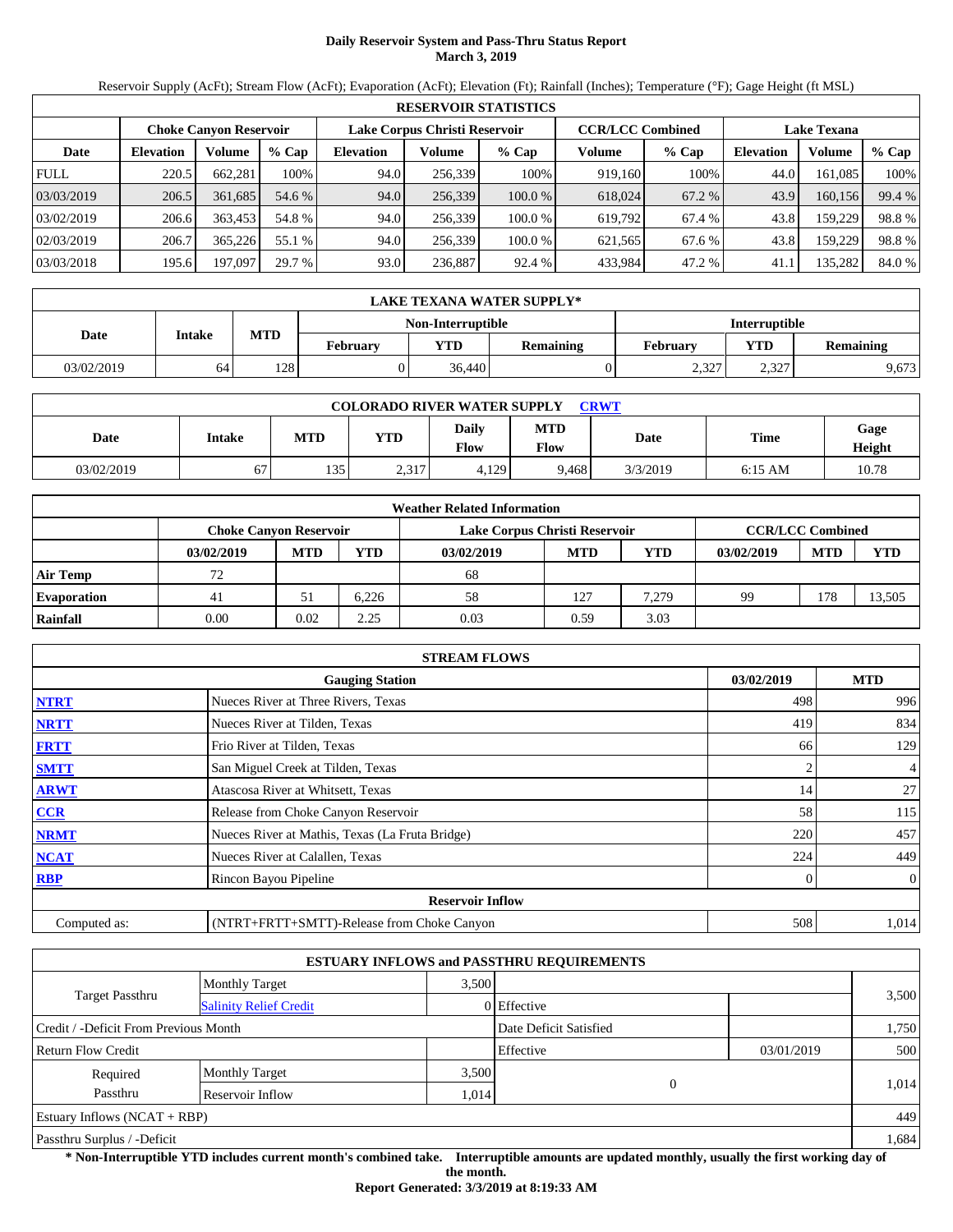# Daily Reservoir System and Pass-Thru Status Report
**March 3, 2019**

Reservoir Supply (AcFt); Stream Flow (AcFt); Evaporation (AcFt); Elevation (Ft); Rainfall (Inches); Temperature (°F); Gage Height (ft MSL)

| RESERVOIR STATISTICS | | | | | | | | | | | |
|---|---|---|---|---|---|---|---|---|---|---|---|
| | Choke Canyon Reservoir | | | Lake Corpus Christi Reservoir | | | CCR/LCC Combined | | Lake Texana | | |
| Date | Elevation | Volume | % Cap | Elevation | Volume | % Cap | Volume | % Cap | Elevation | Volume | % Cap |
| FULL | 220.5 | 662,281 | 100% | 94.0 | 256,339 | 100% | 919,160 | 100% | 44.0 | 161,085 | 100% |
| 03/03/2019 | 206.5 | 361,685 | 54.6 % | 94.0 | 256,339 | 100.0 % | 618,024 | 67.2 % | 43.9 | 160,156 | 99.4 % |
| 03/02/2019 | 206.6 | 363,453 | 54.8 % | 94.0 | 256,339 | 100.0 % | 619,792 | 67.4 % | 43.8 | 159,229 | 98.8 % |
| 02/03/2019 | 206.7 | 365,226 | 55.1 % | 94.0 | 256,339 | 100.0 % | 621,565 | 67.6 % | 43.8 | 159,229 | 98.8 % |
| 03/03/2018 | 195.6 | 197,097 | 29.7 % | 93.0 | 236,887 | 92.4 % | 433,984 | 47.2 % | 41.1 | 135,282 | 84.0 % |

| LAKE TEXANA WATER SUPPLY* | | | | | | | |
|---|---|---|---|---|---|---|---|
| Date | Intake | MTD | Non-Interruptible | | | Interruptible | | |
| | | | February | YTD | Remaining | February | YTD | Remaining |
| 03/02/2019 | 64 | 128 | 0 | 36,440 | 0 | 2,327 | 2,327 | 9,673 |

| COLORADO RIVER WATER SUPPLY CRWT | | | | | | | | |
|---|---|---|---|---|---|---|---|---|
| Date | Intake | MTD | YTD | Daily Flow | MTD Flow | Date | Time | Gage Height |
| 03/02/2019 | 67 | 135 | 2,317 | 4,129 | 9,468 | 3/3/2019 | 6:15 AM | 10.78 |

| Weather Related Information | | | | | | | | | |
|---|---|---|---|---|---|---|---|---|---|
| | Choke Canyon Reservoir | | | Lake Corpus Christi Reservoir | | | CCR/LCC Combined | | |
| | 03/02/2019 | MTD | YTD | 03/02/2019 | MTD | YTD | 03/02/2019 | MTD | YTD |
| Air Temp | 72 | | | 68 | | | | | |
| Evaporation | 41 | 51 | 6,226 | 58 | 127 | 7,279 | 99 | 178 | 13,505 |
| Rainfall | 0.00 | 0.02 | 2.25 | 0.03 | 0.59 | 3.03 | | | |

| STREAM FLOWS | | | |
|---|---|---|---|
| | Gauging Station | 03/02/2019 | MTD |
| NTRT | Nueces River at Three Rivers, Texas | 498 | 996 |
| NRTT | Nueces River at Tilden, Texas | 419 | 834 |
| FRTT | Frio River at Tilden, Texas | 66 | 129 |
| SMTT | San Miguel Creek at Tilden, Texas | 2 | 4 |
| ARWT | Atascosa River at Whitsett, Texas | 14 | 27 |
| CCR | Release from Choke Canyon Reservoir | 58 | 115 |
| NRMT | Nueces River at Mathis, Texas (La Fruta Bridge) | 220 | 457 |
| NCAT | Nueces River at Calallen, Texas | 224 | 449 |
| RBP | Rincon Bayou Pipeline | 0 | 0 |
| | **Reservoir Inflow** | | |
| Computed as: | (NTRT+FRTT+SMTT)-Release from Choke Canyon | 508 | 1,014 |

| ESTUARY INFLOWS and PASSTHRU REQUIREMENTS | | | | | |
|---|---|---|---|---|---|
| Target Passthru | Monthly Target | 3,500 | | | 3,500 |
| | Salinity Relief Credit | 0 | Effective | | |
| Credit / -Deficit From Previous Month | | | Date Deficit Satisfied | | 1,750 |
| Return Flow Credit | | | Effective | 03/01/2019 | 500 |
| Required Passthru | Monthly Target | 3,500 | 0 | | 1,014 |
| | Reservoir Inflow | 1,014 | | | |
| Estuary Inflows (NCAT + RBP) | | | | | 449 |
| Passthru Surplus / -Deficit | | | | | 1,684 |

**\* Non-Interruptible YTD includes current month's combined take. Interruptible amounts are updated monthly, usually the first working day of the month.**

**Report Generated: 3/3/2019 at 8:19:33 AM**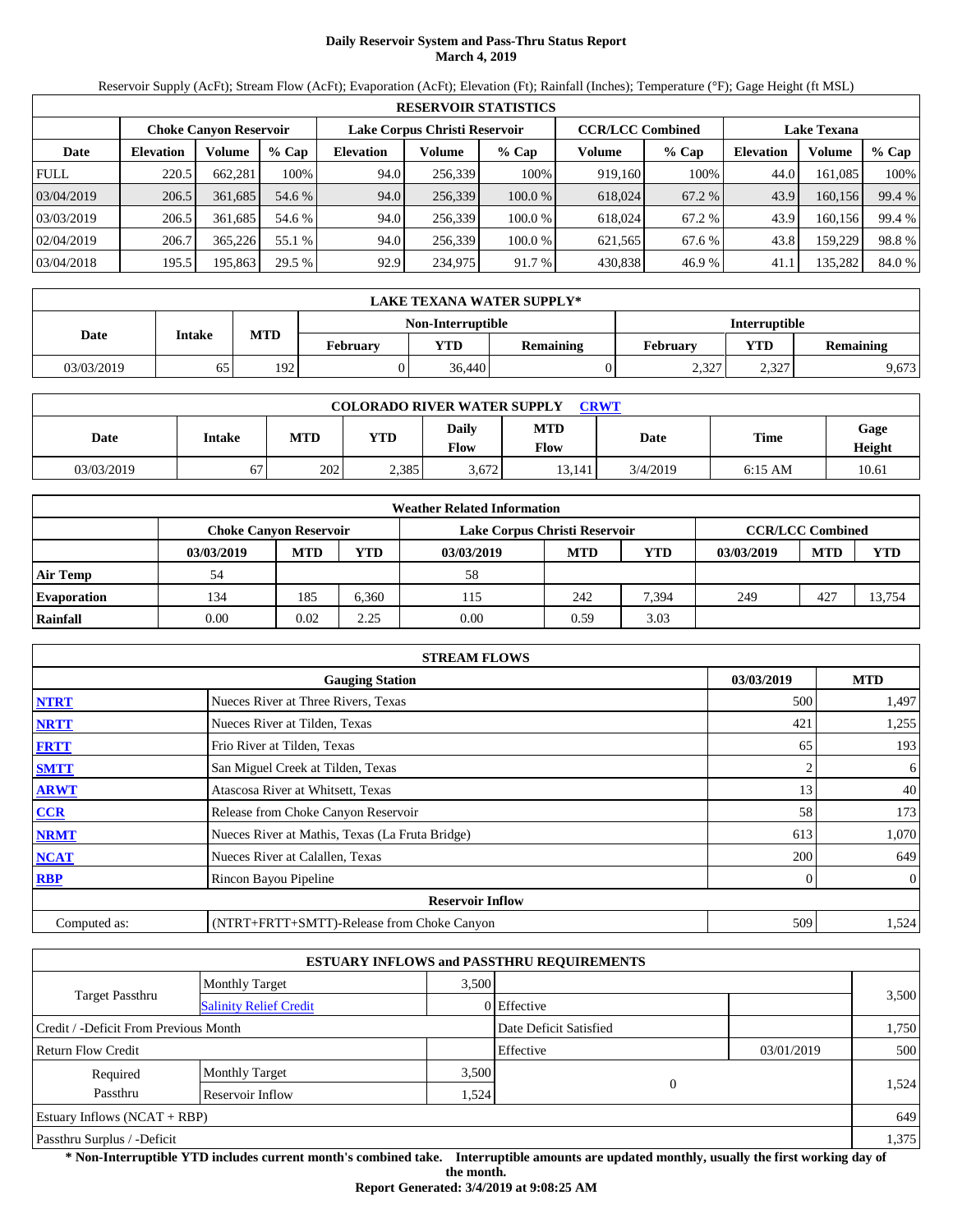# Daily Reservoir System and Pass-Thru Status Report
## March 4, 2019

Reservoir Supply (AcFt); Stream Flow (AcFt); Evaporation (AcFt); Elevation (Ft); Rainfall (Inches); Temperature (°F); Gage Height (ft MSL)

| RESERVOIR STATISTICS | | | | | | | | | | | |
|---|---|---|---|---|---|---|---|---|---|---|---|
| | Choke Canyon Reservoir | | | Lake Corpus Christi Reservoir | | | CCR/LCC Combined | | Lake Texana | | |
| Date | Elevation | Volume | % Cap | Elevation | Volume | % Cap | Volume | % Cap | Elevation | Volume | % Cap |
| FULL | 220.5 | 662,281 | 100% | 94.0 | 256,339 | 100% | 919,160 | 100% | 44.0 | 161,085 | 100% |
| 03/04/2019 | 206.5 | 361,685 | 54.6 % | 94.0 | 256,339 | 100.0 % | 618,024 | 67.2 % | 43.9 | 160,156 | 99.4 % |
| 03/03/2019 | 206.5 | 361,685 | 54.6 % | 94.0 | 256,339 | 100.0 % | 618,024 | 67.2 % | 43.9 | 160,156 | 99.4 % |
| 02/04/2019 | 206.7 | 365,226 | 55.1 % | 94.0 | 256,339 | 100.0 % | 621,565 | 67.6 % | 43.8 | 159,229 | 98.8 % |
| 03/04/2018 | 195.5 | 195,863 | 29.5 % | 92.9 | 234,975 | 91.7 % | 430,838 | 46.9 % | 41.1 | 135,282 | 84.0 % |

| LAKE TEXANA WATER SUPPLY* | | | | | | | | |
|---|---|---|---|---|---|---|---|---|
| Date | Intake | MTD | Non-Interruptible | | | Interruptible | | |
| | | | February | YTD | Remaining | February | YTD | Remaining |
| 03/03/2019 | 65 | 192 | 0 | 36,440 | 0 | 2,327 | 2,327 | 9,673 |

| COLORADO RIVER WATER SUPPLY CRWT | | | | | | | | |
|---|---|---|---|---|---|---|---|---|
| Date | Intake | MTD | YTD | Daily Flow | MTD Flow | Date | Time | Gage Height |
| 03/03/2019 | 67 | 202 | 2,385 | 3,672 | 13,141 | 3/4/2019 | 6:15 AM | 10.61 |

| Weather Related Information | | | | | | | | | |
|---|---|---|---|---|---|---|---|---|---|
| | Choke Canyon Reservoir | | | Lake Corpus Christi Reservoir | | | CCR/LCC Combined | | |
| | 03/03/2019 | MTD | YTD | 03/03/2019 | MTD | YTD | 03/03/2019 | MTD | YTD |
| Air Temp | 54 | | | 58 | | | | | |
| Evaporation | 134 | 185 | 6,360 | 115 | 242 | 7,394 | 249 | 427 | 13,754 |
| Rainfall | 0.00 | 0.02 | 2.25 | 0.00 | 0.59 | 3.03 | | | |

| STREAM FLOWS | | | |
|---|---|---|---|
| | Gauging Station | 03/03/2019 | MTD |
| NTRT | Nueces River at Three Rivers, Texas | 500 | 1,497 |
| NRTT | Nueces River at Tilden, Texas | 421 | 1,255 |
| FRTT | Frio River at Tilden, Texas | 65 | 193 |
| SMTT | San Miguel Creek at Tilden, Texas | 2 | 6 |
| ARWT | Atascosa River at Whitsett, Texas | 13 | 40 |
| CCR | Release from Choke Canyon Reservoir | 58 | 173 |
| NRMT | Nueces River at Mathis, Texas (La Fruta Bridge) | 613 | 1,070 |
| NCAT | Nueces River at Calallen, Texas | 200 | 649 |
| RBP | Rincon Bayou Pipeline | 0 | 0 |
| **Reservoir Inflow** | | | |
| Computed as: | (NTRT+FRTT+SMTT)-Release from Choke Canyon | 509 | 1,524 |

| ESTUARY INFLOWS and PASSTHRU REQUIREMENTS | | | | | |
|---|---|---|---|---|---|
| Target Passthru | Monthly Target | 3,500 | | | 3,500 |
| | Salinity Relief Credit | 0 | Effective | | |
| Credit / -Deficit From Previous Month | | | Date Deficit Satisfied | | 1,750 |
| Return Flow Credit | | | Effective | 03/01/2019 | 500 |
| Required Passthru | Monthly Target | 3,500 | 0 | | 1,524 |
| | Reservoir Inflow | 1,524 | | | |
| Estuary Inflows (NCAT + RBP) | | | | | 649 |
| Passthru Surplus / -Deficit | | | | | 1,375 |

**\* Non-Interruptible YTD includes current month's combined take. Interruptible amounts are updated monthly, usually the first working day of the month.**

**Report Generated: 3/4/2019 at 9:08:25 AM**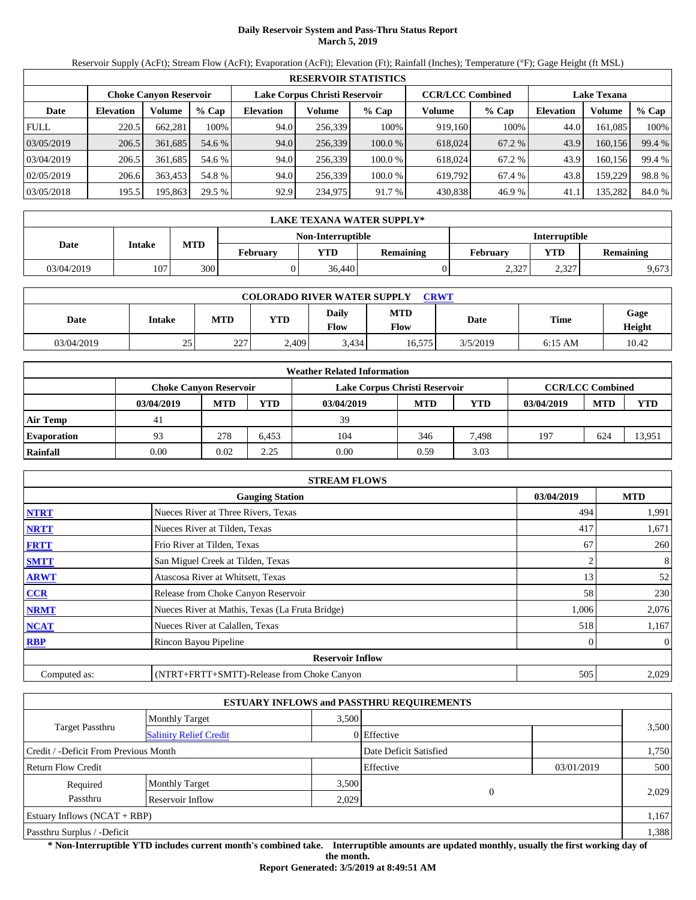# Daily Reservoir System and Pass-Thru Status Report
**March 5, 2019**

Reservoir Supply (AcFt); Stream Flow (AcFt); Evaporation (AcFt); Elevation (Ft); Rainfall (Inches); Temperature (°F); Gage Height (ft MSL)

| RESERVOIR STATISTICS | | | | | | | | | | | |
|---|---|---|---|---|---|---|---|---|---|---|---|
| | Choke Canyon Reservoir | | | Lake Corpus Christi Reservoir | | | CCR/LCC Combined | | Lake Texana | | |
| Date | Elevation | Volume | % Cap | Elevation | Volume | % Cap | Volume | % Cap | Elevation | Volume | % Cap |
| FULL | 220.5 | 662,281 | 100% | 94.0 | 256,339 | 100% | 919,160 | 100% | 44.0 | 161,085 | 100% |
| 03/05/2019 | 206.5 | 361,685 | 54.6 % | 94.0 | 256,339 | 100.0 % | 618,024 | 67.2 % | 43.9 | 160,156 | 99.4 % |
| 03/04/2019 | 206.5 | 361,685 | 54.6 % | 94.0 | 256,339 | 100.0 % | 618,024 | 67.2 % | 43.9 | 160,156 | 99.4 % |
| 02/05/2019 | 206.6 | 363,453 | 54.8 % | 94.0 | 256,339 | 100.0 % | 619,792 | 67.4 % | 43.8 | 159,229 | 98.8 % |
| 03/05/2018 | 195.5 | 195,863 | 29.5 % | 92.9 | 234,975 | 91.7 % | 430,838 | 46.9 % | 41.1 | 135,282 | 84.0 % |

| LAKE TEXANA WATER SUPPLY* | | | | | | | | |
|---|---|---|---|---|---|---|---|---|
| Date | Intake | MTD | Non-Interruptible | | | Interruptible | | |
| | | | February | YTD | Remaining | February | YTD | Remaining |
| 03/04/2019 | 107 | 300 | 0 | 36,440 | 0 | 2,327 | 2,327 | 9,673 |

| COLORADO RIVER WATER SUPPLY CRWT | | | | | | | | |
|---|---|---|---|---|---|---|---|---|
| Date | Intake | MTD | YTD | Daily Flow | MTD Flow | Date | Time | Gage Height |
| 03/04/2019 | 25 | 227 | 2,409 | 3,434 | 16,575 | 3/5/2019 | 6:15 AM | 10.42 |

| Weather Related Information | | | | | | | | | |
|---|---|---|---|---|---|---|---|---|---|
| | Choke Canyon Reservoir | | | Lake Corpus Christi Reservoir | | | CCR/LCC Combined | | |
| | 03/04/2019 | MTD | YTD | 03/04/2019 | MTD | YTD | 03/04/2019 | MTD | YTD |
| Air Temp | 41 | | | 39 | | | | | |
| Evaporation | 93 | 278 | 6,453 | 104 | 346 | 7,498 | 197 | 624 | 13,951 |
| Rainfall | 0.00 | 0.02 | 2.25 | 0.00 | 0.59 | 3.03 | | | |

| STREAM FLOWS | | | |
|---|---|---|---|
| | Gauging Station | 03/04/2019 | MTD |
| NTRT | Nueces River at Three Rivers, Texas | 494 | 1,991 |
| NRTT | Nueces River at Tilden, Texas | 417 | 1,671 |
| FRTT | Frio River at Tilden, Texas | 67 | 260 |
| SMTT | San Miguel Creek at Tilden, Texas | 2 | 8 |
| ARWT | Atascosa River at Whitsett, Texas | 13 | 52 |
| CCR | Release from Choke Canyon Reservoir | 58 | 230 |
| NRMT | Nueces River at Mathis, Texas (La Fruta Bridge) | 1,006 | 2,076 |
| NCAT | Nueces River at Calallen, Texas | 518 | 1,167 |
| RBP | Rincon Bayou Pipeline | 0 | 0 |
| **Reservoir Inflow** | | | |
| Computed as: | (NTRT+FRTT+SMTT)-Release from Choke Canyon | 505 | 2,029 |

| ESTUARY INFLOWS and PASSTHRU REQUIREMENTS | | | | | |
|---|---|---|---|---|---|
| Target Passthru | Monthly Target | 3,500 | | | 3,500 |
| | Salinity Relief Credit | 0 | Effective | | |
| Credit / -Deficit From Previous Month | | | Date Deficit Satisfied | | 1,750 |
| Return Flow Credit | | | Effective | 03/01/2019 | 500 |
| Required Passthru | Monthly Target | 3,500 | 0 | | 2,029 |
| | Reservoir Inflow | 2,029 | | | |
| Estuary Inflows (NCAT + RBP) | | | | | 1,167 |
| Passthru Surplus / -Deficit | | | | | 1,388 |

**\* Non-Interruptible YTD includes current month's combined take. Interruptible amounts are updated monthly, usually the first working day of the month.**

**Report Generated: 3/5/2019 at 8:49:51 AM**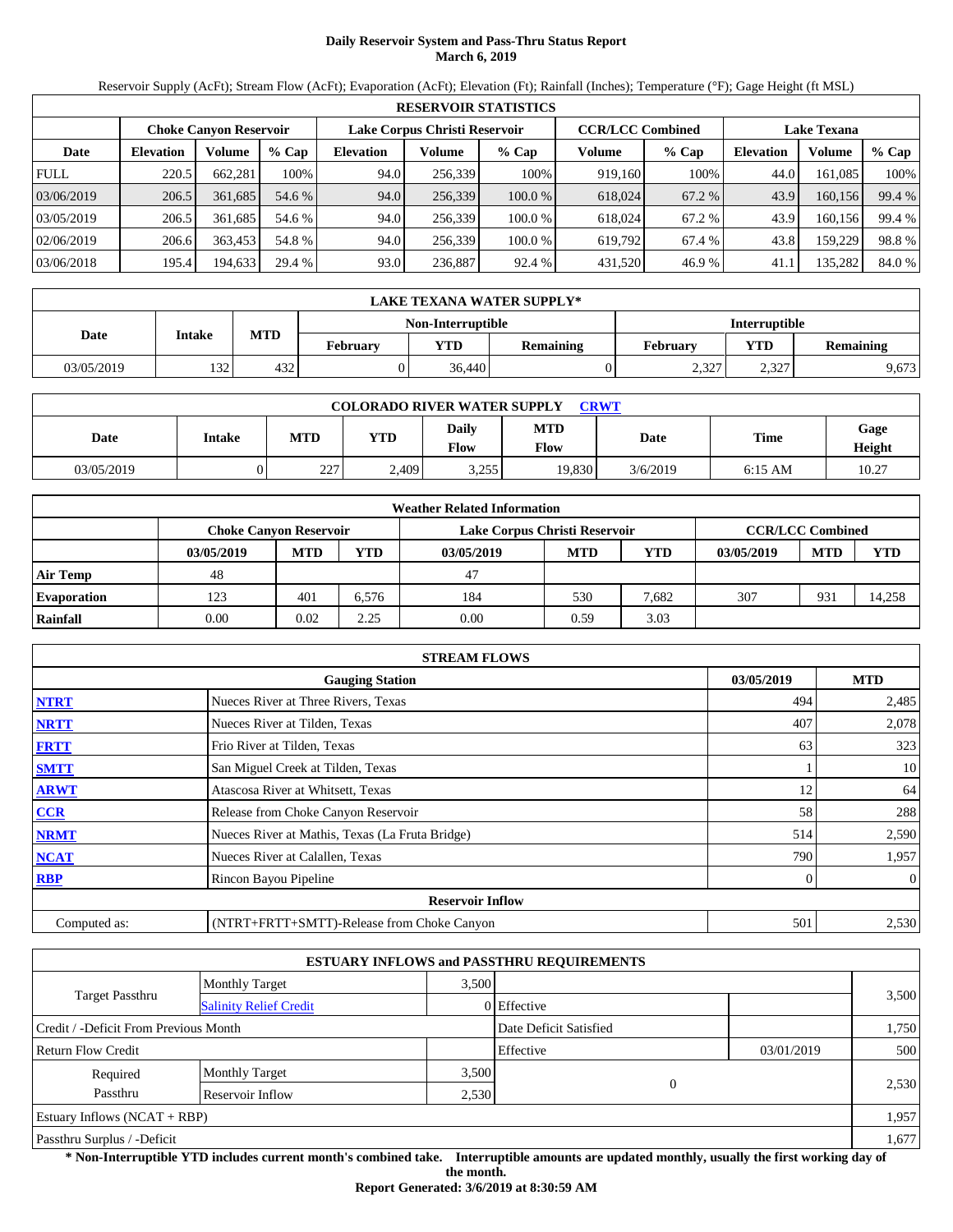# Daily Reservoir System and Pass-Thru Status Report
**March 6, 2019**

Reservoir Supply (AcFt); Stream Flow (AcFt); Evaporation (AcFt); Elevation (Ft); Rainfall (Inches); Temperature (°F); Gage Height (ft MSL)

| RESERVOIR STATISTICS | | | | | | | | | | | |
|---|---|---|---|---|---|---|---|---|---|---|---|
| | Choke Canyon Reservoir | | | Lake Corpus Christi Reservoir | | | CCR/LCC Combined | | Lake Texana | | |
| Date | Elevation | Volume | % Cap | Elevation | Volume | % Cap | Volume | % Cap | Elevation | Volume | % Cap |
| FULL | 220.5 | 662,281 | 100% | 94.0 | 256,339 | 100% | 919,160 | 100% | 44.0 | 161,085 | 100% |
| 03/06/2019 | 206.5 | 361,685 | 54.6 % | 94.0 | 256,339 | 100.0 % | 618,024 | 67.2 % | 43.9 | 160,156 | 99.4 % |
| 03/05/2019 | 206.5 | 361,685 | 54.6 % | 94.0 | 256,339 | 100.0 % | 618,024 | 67.2 % | 43.9 | 160,156 | 99.4 % |
| 02/06/2019 | 206.6 | 363,453 | 54.8 % | 94.0 | 256,339 | 100.0 % | 619,792 | 67.4 % | 43.8 | 159,229 | 98.8 % |
| 03/06/2018 | 195.4 | 194,633 | 29.4 % | 93.0 | 236,887 | 92.4 % | 431,520 | 46.9 % | 41.1 | 135,282 | 84.0 % |

| LAKE TEXANA WATER SUPPLY* | | | | | | | | |
|---|---|---|---|---|---|---|---|---|
| Date | Intake | MTD | Non-Interruptible | | | Interruptible | | |
| | | | February | YTD | Remaining | February | YTD | Remaining |
| 03/05/2019 | 132 | 432 | 0 | 36,440 | 0 | 2,327 | 2,327 | 9,673 |

| COLORADO RIVER WATER SUPPLY CRWT | | | | | | | | |
|---|---|---|---|---|---|---|---|---|
| Date | Intake | MTD | YTD | Daily Flow | MTD Flow | Date | Time | Gage Height |
| 03/05/2019 | 0 | 227 | 2,409 | 3,255 | 19,830 | 3/6/2019 | 6:15 AM | 10.27 |

| Weather Related Information | | | | | | | | | |
|---|---|---|---|---|---|---|---|---|---|
| | Choke Canyon Reservoir | | | Lake Corpus Christi Reservoir | | | CCR/LCC Combined | | |
| | 03/05/2019 | MTD | YTD | 03/05/2019 | MTD | YTD | 03/05/2019 | MTD | YTD |
| Air Temp | 48 | | | 47 | | | | | |
| Evaporation | 123 | 401 | 6,576 | 184 | 530 | 7,682 | 307 | 931 | 14,258 |
| Rainfall | 0.00 | 0.02 | 2.25 | 0.00 | 0.59 | 3.03 | | | |

| STREAM FLOWS | | | |
|---|---|---|---|
| | Gauging Station | 03/05/2019 | MTD |
| NTRT | Nueces River at Three Rivers, Texas | 494 | 2,485 |
| NRTT | Nueces River at Tilden, Texas | 407 | 2,078 |
| FRTT | Frio River at Tilden, Texas | 63 | 323 |
| SMTT | San Miguel Creek at Tilden, Texas | 1 | 10 |
| ARWT | Atascosa River at Whitsett, Texas | 12 | 64 |
| CCR | Release from Choke Canyon Reservoir | 58 | 288 |
| NRMT | Nueces River at Mathis, Texas (La Fruta Bridge) | 514 | 2,590 |
| NCAT | Nueces River at Calallen, Texas | 790 | 1,957 |
| RBP | Rincon Bayou Pipeline | 0 | 0 |
| **Reservoir Inflow** | | | |
| Computed as: | (NTRT+FRTT+SMTT)-Release from Choke Canyon | 501 | 2,530 |

| ESTUARY INFLOWS and PASSTHRU REQUIREMENTS | | | | | |
|---|---|---|---|---|---|
| Target Passthru | Monthly Target | 3,500 | | | 3,500 |
| | Salinity Relief Credit | 0 | Effective | | |
| Credit / -Deficit From Previous Month | | | Date Deficit Satisfied | | 1,750 |
| Return Flow Credit | | | Effective | 03/01/2019 | 500 |
| Required Passthru | Monthly Target | 3,500 | 0 | | 2,530 |
| | Reservoir Inflow | 2,530 | | | |
| Estuary Inflows (NCAT + RBP) | | | | | 1,957 |
| Passthru Surplus / -Deficit | | | | | 1,677 |

**\* Non-Interruptible YTD includes current month's combined take. Interruptible amounts are updated monthly, usually the first working day of the month.**

**Report Generated: 3/6/2019 at 8:30:59 AM**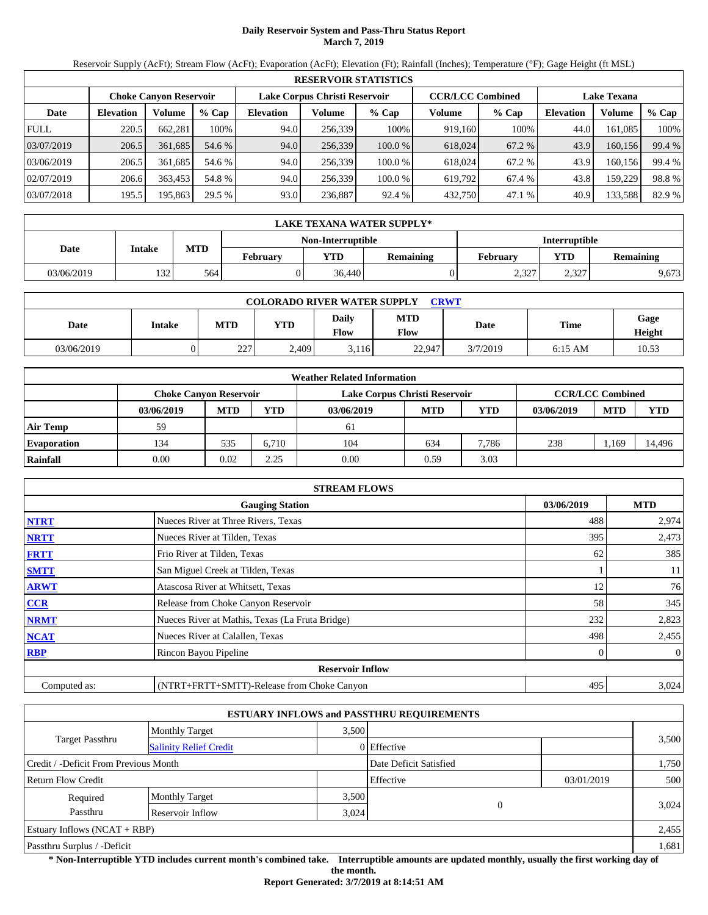# Daily Reservoir System and Pass-Thru Status Report
## March 7, 2019

Reservoir Supply (AcFt); Stream Flow (AcFt); Evaporation (AcFt); Elevation (Ft); Rainfall (Inches); Temperature (°F); Gage Height (ft MSL)

| RESERVOIR STATISTICS | | | | | | | | | | | |
|---|---|---|---|---|---|---|---|---|---|---|---|
| | Choke Canyon Reservoir | | | Lake Corpus Christi Reservoir | | | CCR/LCC Combined | | Lake Texana | | |
| Date | Elevation | Volume | % Cap | Elevation | Volume | % Cap | Volume | % Cap | Elevation | Volume | % Cap |
| FULL | 220.5 | 662,281 | 100% | 94.0 | 256,339 | 100% | 919,160 | 100% | 44.0 | 161,085 | 100% |
| 03/07/2019 | 206.5 | 361,685 | 54.6 % | 94.0 | 256,339 | 100.0 % | 618,024 | 67.2 % | 43.9 | 160,156 | 99.4 % |
| 03/06/2019 | 206.5 | 361,685 | 54.6 % | 94.0 | 256,339 | 100.0 % | 618,024 | 67.2 % | 43.9 | 160,156 | 99.4 % |
| 02/07/2019 | 206.6 | 363,453 | 54.8 % | 94.0 | 256,339 | 100.0 % | 619,792 | 67.4 % | 43.8 | 159,229 | 98.8 % |
| 03/07/2018 | 195.5 | 195,863 | 29.5 % | 93.0 | 236,887 | 92.4 % | 432,750 | 47.1 % | 40.9 | 133,588 | 82.9 % |

| LAKE TEXANA WATER SUPPLY* | | | | | | | | |
|---|---|---|---|---|---|---|---|---|
| Date | Intake | MTD | Non-Interruptible | | | Interruptible | | |
| | | | February | YTD | Remaining | February | YTD | Remaining |
| 03/06/2019 | 132 | 564 | 0 | 36,440 | 0 | 2,327 | 2,327 | 9,673 |

| COLORADO RIVER WATER SUPPLY CRWT | | | | | | | | |
|---|---|---|---|---|---|---|---|---|
| Date | Intake | MTD | YTD | Daily Flow | MTD Flow | Date | Time | Gage Height |
| 03/06/2019 | 0 | 227 | 2,409 | 3,116 | 22,947 | 3/7/2019 | 6:15 AM | 10.53 |

| Weather Related Information | | | | | | | | | |
|---|---|---|---|---|---|---|---|---|---|
| | Choke Canyon Reservoir | | | Lake Corpus Christi Reservoir | | | CCR/LCC Combined | | |
| | 03/06/2019 | MTD | YTD | 03/06/2019 | MTD | YTD | 03/06/2019 | MTD | YTD |
| Air Temp | 59 | | | 61 | | | | | |
| Evaporation | 134 | 535 | 6,710 | 104 | 634 | 7,786 | 238 | 1,169 | 14,496 |
| Rainfall | 0.00 | 0.02 | 2.25 | 0.00 | 0.59 | 3.03 | | | |

| STREAM FLOWS | | | |
|---|---|---|---|
| | Gauging Station | 03/06/2019 | MTD |
| NTRT | Nueces River at Three Rivers, Texas | 488 | 2,974 |
| NRTT | Nueces River at Tilden, Texas | 395 | 2,473 |
| FRTT | Frio River at Tilden, Texas | 62 | 385 |
| SMTT | San Miguel Creek at Tilden, Texas | 1 | 11 |
| ARWT | Atascosa River at Whitsett, Texas | 12 | 76 |
| CCR | Release from Choke Canyon Reservoir | 58 | 345 |
| NRMT | Nueces River at Mathis, Texas (La Fruta Bridge) | 232 | 2,823 |
| NCAT | Nueces River at Calallen, Texas | 498 | 2,455 |
| RBP | Rincon Bayou Pipeline | 0 | 0 |
| Reservoir Inflow | | | |
| Computed as: | (NTRT+FRTT+SMTT)-Release from Choke Canyon | 495 | 3,024 |

| ESTUARY INFLOWS and PASSTHRU REQUIREMENTS | | | | | |
|---|---|---|---|---|---|
| Target Passthru | Monthly Target | 3,500 | | | 3,500 |
| | Salinity Relief Credit | 0 | Effective | | |
| Credit / -Deficit From Previous Month | | | Date Deficit Satisfied | | 1,750 |
| Return Flow Credit | | | Effective | 03/01/2019 | 500 |
| Required Passthru | Monthly Target | 3,500 | 0 | | 3,024 |
| | Reservoir Inflow | 3,024 | | | |
| Estuary Inflows (NCAT + RBP) | | | | | 2,455 |
| Passthru Surplus / -Deficit | | | | | 1,681 |

**\* Non-Interruptible YTD includes current month's combined take. Interruptible amounts are updated monthly, usually the first working day of the month.**

**Report Generated: 3/7/2019 at 8:14:51 AM**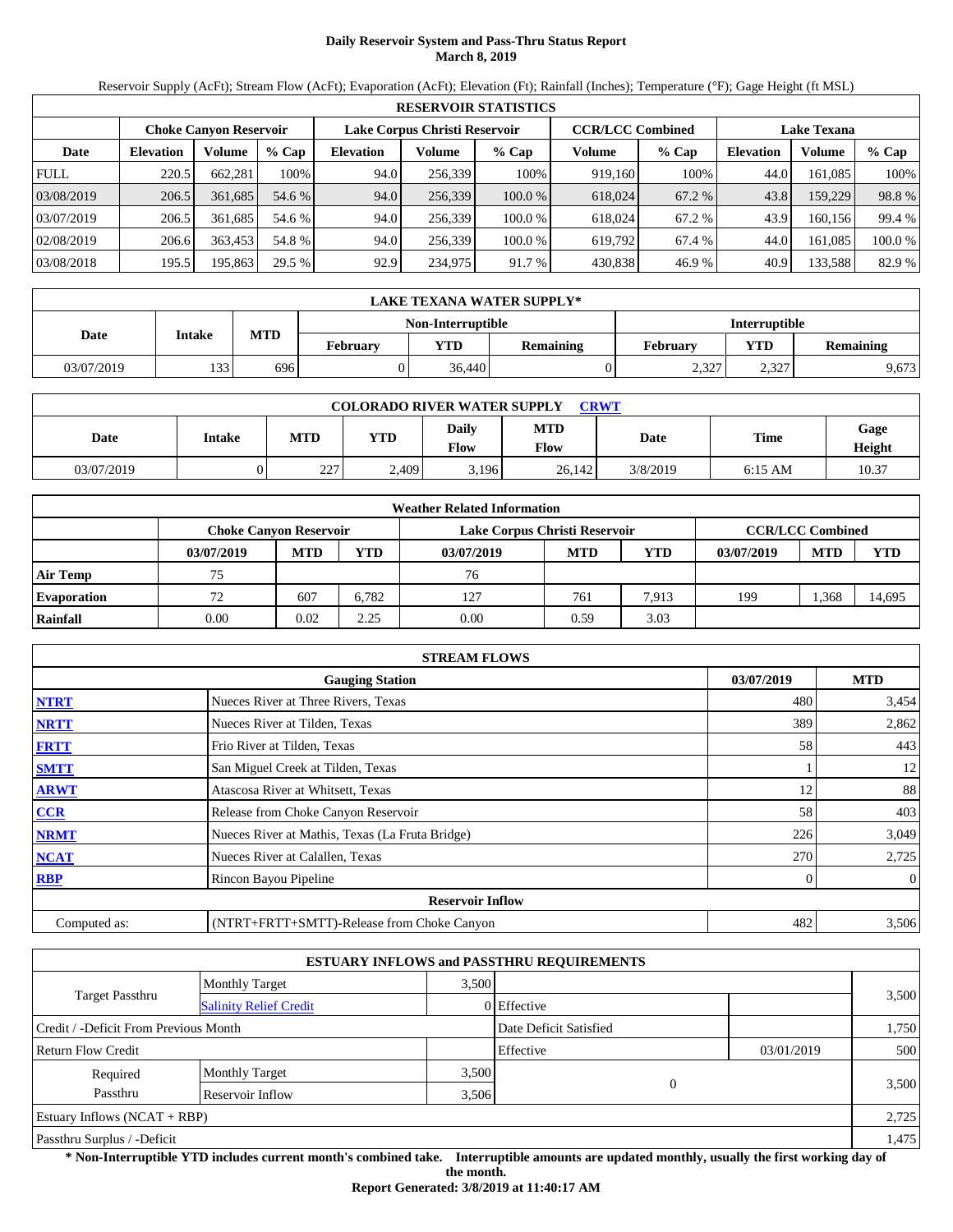# Daily Reservoir System and Pass-Thru Status Report
**March 8, 2019**

Reservoir Supply (AcFt); Stream Flow (AcFt); Evaporation (AcFt); Elevation (Ft); Rainfall (Inches); Temperature (°F); Gage Height (ft MSL)

| RESERVOIR STATISTICS | | | | | | | | | | | |
|---|---|---|---|---|---|---|---|---|---|---|---|
| | Choke Canyon Reservoir | | | Lake Corpus Christi Reservoir | | | CCR/LCC Combined | | Lake Texana | | |
| Date | Elevation | Volume | % Cap | Elevation | Volume | % Cap | Volume | % Cap | Elevation | Volume | % Cap |
| FULL | 220.5 | 662,281 | 100% | 94.0 | 256,339 | 100% | 919,160 | 100% | 44.0 | 161,085 | 100% |
| 03/08/2019 | 206.5 | 361,685 | 54.6 % | 94.0 | 256,339 | 100.0 % | 618,024 | 67.2 % | 43.8 | 159,229 | 98.8 % |
| 03/07/2019 | 206.5 | 361,685 | 54.6 % | 94.0 | 256,339 | 100.0 % | 618,024 | 67.2 % | 43.9 | 160,156 | 99.4 % |
| 02/08/2019 | 206.6 | 363,453 | 54.8 % | 94.0 | 256,339 | 100.0 % | 619,792 | 67.4 % | 44.0 | 161,085 | 100.0 % |
| 03/08/2018 | 195.5 | 195,863 | 29.5 % | 92.9 | 234,975 | 91.7 % | 430,838 | 46.9 % | 40.9 | 133,588 | 82.9 % |

| LAKE TEXANA WATER SUPPLY* | | | | | | | | |
|---|---|---|---|---|---|---|---|---|
| Date | Intake | MTD | Non-Interruptible | | | Interruptible | | |
| | | | February | YTD | Remaining | February | YTD | Remaining |
| 03/07/2019 | 133 | 696 | 0 | 36,440 | 0 | 2,327 | 2,327 | 9,673 |

| COLORADO RIVER WATER SUPPLY CRWT | | | | | | | | |
|---|---|---|---|---|---|---|---|---|
| Date | Intake | MTD | YTD | Daily Flow | MTD Flow | Date | Time | Gage Height |
| 03/07/2019 | 0 | 227 | 2,409 | 3,196 | 26,142 | 3/8/2019 | 6:15 AM | 10.37 |

| Weather Related Information | | | | | | | | | |
|---|---|---|---|---|---|---|---|---|---|
| | Choke Canyon Reservoir | | | Lake Corpus Christi Reservoir | | | CCR/LCC Combined | | |
| | 03/07/2019 | MTD | YTD | 03/07/2019 | MTD | YTD | 03/07/2019 | MTD | YTD |
| Air Temp | 75 | | | 76 | | | | | |
| Evaporation | 72 | 607 | 6,782 | 127 | 761 | 7,913 | 199 | 1,368 | 14,695 |
| Rainfall | 0.00 | 0.02 | 2.25 | 0.00 | 0.59 | 3.03 | | | |

| STREAM FLOWS | | | |
|---|---|---|---|
| | Gauging Station | 03/07/2019 | MTD |
| NTRT | Nueces River at Three Rivers, Texas | 480 | 3,454 |
| NRTT | Nueces River at Tilden, Texas | 389 | 2,862 |
| FRTT | Frio River at Tilden, Texas | 58 | 443 |
| SMTT | San Miguel Creek at Tilden, Texas | 1 | 12 |
| ARWT | Atascosa River at Whitsett, Texas | 12 | 88 |
| CCR | Release from Choke Canyon Reservoir | 58 | 403 |
| NRMT | Nueces River at Mathis, Texas (La Fruta Bridge) | 226 | 3,049 |
| NCAT | Nueces River at Calallen, Texas | 270 | 2,725 |
| RBP | Rincon Bayou Pipeline | 0 | 0 |
| | **Reservoir Inflow** | | |
| Computed as: | (NTRT+FRTT+SMTT)-Release from Choke Canyon | 482 | 3,506 |

| ESTUARY INFLOWS and PASSTHRU REQUIREMENTS | | | | | |
|---|---|---|---|---|---|
| Target Passthru | Monthly Target | 3,500 | | | 3,500 |
| | Salinity Relief Credit | 0 | Effective | | |
| Credit / -Deficit From Previous Month | | | Date Deficit Satisfied | | 1,750 |
| Return Flow Credit | | | Effective | 03/01/2019 | 500 |
| Required Passthru | Monthly Target | 3,500 | 0 | | 3,500 |
| | Reservoir Inflow | 3,506 | | | |
| Estuary Inflows (NCAT + RBP) | | | | | 2,725 |
| Passthru Surplus / -Deficit | | | | | 1,475 |

**\* Non-Interruptible YTD includes current month's combined take. Interruptible amounts are updated monthly, usually the first working day of the month.**

**Report Generated: 3/8/2019 at 11:40:17 AM**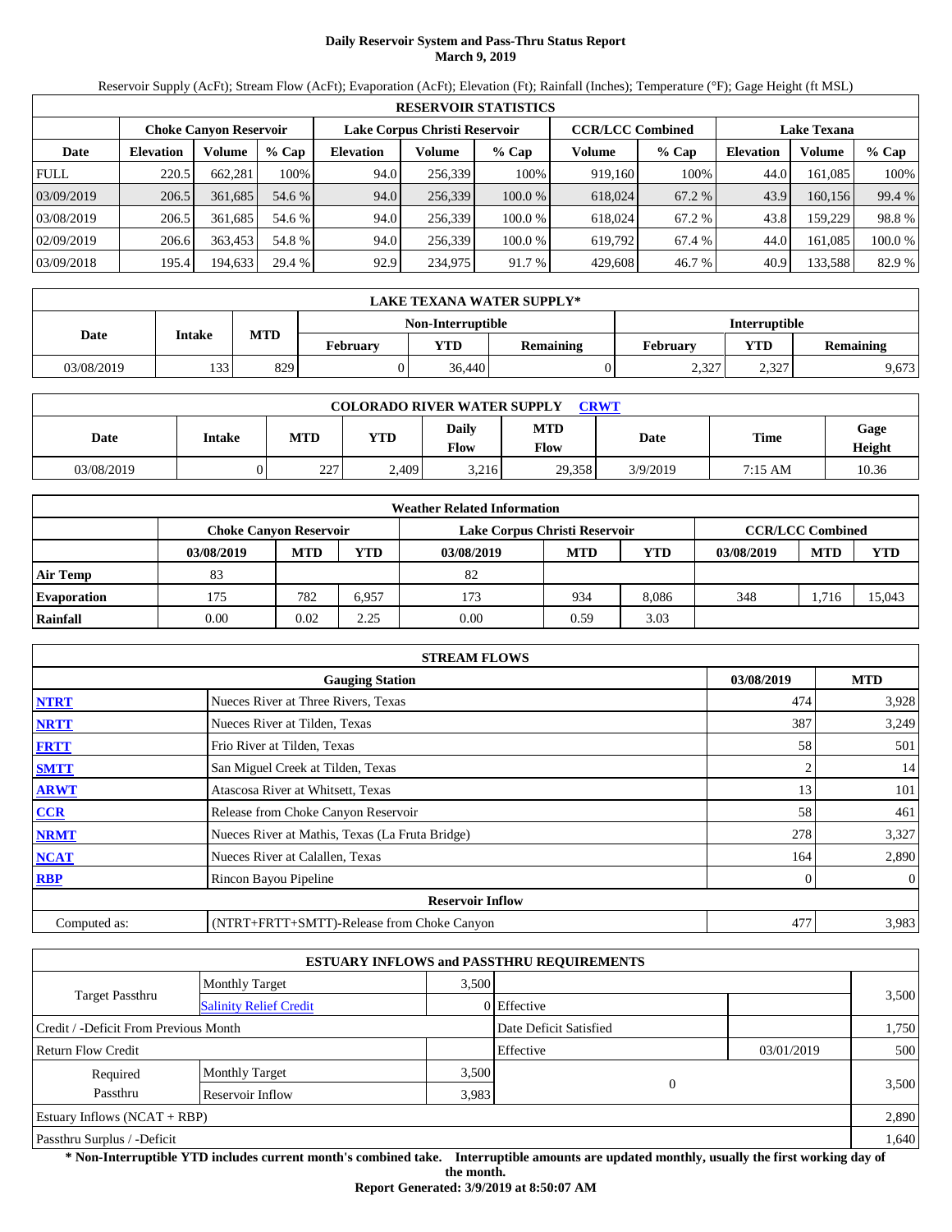# Daily Reservoir System and Pass-Thru Status Report
**March 9, 2019**

Reservoir Supply (AcFt); Stream Flow (AcFt); Evaporation (AcFt); Elevation (Ft); Rainfall (Inches); Temperature (°F); Gage Height (ft MSL)

| RESERVOIR STATISTICS | | | | | | | | | | | |
|---|---|---|---|---|---|---|---|---|---|---|---|
| | Choke Canyon Reservoir | | | Lake Corpus Christi Reservoir | | | CCR/LCC Combined | | Lake Texana | | |
| Date | Elevation | Volume | % Cap | Elevation | Volume | % Cap | Volume | % Cap | Elevation | Volume | % Cap |
| FULL | 220.5 | 662,281 | 100% | 94.0 | 256,339 | 100% | 919,160 | 100% | 44.0 | 161,085 | 100% |
| 03/09/2019 | 206.5 | 361,685 | 54.6 % | 94.0 | 256,339 | 100.0 % | 618,024 | 67.2 % | 43.9 | 160,156 | 99.4 % |
| 03/08/2019 | 206.5 | 361,685 | 54.6 % | 94.0 | 256,339 | 100.0 % | 618,024 | 67.2 % | 43.8 | 159,229 | 98.8 % |
| 02/09/2019 | 206.6 | 363,453 | 54.8 % | 94.0 | 256,339 | 100.0 % | 619,792 | 67.4 % | 44.0 | 161,085 | 100.0 % |
| 03/09/2018 | 195.4 | 194,633 | 29.4 % | 92.9 | 234,975 | 91.7 % | 429,608 | 46.7 % | 40.9 | 133,588 | 82.9 % |

| LAKE TEXANA WATER SUPPLY* | | | | | | | | |
|---|---|---|---|---|---|---|---|---|
| Date | Intake | MTD | Non-Interruptible | | | Interruptible | | |
| | | | February | YTD | Remaining | February | YTD | Remaining |
| 03/08/2019 | 133 | 829 | 0 | 36,440 | 0 | 2,327 | 2,327 | 9,673 |

| COLORADO RIVER WATER SUPPLY CRWT | | | | | | | | |
|---|---|---|---|---|---|---|---|---|
| Date | Intake | MTD | YTD | Daily Flow | MTD Flow | Date | Time | Gage Height |
| 03/08/2019 | 0 | 227 | 2,409 | 3,216 | 29,358 | 3/9/2019 | 7:15 AM | 10.36 |

| Weather Related Information | | | | | | | | | |
|---|---|---|---|---|---|---|---|---|---|
| | Choke Canyon Reservoir | | | Lake Corpus Christi Reservoir | | | CCR/LCC Combined | | |
| | 03/08/2019 | MTD | YTD | 03/08/2019 | MTD | YTD | 03/08/2019 | MTD | YTD |
| Air Temp | 83 | | | 82 | | | | | |
| Evaporation | 175 | 782 | 6,957 | 173 | 934 | 8,086 | 348 | 1,716 | 15,043 |
| Rainfall | 0.00 | 0.02 | 2.25 | 0.00 | 0.59 | 3.03 | | | |

| STREAM FLOWS | | | |
|---|---|---|---|
| | Gauging Station | 03/08/2019 | MTD |
| NTRT | Nueces River at Three Rivers, Texas | 474 | 3,928 |
| NRTT | Nueces River at Tilden, Texas | 387 | 3,249 |
| FRTT | Frio River at Tilden, Texas | 58 | 501 |
| SMTT | San Miguel Creek at Tilden, Texas | 2 | 14 |
| ARWT | Atascosa River at Whitsett, Texas | 13 | 101 |
| CCR | Release from Choke Canyon Reservoir | 58 | 461 |
| NRMT | Nueces River at Mathis, Texas (La Fruta Bridge) | 278 | 3,327 |
| NCAT | Nueces River at Calallen, Texas | 164 | 2,890 |
| RBP | Rincon Bayou Pipeline | 0 | 0 |
| | Reservoir Inflow | | |
| Computed as: | (NTRT+FRTT+SMTT)-Release from Choke Canyon | 477 | 3,983 |

| ESTUARY INFLOWS and PASSTHRU REQUIREMENTS | | | | | |
|---|---|---|---|---|---|
| Target Passthru | Monthly Target | 3,500 | | | 3,500 |
| | Salinity Relief Credit | 0 | Effective | | |
| Credit / -Deficit From Previous Month | | | Date Deficit Satisfied | | 1,750 |
| Return Flow Credit | | | Effective | 03/01/2019 | 500 |
| Required Passthru | Monthly Target | 3,500 | 0 | | 3,500 |
| | Reservoir Inflow | 3,983 | | | |
| Estuary Inflows (NCAT + RBP) | | | | | 2,890 |
| Passthru Surplus / -Deficit | | | | | 1,640 |

**\* Non-Interruptible YTD includes current month's combined take. Interruptible amounts are updated monthly, usually the first working day of the month.**

**Report Generated: 3/9/2019 at 8:50:07 AM**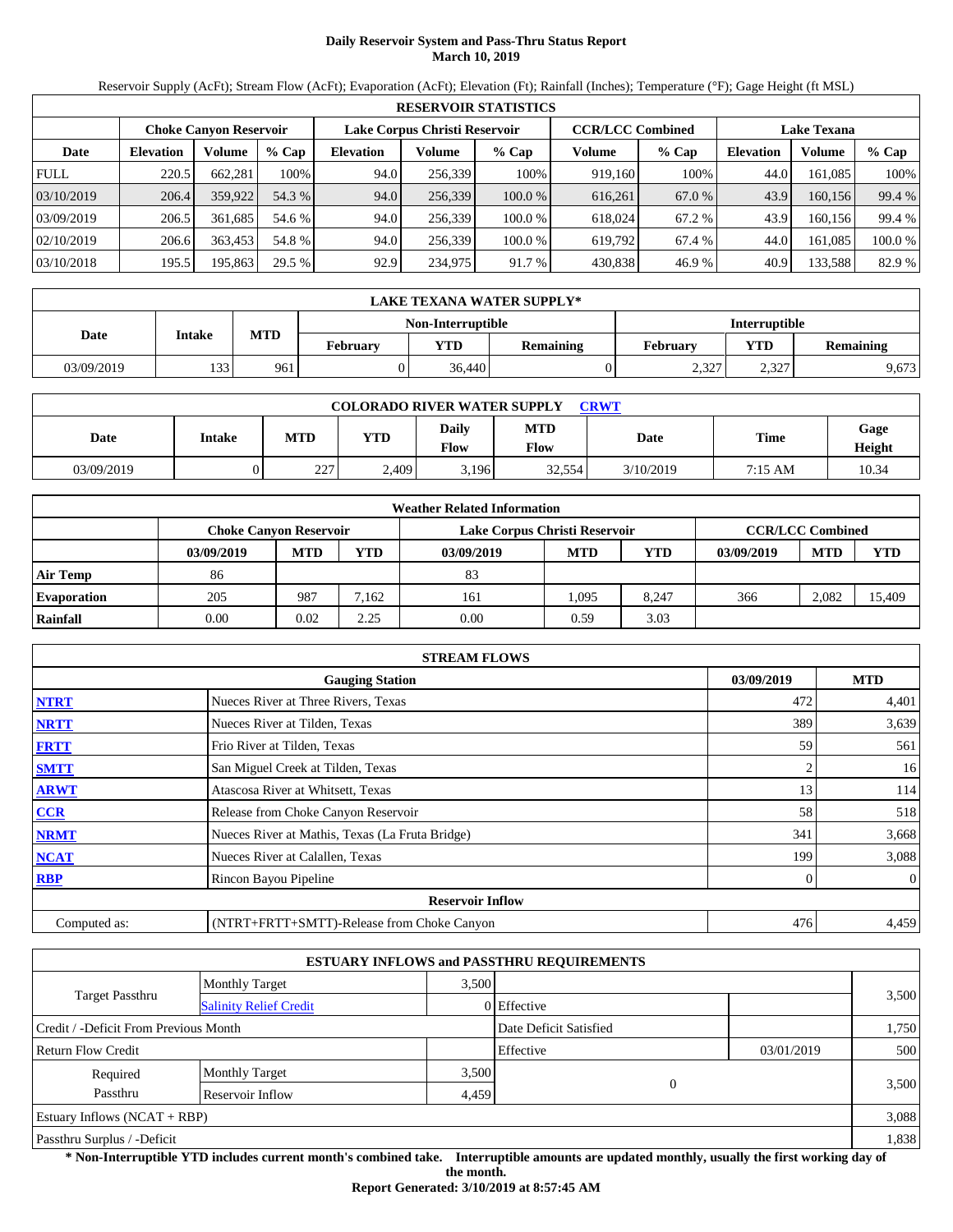# Daily Reservoir System and Pass-Thru Status Report
## March 10, 2019

Reservoir Supply (AcFt); Stream Flow (AcFt); Evaporation (AcFt); Elevation (Ft); Rainfall (Inches); Temperature (°F); Gage Height (ft MSL)

| RESERVOIR STATISTICS | | | | | | | | | | | |
|---|---|---|---|---|---|---|---|---|---|---|---|
| | Choke Canyon Reservoir | | | Lake Corpus Christi Reservoir | | | CCR/LCC Combined | | Lake Texana | | |
| Date | Elevation | Volume | % Cap | Elevation | Volume | % Cap | Volume | % Cap | Elevation | Volume | % Cap |
| FULL | 220.5 | 662,281 | 100% | 94.0 | 256,339 | 100% | 919,160 | 100% | 44.0 | 161,085 | 100% |
| 03/10/2019 | 206.4 | 359,922 | 54.3 % | 94.0 | 256,339 | 100.0 % | 616,261 | 67.0 % | 43.9 | 160,156 | 99.4 % |
| 03/09/2019 | 206.5 | 361,685 | 54.6 % | 94.0 | 256,339 | 100.0 % | 618,024 | 67.2 % | 43.9 | 160,156 | 99.4 % |
| 02/10/2019 | 206.6 | 363,453 | 54.8 % | 94.0 | 256,339 | 100.0 % | 619,792 | 67.4 % | 44.0 | 161,085 | 100.0 % |
| 03/10/2018 | 195.5 | 195,863 | 29.5 % | 92.9 | 234,975 | 91.7 % | 430,838 | 46.9 % | 40.9 | 133,588 | 82.9 % |

| LAKE TEXANA WATER SUPPLY* | | | | | | | | |
|---|---|---|---|---|---|---|---|---|
| Date | Intake | MTD | Non-Interruptible | | | Interruptible | | |
| | | | February | YTD | Remaining | February | YTD | Remaining |
| 03/09/2019 | 133 | 961 | 0 | 36,440 | 0 | 2,327 | 2,327 | 9,673 |

| COLORADO RIVER WATER SUPPLY CRWT | | | | | | | | |
|---|---|---|---|---|---|---|---|---|
| Date | Intake | MTD | YTD | Daily Flow | MTD Flow | Date | Time | Gage Height |
| 03/09/2019 | 0 | 227 | 2,409 | 3,196 | 32,554 | 3/10/2019 | 7:15 AM | 10.34 |

| Weather Related Information | | | | | | | | | |
|---|---|---|---|---|---|---|---|---|---|
| | Choke Canyon Reservoir | | | Lake Corpus Christi Reservoir | | | CCR/LCC Combined | | |
| | 03/09/2019 | MTD | YTD | 03/09/2019 | MTD | YTD | 03/09/2019 | MTD | YTD |
| Air Temp | 86 | | | 83 | | | | | |
| Evaporation | 205 | 987 | 7,162 | 161 | 1,095 | 8,247 | 366 | 2,082 | 15,409 |
| Rainfall | 0.00 | 0.02 | 2.25 | 0.00 | 0.59 | 3.03 | | | |

| STREAM FLOWS | | | |
|---|---|---|---|
| | Gauging Station | 03/09/2019 | MTD |
| NTRT | Nueces River at Three Rivers, Texas | 472 | 4,401 |
| NRTT | Nueces River at Tilden, Texas | 389 | 3,639 |
| FRTT | Frio River at Tilden, Texas | 59 | 561 |
| SMTT | San Miguel Creek at Tilden, Texas | 2 | 16 |
| ARWT | Atascosa River at Whitsett, Texas | 13 | 114 |
| CCR | Release from Choke Canyon Reservoir | 58 | 518 |
| NRMT | Nueces River at Mathis, Texas (La Fruta Bridge) | 341 | 3,668 |
| NCAT | Nueces River at Calallen, Texas | 199 | 3,088 |
| RBP | Rincon Bayou Pipeline | 0 | 0 |
| Reservoir Inflow | | | |
| Computed as: | (NTRT+FRTT+SMTT)-Release from Choke Canyon | 476 | 4,459 |

| ESTUARY INFLOWS and PASSTHRU REQUIREMENTS | | | | | |
|---|---|---|---|---|---|
| Target Passthru | Monthly Target | 3,500 | | | 3,500 |
| | Salinity Relief Credit | 0 | Effective | | |
| Credit / -Deficit From Previous Month | | | Date Deficit Satisfied | | 1,750 |
| Return Flow Credit | | | Effective | 03/01/2019 | 500 |
| Required Passthru | Monthly Target | 3,500 | 0 | | 3,500 |
| | Reservoir Inflow | 4,459 | | | |
| Estuary Inflows (NCAT + RBP) | | | | | 3,088 |
| Passthru Surplus / -Deficit | | | | | 1,838 |

**\* Non-Interruptible YTD includes current month's combined take. Interruptible amounts are updated monthly, usually the first working day of the month.**

**Report Generated: 3/10/2019 at 8:57:45 AM**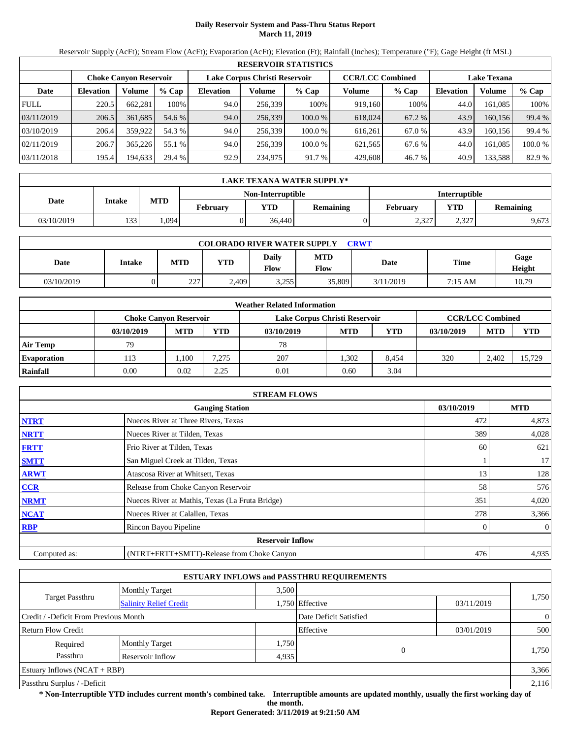# Daily Reservoir System and Pass-Thru Status Report
## March 11, 2019

Reservoir Supply (AcFt); Stream Flow (AcFt); Evaporation (AcFt); Elevation (Ft); Rainfall (Inches); Temperature (°F); Gage Height (ft MSL)

| RESERVOIR STATISTICS | | | | | | | | | | | |
|---|---|---|---|---|---|---|---|---|---|---|---|
| | Choke Canyon Reservoir | | | Lake Corpus Christi Reservoir | | | CCR/LCC Combined | | Lake Texana | | |
| Date | Elevation | Volume | % Cap | Elevation | Volume | % Cap | Volume | % Cap | Elevation | Volume | % Cap |
| FULL | 220.5 | 662,281 | 100% | 94.0 | 256,339 | 100% | 919,160 | 100% | 44.0 | 161,085 | 100% |
| 03/11/2019 | 206.5 | 361,685 | 54.6 % | 94.0 | 256,339 | 100.0 % | 618,024 | 67.2 % | 43.9 | 160,156 | 99.4 % |
| 03/10/2019 | 206.4 | 359,922 | 54.3 % | 94.0 | 256,339 | 100.0 % | 616,261 | 67.0 % | 43.9 | 160,156 | 99.4 % |
| 02/11/2019 | 206.7 | 365,226 | 55.1 % | 94.0 | 256,339 | 100.0 % | 621,565 | 67.6 % | 44.0 | 161,085 | 100.0 % |
| 03/11/2018 | 195.4 | 194,633 | 29.4 % | 92.9 | 234,975 | 91.7 % | 429,608 | 46.7 % | 40.9 | 133,588 | 82.9 % |

| LAKE TEXANA WATER SUPPLY* | | | | | | | | |
|---|---|---|---|---|---|---|---|---|
| Date | Intake | MTD | Non-Interruptible | | | Interruptible | | |
| | | | February | YTD | Remaining | February | YTD | Remaining |
| 03/10/2019 | 133 | 1,094 | 0 | 36,440 | 0 | 2,327 | 2,327 | 9,673 |

| COLORADO RIVER WATER SUPPLY CRWT | | | | | | | | |
|---|---|---|---|---|---|---|---|---|
| Date | Intake | MTD | YTD | Daily Flow | MTD Flow | Date | Time | Gage Height |
| 03/10/2019 | 0 | 227 | 2,409 | 3,255 | 35,809 | 3/11/2019 | 7:15 AM | 10.79 |

| Weather Related Information | | | | | | | | | |
|---|---|---|---|---|---|---|---|---|---|
| | Choke Canyon Reservoir | | | Lake Corpus Christi Reservoir | | | CCR/LCC Combined | | |
| | 03/10/2019 | MTD | YTD | 03/10/2019 | MTD | YTD | 03/10/2019 | MTD | YTD |
| Air Temp | 79 | | | 78 | | | | | |
| Evaporation | 113 | 1,100 | 7,275 | 207 | 1,302 | 8,454 | 320 | 2,402 | 15,729 |
| Rainfall | 0.00 | 0.02 | 2.25 | 0.01 | 0.60 | 3.04 | | | |

| STREAM FLOWS | | | |
|---|---|---|---|
| | Gauging Station | 03/10/2019 | MTD |
| NTRT | Nueces River at Three Rivers, Texas | 472 | 4,873 |
| NRTT | Nueces River at Tilden, Texas | 389 | 4,028 |
| FRTT | Frio River at Tilden, Texas | 60 | 621 |
| SMTT | San Miguel Creek at Tilden, Texas | 1 | 17 |
| ARWT | Atascosa River at Whitsett, Texas | 13 | 128 |
| CCR | Release from Choke Canyon Reservoir | 58 | 576 |
| NRMT | Nueces River at Mathis, Texas (La Fruta Bridge) | 351 | 4,020 |
| NCAT | Nueces River at Calallen, Texas | 278 | 3,366 |
| RBP | Rincon Bayou Pipeline | 0 | 0 |
| Reservoir Inflow | | | |
| Computed as: | (NTRT+FRTT+SMTT)-Release from Choke Canyon | 476 | 4,935 |

| ESTUARY INFLOWS and PASSTHRU REQUIREMENTS | | | | | |
|---|---|---|---|---|---|
| Target Passthru | Monthly Target | 3,500 | | | 1,750 |
| | Salinity Relief Credit | 1,750 | Effective | 03/11/2019 | |
| Credit / -Deficit From Previous Month | | | Date Deficit Satisfied | | 0 |
| Return Flow Credit | | | Effective | 03/01/2019 | 500 |
| Required Passthru | Monthly Target | 1,750 | 0 | | 1,750 |
| | Reservoir Inflow | 4,935 | | | |
| Estuary Inflows (NCAT + RBP) | | | | | 3,366 |
| Passthru Surplus / -Deficit | | | | | 2,116 |

**\* Non-Interruptible YTD includes current month's combined take. Interruptible amounts are updated monthly, usually the first working day of the month.**

**Report Generated: 3/11/2019 at 9:21:50 AM**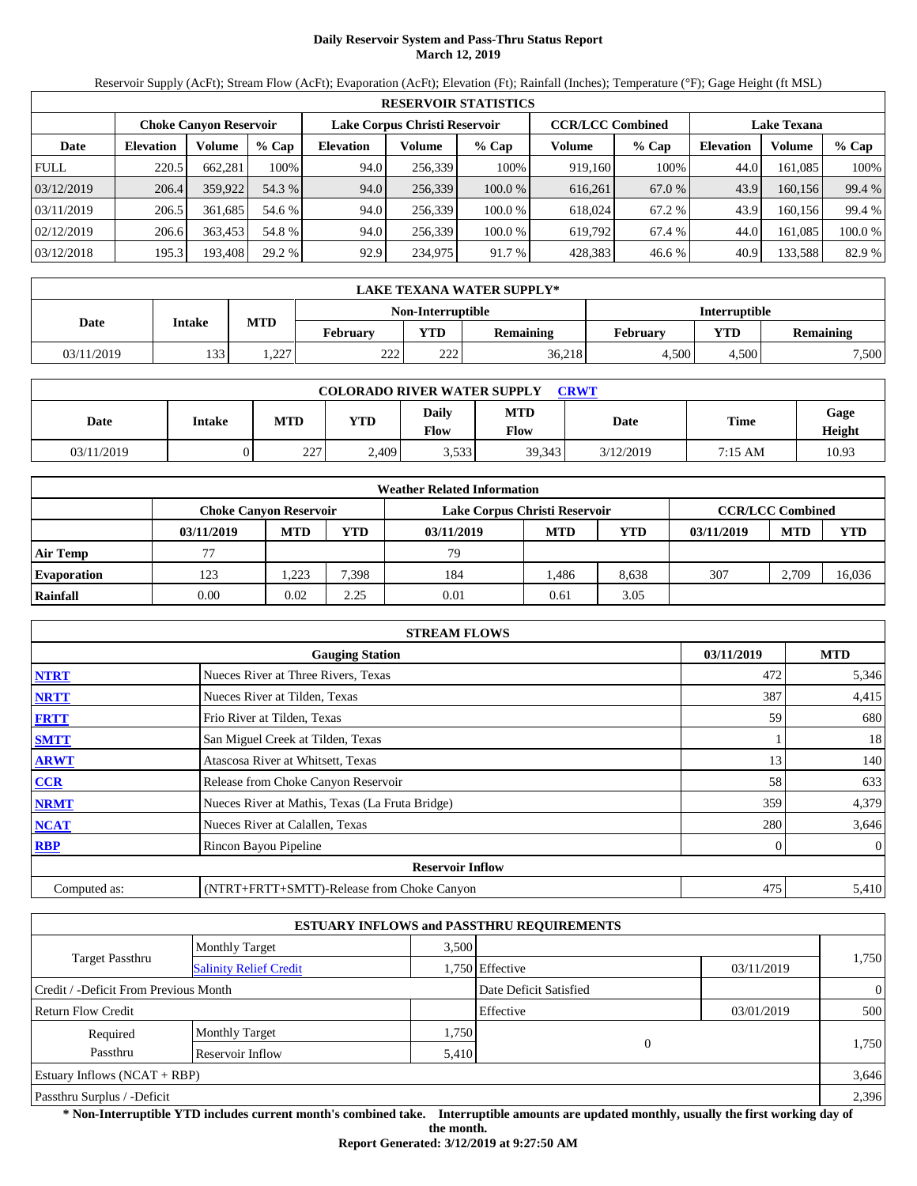# Daily Reservoir System and Pass-Thru Status Report
## March 12, 2019

Reservoir Supply (AcFt); Stream Flow (AcFt); Evaporation (AcFt); Elevation (Ft); Rainfall (Inches); Temperature (°F); Gage Height (ft MSL)

| RESERVOIR STATISTICS | | | | | | | | | | | |
|---|---|---|---|---|---|---|---|---|---|---|---|
| | Choke Canyon Reservoir | | | Lake Corpus Christi Reservoir | | | CCR/LCC Combined | | Lake Texana | | |
| Date | Elevation | Volume | % Cap | Elevation | Volume | % Cap | Volume | % Cap | Elevation | Volume | % Cap |
| FULL | 220.5 | 662,281 | 100% | 94.0 | 256,339 | 100% | 919,160 | 100% | 44.0 | 161,085 | 100% |
| 03/12/2019 | 206.4 | 359,922 | 54.3 % | 94.0 | 256,339 | 100.0 % | 616,261 | 67.0 % | 43.9 | 160,156 | 99.4 % |
| 03/11/2019 | 206.5 | 361,685 | 54.6 % | 94.0 | 256,339 | 100.0 % | 618,024 | 67.2 % | 43.9 | 160,156 | 99.4 % |
| 02/12/2019 | 206.6 | 363,453 | 54.8 % | 94.0 | 256,339 | 100.0 % | 619,792 | 67.4 % | 44.0 | 161,085 | 100.0 % |
| 03/12/2018 | 195.3 | 193,408 | 29.2 % | 92.9 | 234,975 | 91.7 % | 428,383 | 46.6 % | 40.9 | 133,588 | 82.9 % |

| LAKE TEXANA WATER SUPPLY* | | | | | | | | |
|---|---|---|---|---|---|---|---|---|
| Date | Intake | MTD | Non-Interruptible | | | Interruptible | | |
| | | | February | YTD | Remaining | February | YTD | Remaining |
| 03/11/2019 | 133 | 1,227 | 222 | 222 | 36,218 | 4,500 | 4,500 | 7,500 |

| COLORADO RIVER WATER SUPPLY CRWT | | | | | | | | |
|---|---|---|---|---|---|---|---|---|
| Date | Intake | MTD | YTD | Daily Flow | MTD Flow | Date | Time | Gage Height |
| 03/11/2019 | 0 | 227 | 2,409 | 3,533 | 39,343 | 3/12/2019 | 7:15 AM | 10.93 |

| Weather Related Information | | | | | | | | | |
|---|---|---|---|---|---|---|---|---|---|
| | Choke Canyon Reservoir | | | Lake Corpus Christi Reservoir | | | CCR/LCC Combined | | |
| | 03/11/2019 | MTD | YTD | 03/11/2019 | MTD | YTD | 03/11/2019 | MTD | YTD |
| Air Temp | 77 | | | 79 | | | | | |
| Evaporation | 123 | 1,223 | 7,398 | 184 | 1,486 | 8,638 | 307 | 2,709 | 16,036 |
| Rainfall | 0.00 | 0.02 | 2.25 | 0.01 | 0.61 | 3.05 | | | |

| STREAM FLOWS | | | |
|---|---|---|---|
| | Gauging Station | 03/11/2019 | MTD |
| NTRT | Nueces River at Three Rivers, Texas | 472 | 5,346 |
| NRTT | Nueces River at Tilden, Texas | 387 | 4,415 |
| FRTT | Frio River at Tilden, Texas | 59 | 680 |
| SMTT | San Miguel Creek at Tilden, Texas | 1 | 18 |
| ARWT | Atascosa River at Whitsett, Texas | 13 | 140 |
| CCR | Release from Choke Canyon Reservoir | 58 | 633 |
| NRMT | Nueces River at Mathis, Texas (La Fruta Bridge) | 359 | 4,379 |
| NCAT | Nueces River at Calallen, Texas | 280 | 3,646 |
| RBP | Rincon Bayou Pipeline | 0 | 0 |
| | **Reservoir Inflow** | | |
| Computed as: | (NTRT+FRTT+SMTT)-Release from Choke Canyon | 475 | 5,410 |

| ESTUARY INFLOWS and PASSTHRU REQUIREMENTS | | | | | |
|---|---|---|---|---|---|
| Target Passthru | Monthly Target | 3,500 | | | 1,750 |
| | Salinity Relief Credit | 1,750 | Effective | 03/11/2019 | |
| Credit / -Deficit From Previous Month | | | Date Deficit Satisfied | | 0 |
| Return Flow Credit | | | Effective | 03/01/2019 | 500 |
| Required Passthru | Monthly Target | 1,750 | 0 | | 1,750 |
| | Reservoir Inflow | 5,410 | | | |
| Estuary Inflows (NCAT + RBP) | | | | | 3,646 |
| Passthru Surplus / -Deficit | | | | | 2,396 |

**\* Non-Interruptible YTD includes current month's combined take. Interruptible amounts are updated monthly, usually the first working day of the month.**

**Report Generated: 3/12/2019 at 9:27:50 AM**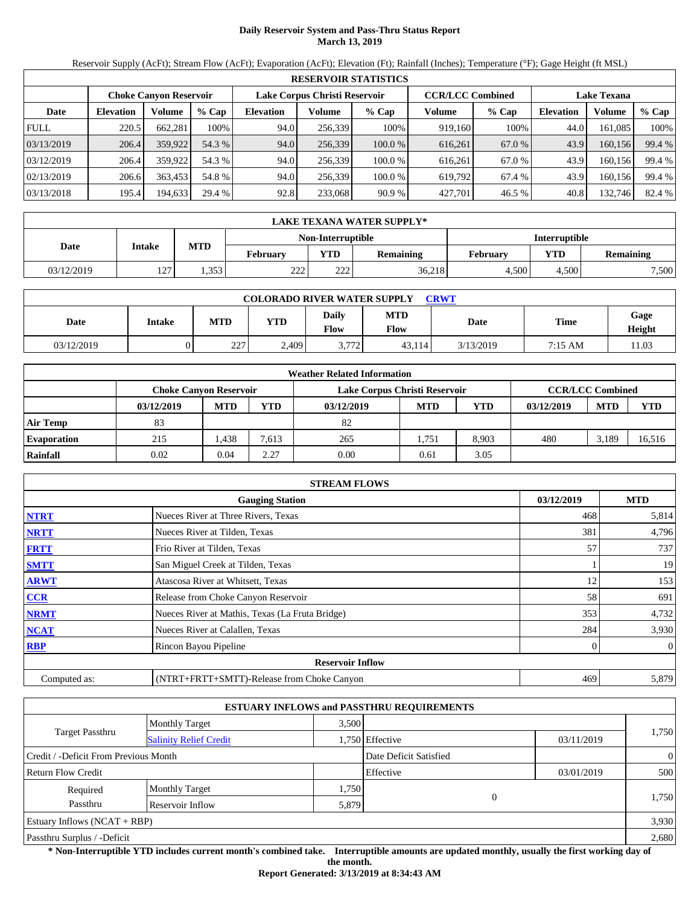# Daily Reservoir System and Pass-Thru Status Report
## March 13, 2019

Reservoir Supply (AcFt); Stream Flow (AcFt); Evaporation (AcFt); Elevation (Ft); Rainfall (Inches); Temperature (°F); Gage Height (ft MSL)

| RESERVOIR STATISTICS | | | | | | | | | | | |
|---|---|---|---|---|---|---|---|---|---|---|---|
| | Choke Canyon Reservoir | | | Lake Corpus Christi Reservoir | | | CCR/LCC Combined | | Lake Texana | | |
| Date | Elevation | Volume | % Cap | Elevation | Volume | % Cap | Volume | % Cap | Elevation | Volume | % Cap |
| FULL | 220.5 | 662,281 | 100% | 94.0 | 256,339 | 100% | 919,160 | 100% | 44.0 | 161,085 | 100% |
| 03/13/2019 | 206.4 | 359,922 | 54.3 % | 94.0 | 256,339 | 100.0 % | 616,261 | 67.0 % | 43.9 | 160,156 | 99.4 % |
| 03/12/2019 | 206.4 | 359,922 | 54.3 % | 94.0 | 256,339 | 100.0 % | 616,261 | 67.0 % | 43.9 | 160,156 | 99.4 % |
| 02/13/2019 | 206.6 | 363,453 | 54.8 % | 94.0 | 256,339 | 100.0 % | 619,792 | 67.4 % | 43.9 | 160,156 | 99.4 % |
| 03/13/2018 | 195.4 | 194,633 | 29.4 % | 92.8 | 233,068 | 90.9 % | 427,701 | 46.5 % | 40.8 | 132,746 | 82.4 % |

| LAKE TEXANA WATER SUPPLY* | | | | | | | | |
|---|---|---|---|---|---|---|---|---|
| Date | Intake | MTD | Non-Interruptible | | | Interruptible | | |
| | | | February | YTD | Remaining | February | YTD | Remaining |
| 03/12/2019 | 127 | 1,353 | 222 | 222 | 36,218 | 4,500 | 4,500 | 7,500 |

| COLORADO RIVER WATER SUPPLY CRWT | | | | | | | | |
|---|---|---|---|---|---|---|---|---|
| Date | Intake | MTD | YTD | Daily Flow | MTD Flow | Date | Time | Gage Height |
| 03/12/2019 | 0 | 227 | 2,409 | 3,772 | 43,114 | 3/13/2019 | 7:15 AM | 11.03 |

| Weather Related Information | | | | | | | | | |
|---|---|---|---|---|---|---|---|---|---|
| | Choke Canyon Reservoir | | | Lake Corpus Christi Reservoir | | | CCR/LCC Combined | | |
| | 03/12/2019 | MTD | YTD | 03/12/2019 | MTD | YTD | 03/12/2019 | MTD | YTD |
| Air Temp | 83 | | | 82 | | | | | |
| Evaporation | 215 | 1,438 | 7,613 | 265 | 1,751 | 8,903 | 480 | 3,189 | 16,516 |
| Rainfall | 0.02 | 0.04 | 2.27 | 0.00 | 0.61 | 3.05 | | | |

| STREAM FLOWS | | | |
|---|---|---|---|
| | Gauging Station | 03/12/2019 | MTD |
| NTRT | Nueces River at Three Rivers, Texas | 468 | 5,814 |
| NRTT | Nueces River at Tilden, Texas | 381 | 4,796 |
| FRTT | Frio River at Tilden, Texas | 57 | 737 |
| SMTT | San Miguel Creek at Tilden, Texas | 1 | 19 |
| ARWT | Atascosa River at Whitsett, Texas | 12 | 153 |
| CCR | Release from Choke Canyon Reservoir | 58 | 691 |
| NRMT | Nueces River at Mathis, Texas (La Fruta Bridge) | 353 | 4,732 |
| NCAT | Nueces River at Calallen, Texas | 284 | 3,930 |
| RBP | Rincon Bayou Pipeline | 0 | 0 |
| | Reservoir Inflow | | |
| Computed as: | (NTRT+FRTT+SMTT)-Release from Choke Canyon | 469 | 5,879 |

| ESTUARY INFLOWS and PASSTHRU REQUIREMENTS | | | | | |
|---|---|---|---|---|---|
| Target Passthru | Monthly Target | 3,500 | | | 1,750 |
| | Salinity Relief Credit | 1,750 | Effective | 03/11/2019 | |
| Credit / -Deficit From Previous Month | | | Date Deficit Satisfied | | 0 |
| Return Flow Credit | | | Effective | 03/01/2019 | 500 |
| Required Passthru | Monthly Target | 1,750 | 0 | | 1,750 |
| | Reservoir Inflow | 5,879 | | | |
| Estuary Inflows (NCAT + RBP) | | | | | 3,930 |
| Passthru Surplus / -Deficit | | | | | 2,680 |

**\* Non-Interruptible YTD includes current month's combined take. Interruptible amounts are updated monthly, usually the first working day of the month.**

**Report Generated: 3/13/2019 at 8:34:43 AM**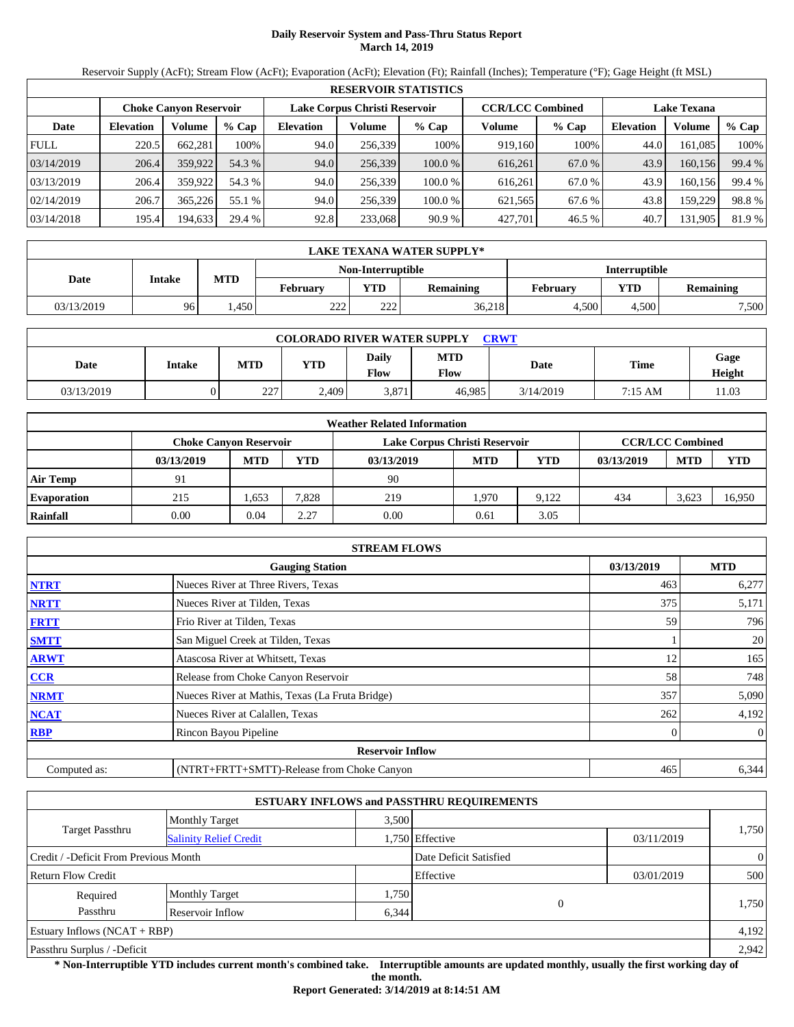# Daily Reservoir System and Pass-Thru Status Report
## March 14, 2019

Reservoir Supply (AcFt); Stream Flow (AcFt); Evaporation (AcFt); Elevation (Ft); Rainfall (Inches); Temperature (°F); Gage Height (ft MSL)

| RESERVOIR STATISTICS | | | | | | | | | | | |
|---|---|---|---|---|---|---|---|---|---|---|---|
| | Choke Canyon Reservoir | | | Lake Corpus Christi Reservoir | | | CCR/LCC Combined | | Lake Texana | | |
| Date | Elevation | Volume | % Cap | Elevation | Volume | % Cap | Volume | % Cap | Elevation | Volume | % Cap |
| FULL | 220.5 | 662,281 | 100% | 94.0 | 256,339 | 100% | 919,160 | 100% | 44.0 | 161,085 | 100% |
| 03/14/2019 | 206.4 | 359,922 | 54.3 % | 94.0 | 256,339 | 100.0 % | 616,261 | 67.0 % | 43.9 | 160,156 | 99.4 % |
| 03/13/2019 | 206.4 | 359,922 | 54.3 % | 94.0 | 256,339 | 100.0 % | 616,261 | 67.0 % | 43.9 | 160,156 | 99.4 % |
| 02/14/2019 | 206.7 | 365,226 | 55.1 % | 94.0 | 256,339 | 100.0 % | 621,565 | 67.6 % | 43.8 | 159,229 | 98.8 % |
| 03/14/2018 | 195.4 | 194,633 | 29.4 % | 92.8 | 233,068 | 90.9 % | 427,701 | 46.5 % | 40.7 | 131,905 | 81.9 % |

| LAKE TEXANA WATER SUPPLY* | | | | | | | | |
|---|---|---|---|---|---|---|---|---|
| Date | Intake | MTD | Non-Interruptible | | | Interruptible | | |
| | | | February | YTD | Remaining | February | YTD | Remaining |
| 03/13/2019 | 96 | 1,450 | 222 | 222 | 36,218 | 4,500 | 4,500 | 7,500 |

| COLORADO RIVER WATER SUPPLY CRWT | | | | | | | | |
|---|---|---|---|---|---|---|---|---|
| Date | Intake | MTD | YTD | Daily Flow | MTD Flow | Date | Time | Gage Height |
| 03/13/2019 | 0 | 227 | 2,409 | 3,871 | 46,985 | 3/14/2019 | 7:15 AM | 11.03 |

| Weather Related Information | | | | | | | | | |
|---|---|---|---|---|---|---|---|---|---|
| | Choke Canyon Reservoir | | | Lake Corpus Christi Reservoir | | | CCR/LCC Combined | | |
| | 03/13/2019 | MTD | YTD | 03/13/2019 | MTD | YTD | 03/13/2019 | MTD | YTD |
| Air Temp | 91 | | | 90 | | | | | |
| Evaporation | 215 | 1,653 | 7,828 | 219 | 1,970 | 9,122 | 434 | 3,623 | 16,950 |
| Rainfall | 0.00 | 0.04 | 2.27 | 0.00 | 0.61 | 3.05 | | | |

| STREAM FLOWS | | | |
|---|---|---|---|
| | Gauging Station | 03/13/2019 | MTD |
| NTRT | Nueces River at Three Rivers, Texas | 463 | 6,277 |
| NRTT | Nueces River at Tilden, Texas | 375 | 5,171 |
| FRTT | Frio River at Tilden, Texas | 59 | 796 |
| SMTT | San Miguel Creek at Tilden, Texas | 1 | 20 |
| ARWT | Atascosa River at Whitsett, Texas | 12 | 165 |
| CCR | Release from Choke Canyon Reservoir | 58 | 748 |
| NRMT | Nueces River at Mathis, Texas (La Fruta Bridge) | 357 | 5,090 |
| NCAT | Nueces River at Calallen, Texas | 262 | 4,192 |
| RBP | Rincon Bayou Pipeline | 0 | 0 |
| | **Reservoir Inflow** | | |
| Computed as: | (NTRT+FRTT+SMTT)-Release from Choke Canyon | 465 | 6,344 |

| ESTUARY INFLOWS and PASSTHRU REQUIREMENTS | | | | | |
|---|---|---|---|---|---|
| Target Passthru | Monthly Target | 3,500 | | | 1,750 |
| | Salinity Relief Credit | 1,750 | Effective | 03/11/2019 | |
| Credit / -Deficit From Previous Month | | | Date Deficit Satisfied | | 0 |
| Return Flow Credit | | | Effective | 03/01/2019 | 500 |
| Required Passthru | Monthly Target | 1,750 | 0 | | 1,750 |
| | Reservoir Inflow | 6,344 | | | |
| Estuary Inflows (NCAT + RBP) | | | | | 4,192 |
| Passthru Surplus / -Deficit | | | | | 2,942 |

**\* Non-Interruptible YTD includes current month's combined take. Interruptible amounts are updated monthly, usually the first working day of the month.**

**Report Generated: 3/14/2019 at 8:14:51 AM**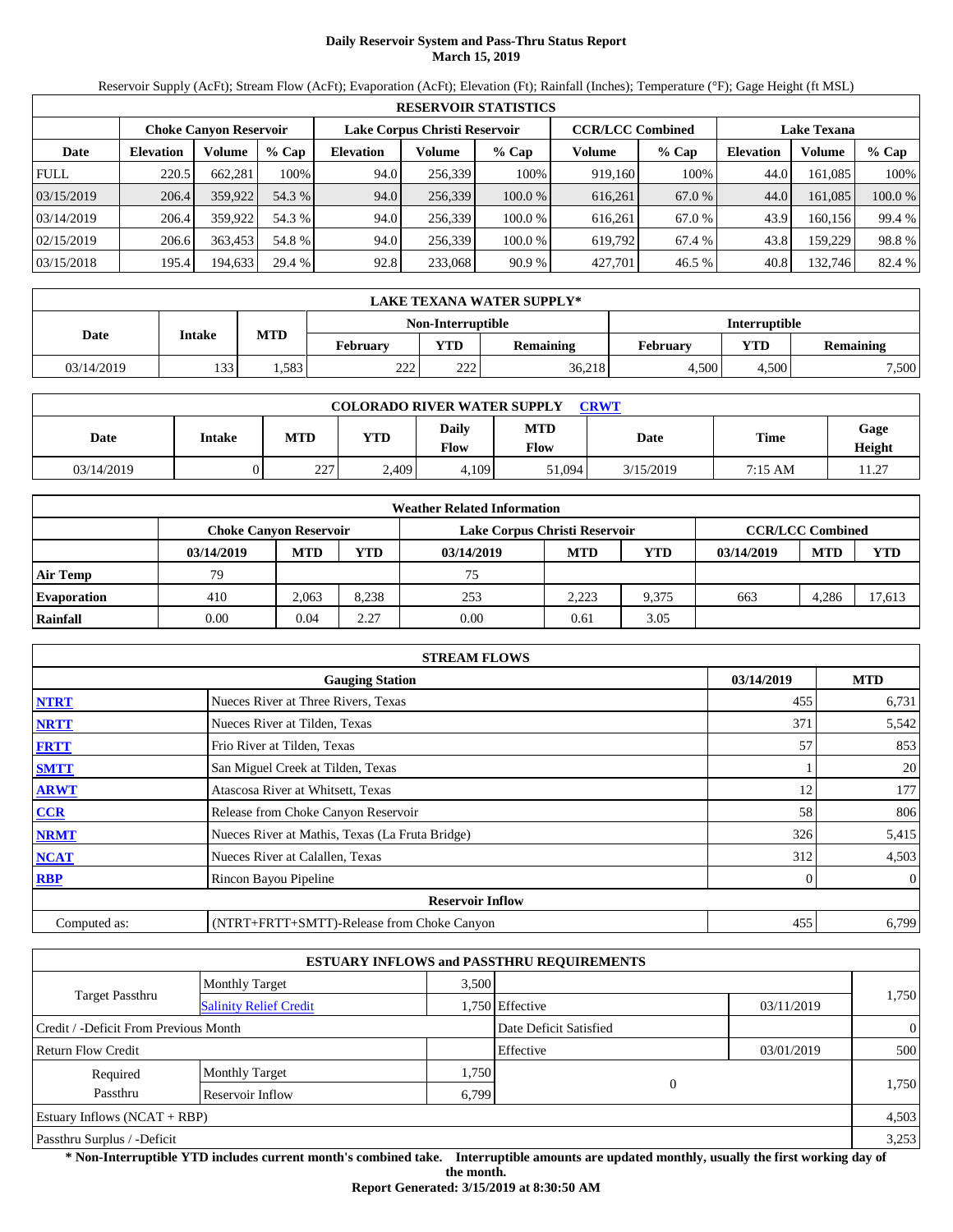# Daily Reservoir System and Pass-Thru Status Report
## March 15, 2019

Reservoir Supply (AcFt); Stream Flow (AcFt); Evaporation (AcFt); Elevation (Ft); Rainfall (Inches); Temperature (°F); Gage Height (ft MSL)

| RESERVOIR STATISTICS | | | | | | | | | | | |
|---|---|---|---|---|---|---|---|---|---|---|---|
| | Choke Canyon Reservoir | | | Lake Corpus Christi Reservoir | | | CCR/LCC Combined | | Lake Texana | | |
| Date | Elevation | Volume | % Cap | Elevation | Volume | % Cap | Volume | % Cap | Elevation | Volume | % Cap |
| FULL | 220.5 | 662,281 | 100% | 94.0 | 256,339 | 100% | 919,160 | 100% | 44.0 | 161,085 | 100% |
| 03/15/2019 | 206.4 | 359,922 | 54.3 % | 94.0 | 256,339 | 100.0 % | 616,261 | 67.0 % | 44.0 | 161,085 | 100.0 % |
| 03/14/2019 | 206.4 | 359,922 | 54.3 % | 94.0 | 256,339 | 100.0 % | 616,261 | 67.0 % | 43.9 | 160,156 | 99.4 % |
| 02/15/2019 | 206.6 | 363,453 | 54.8 % | 94.0 | 256,339 | 100.0 % | 619,792 | 67.4 % | 43.8 | 159,229 | 98.8 % |
| 03/15/2018 | 195.4 | 194,633 | 29.4 % | 92.8 | 233,068 | 90.9 % | 427,701 | 46.5 % | 40.8 | 132,746 | 82.4 % |

| LAKE TEXANA WATER SUPPLY* | | | | | | | | |
|---|---|---|---|---|---|---|---|---|
| Date | Intake | MTD | Non-Interruptible | | | Interruptible | | |
| | | | February | YTD | Remaining | February | YTD | Remaining |
| 03/14/2019 | 133 | 1,583 | 222 | 222 | 36,218 | 4,500 | 4,500 | 7,500 |

| COLORADO RIVER WATER SUPPLY CRWT | | | | | | | | |
|---|---|---|---|---|---|---|---|---|
| Date | Intake | MTD | YTD | Daily Flow | MTD Flow | Date | Time | Gage Height |
| 03/14/2019 | 0 | 227 | 2,409 | 4,109 | 51,094 | 3/15/2019 | 7:15 AM | 11.27 |

| Weather Related Information | | | | | | | | | |
|---|---|---|---|---|---|---|---|---|---|
| | Choke Canyon Reservoir | | | Lake Corpus Christi Reservoir | | | CCR/LCC Combined | | |
| | 03/14/2019 | MTD | YTD | 03/14/2019 | MTD | YTD | 03/14/2019 | MTD | YTD |
| Air Temp | 79 | | | 75 | | | | | |
| Evaporation | 410 | 2,063 | 8,238 | 253 | 2,223 | 9,375 | 663 | 4,286 | 17,613 |
| Rainfall | 0.00 | 0.04 | 2.27 | 0.00 | 0.61 | 3.05 | | | |

| STREAM FLOWS | | | |
|---|---|---|---|
| | Gauging Station | 03/14/2019 | MTD |
| NTRT | Nueces River at Three Rivers, Texas | 455 | 6,731 |
| NRTT | Nueces River at Tilden, Texas | 371 | 5,542 |
| FRTT | Frio River at Tilden, Texas | 57 | 853 |
| SMTT | San Miguel Creek at Tilden, Texas | 1 | 20 |
| ARWT | Atascosa River at Whitsett, Texas | 12 | 177 |
| CCR | Release from Choke Canyon Reservoir | 58 | 806 |
| NRMT | Nueces River at Mathis, Texas (La Fruta Bridge) | 326 | 5,415 |
| NCAT | Nueces River at Calallen, Texas | 312 | 4,503 |
| RBP | Rincon Bayou Pipeline | 0 | 0 |
| Reservoir Inflow | | | |
| Computed as: | (NTRT+FRTT+SMTT)-Release from Choke Canyon | 455 | 6,799 |

| ESTUARY INFLOWS and PASSTHRU REQUIREMENTS | | | | | |
|---|---|---|---|---|---|
| Target Passthru | Monthly Target | 3,500 | | | 1,750 |
| | Salinity Relief Credit | 1,750 | Effective | 03/11/2019 | |
| Credit / -Deficit From Previous Month | | | Date Deficit Satisfied | | 0 |
| Return Flow Credit | | | Effective | 03/01/2019 | 500 |
| Required Passthru | Monthly Target | 1,750 | 0 | | 1,750 |
| | Reservoir Inflow | 6,799 | | | |
| Estuary Inflows (NCAT + RBP) | | | | | 4,503 |
| Passthru Surplus / -Deficit | | | | | 3,253 |

**\* Non-Interruptible YTD includes current month's combined take. Interruptible amounts are updated monthly, usually the first working day of the month.**

**Report Generated: 3/15/2019 at 8:30:50 AM**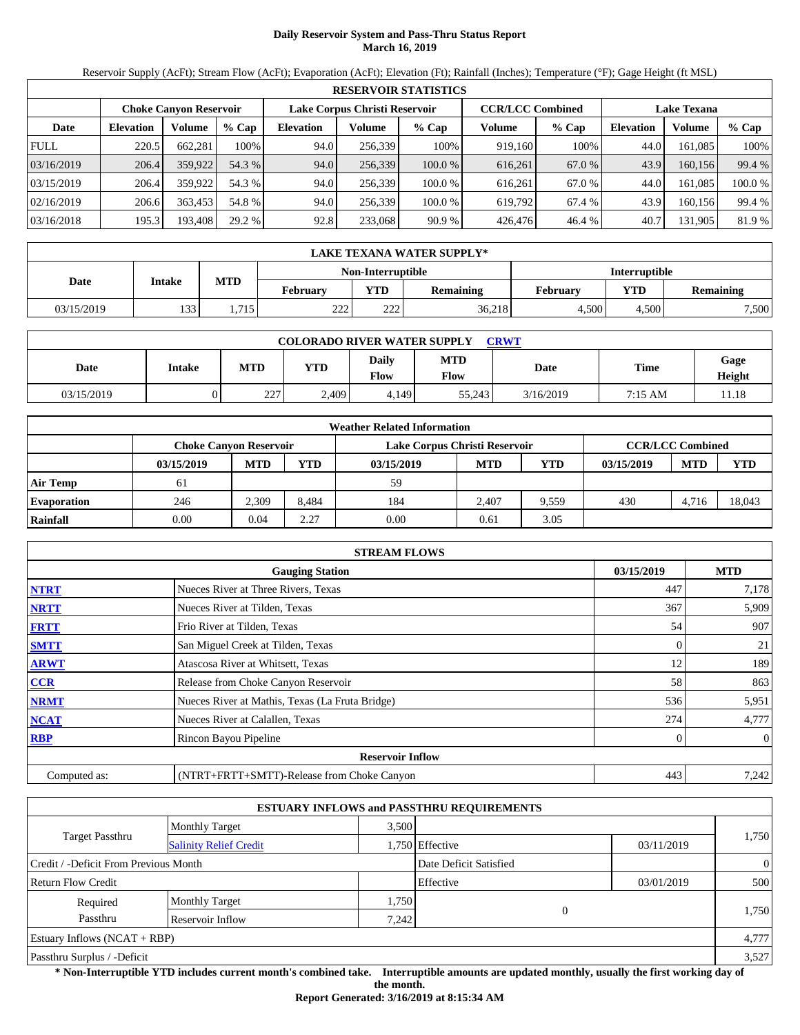# Daily Reservoir System and Pass-Thru Status Report
## March 16, 2019

Reservoir Supply (AcFt); Stream Flow (AcFt); Evaporation (AcFt); Elevation (Ft); Rainfall (Inches); Temperature (°F); Gage Height (ft MSL)

**RESERVOIR STATISTICS**

| | Choke Canyon Reservoir | | | Lake Corpus Christi Reservoir | | | CCR/LCC Combined | | Lake Texana | | |
|---|---|---|---|---|---|---|---|---|---|---|---|
| Date | Elevation | Volume | % Cap | Elevation | Volume | % Cap | Volume | % Cap | Elevation | Volume | % Cap |
| FULL | 220.5 | 662,281 | 100% | 94.0 | 256,339 | 100% | 919,160 | 100% | 44.0 | 161,085 | 100% |
| 03/16/2019 | 206.4 | 359,922 | 54.3 % | 94.0 | 256,339 | 100.0 % | 616,261 | 67.0 % | 43.9 | 160,156 | 99.4 % |
| 03/15/2019 | 206.4 | 359,922 | 54.3 % | 94.0 | 256,339 | 100.0 % | 616,261 | 67.0 % | 44.0 | 161,085 | 100.0 % |
| 02/16/2019 | 206.6 | 363,453 | 54.8 % | 94.0 | 256,339 | 100.0 % | 619,792 | 67.4 % | 43.9 | 160,156 | 99.4 % |
| 03/16/2018 | 195.3 | 193,408 | 29.2 % | 92.8 | 233,068 | 90.9 % | 426,476 | 46.4 % | 40.7 | 131,905 | 81.9 % |

**LAKE TEXANA WATER SUPPLY***

| Date | Intake | MTD | Non-Interruptible | | | Interruptible | | |
|---|---|---|---|---|---|---|---|---|
| | | | February | YTD | Remaining | February | YTD | Remaining |
| 03/15/2019 | 133 | 1,715 | 222 | 222 | 36,218 | 4,500 | 4,500 | 7,500 |

**COLORADO RIVER WATER SUPPLY CRWT**

| Date | Intake | MTD | YTD | Daily Flow | MTD Flow | Date | Time | Gage Height |
|---|---|---|---|---|---|---|---|---|
| 03/15/2019 | 0 | 227 | 2,409 | 4,149 | 55,243 | 3/16/2019 | 7:15 AM | 11.18 |

**Weather Related Information**

| | Choke Canyon Reservoir | | | Lake Corpus Christi Reservoir | | | CCR/LCC Combined | | |
|---|---|---|---|---|---|---|---|---|---|
| | 03/15/2019 | MTD | YTD | 03/15/2019 | MTD | YTD | 03/15/2019 | MTD | YTD |
| Air Temp | 61 | | | 59 | | | | | |
| Evaporation | 246 | 2,309 | 8,484 | 184 | 2,407 | 9,559 | 430 | 4,716 | 18,043 |
| Rainfall | 0.00 | 0.04 | 2.27 | 0.00 | 0.61 | 3.05 | | | |

**STREAM FLOWS**

| | Gauging Station | 03/15/2019 | MTD |
|---|---|---|---|
| NTRT | Nueces River at Three Rivers, Texas | 447 | 7,178 |
| NRTT | Nueces River at Tilden, Texas | 367 | 5,909 |
| FRTT | Frio River at Tilden, Texas | 54 | 907 |
| SMTT | San Miguel Creek at Tilden, Texas | 0 | 21 |
| ARWT | Atascosa River at Whitsett, Texas | 12 | 189 |
| CCR | Release from Choke Canyon Reservoir | 58 | 863 |
| NRMT | Nueces River at Mathis, Texas (La Fruta Bridge) | 536 | 5,951 |
| NCAT | Nueces River at Calallen, Texas | 274 | 4,777 |
| RBP | Rincon Bayou Pipeline | 0 | 0 |
| | **Reservoir Inflow** | | |
| Computed as: | (NTRT+FRTT+SMTT)-Release from Choke Canyon | 443 | 7,242 |

**ESTUARY INFLOWS and PASSTHRU REQUIREMENTS**

| | | | | | |
|---|---|---|---|---|---|
| Target Passthru | Monthly Target | 3,500 | | | 1,750 |
| | Salinity Relief Credit | 1,750 | Effective | 03/11/2019 | |
| Credit / -Deficit From Previous Month | | | Date Deficit Satisfied | | 0 |
| Return Flow Credit | | | Effective | 03/01/2019 | 500 |
| Required Passthru | Monthly Target | 1,750 | 0 | | 1,750 |
| | Reservoir Inflow | 7,242 | | | |
| Estuary Inflows (NCAT + RBP) | | | | | 4,777 |
| Passthru Surplus / -Deficit | | | | | 3,527 |

**\* Non-Interruptible YTD includes current month's combined take. Interruptible amounts are updated monthly, usually the first working day of the month.**

**Report Generated: 3/16/2019 at 8:15:34 AM**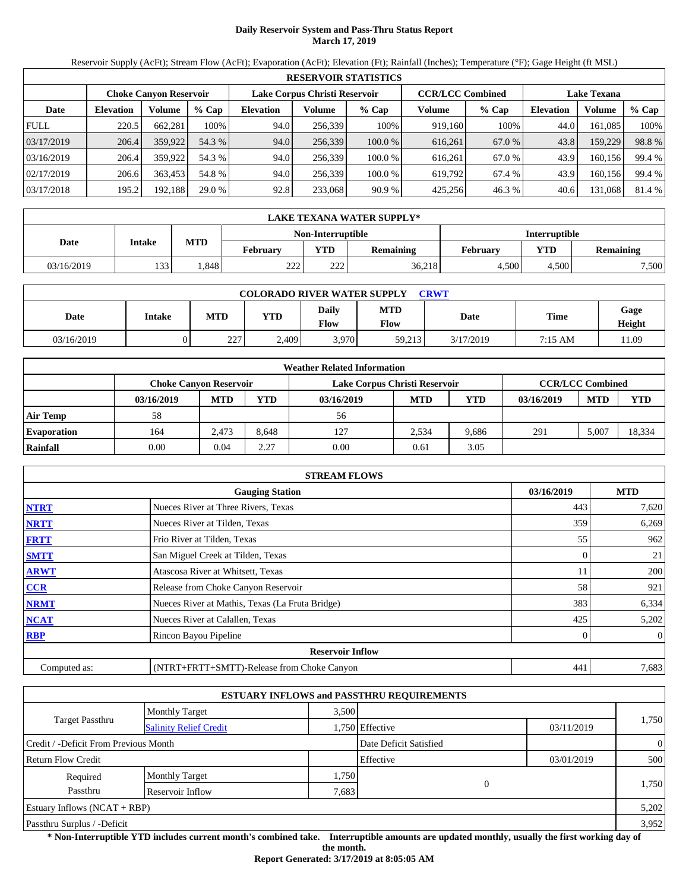# Daily Reservoir System and Pass-Thru Status Report
## March 17, 2019

Reservoir Supply (AcFt); Stream Flow (AcFt); Evaporation (AcFt); Elevation (Ft); Rainfall (Inches); Temperature (°F); Gage Height (ft MSL)

| RESERVOIR STATISTICS | | | | | | | | | | | |
|---|---|---|---|---|---|---|---|---|---|---|---|
| | Choke Canyon Reservoir | | | Lake Corpus Christi Reservoir | | | CCR/LCC Combined | | Lake Texana | | |
| Date | Elevation | Volume | % Cap | Elevation | Volume | % Cap | Volume | % Cap | Elevation | Volume | % Cap |
| FULL | 220.5 | 662,281 | 100% | 94.0 | 256,339 | 100% | 919,160 | 100% | 44.0 | 161,085 | 100% |
| 03/17/2019 | 206.4 | 359,922 | 54.3 % | 94.0 | 256,339 | 100.0 % | 616,261 | 67.0 % | 43.8 | 159,229 | 98.8 % |
| 03/16/2019 | 206.4 | 359,922 | 54.3 % | 94.0 | 256,339 | 100.0 % | 616,261 | 67.0 % | 43.9 | 160,156 | 99.4 % |
| 02/17/2019 | 206.6 | 363,453 | 54.8 % | 94.0 | 256,339 | 100.0 % | 619,792 | 67.4 % | 43.9 | 160,156 | 99.4 % |
| 03/17/2018 | 195.2 | 192,188 | 29.0 % | 92.8 | 233,068 | 90.9 % | 425,256 | 46.3 % | 40.6 | 131,068 | 81.4 % |

| LAKE TEXANA WATER SUPPLY* | | | | | | | | |
|---|---|---|---|---|---|---|---|---|
| Date | Intake | MTD | Non-Interruptible | | | Interruptible | | |
| | | | February | YTD | Remaining | February | YTD | Remaining |
| 03/16/2019 | 133 | 1,848 | 222 | 222 | 36,218 | 4,500 | 4,500 | 7,500 |

| COLORADO RIVER WATER SUPPLY CRWT | | | | | | | | |
|---|---|---|---|---|---|---|---|---|
| Date | Intake | MTD | YTD | Daily Flow | MTD Flow | Date | Time | Gage Height |
| 03/16/2019 | 0 | 227 | 2,409 | 3,970 | 59,213 | 3/17/2019 | 7:15 AM | 11.09 |

| Weather Related Information | | | | | | | | | |
|---|---|---|---|---|---|---|---|---|---|
| | Choke Canyon Reservoir | | | Lake Corpus Christi Reservoir | | | CCR/LCC Combined | | |
| | 03/16/2019 | MTD | YTD | 03/16/2019 | MTD | YTD | 03/16/2019 | MTD | YTD |
| Air Temp | 58 | | | 56 | | | | | |
| Evaporation | 164 | 2,473 | 8,648 | 127 | 2,534 | 9,686 | 291 | 5,007 | 18,334 |
| Rainfall | 0.00 | 0.04 | 2.27 | 0.00 | 0.61 | 3.05 | | | |

| STREAM FLOWS | | | |
|---|---|---|---|
| | Gauging Station | 03/16/2019 | MTD |
| NTRT | Nueces River at Three Rivers, Texas | 443 | 7,620 |
| NRTT | Nueces River at Tilden, Texas | 359 | 6,269 |
| FRTT | Frio River at Tilden, Texas | 55 | 962 |
| SMTT | San Miguel Creek at Tilden, Texas | 0 | 21 |
| ARWT | Atascosa River at Whitsett, Texas | 11 | 200 |
| CCR | Release from Choke Canyon Reservoir | 58 | 921 |
| NRMT | Nueces River at Mathis, Texas (La Fruta Bridge) | 383 | 6,334 |
| NCAT | Nueces River at Calallen, Texas | 425 | 5,202 |
| RBP | Rincon Bayou Pipeline | 0 | 0 |
| | Reservoir Inflow | | |
| Computed as: | (NTRT+FRTT+SMTT)-Release from Choke Canyon | 441 | 7,683 |

| ESTUARY INFLOWS and PASSTHRU REQUIREMENTS | | | | | |
|---|---|---|---|---|---|
| Target Passthru | Monthly Target | 3,500 | | | 1,750 |
| | Salinity Relief Credit | 1,750 | Effective | 03/11/2019 | |
| Credit / -Deficit From Previous Month | | | Date Deficit Satisfied | | 0 |
| Return Flow Credit | | | Effective | 03/01/2019 | 500 |
| Required Passthru | Monthly Target | 1,750 | 0 | | 1,750 |
| | Reservoir Inflow | 7,683 | | | |
| Estuary Inflows (NCAT + RBP) | | | | | 5,202 |
| Passthru Surplus / -Deficit | | | | | 3,952 |

**\* Non-Interruptible YTD includes current month's combined take. Interruptible amounts are updated monthly, usually the first working day of the month.**

**Report Generated: 3/17/2019 at 8:05:05 AM**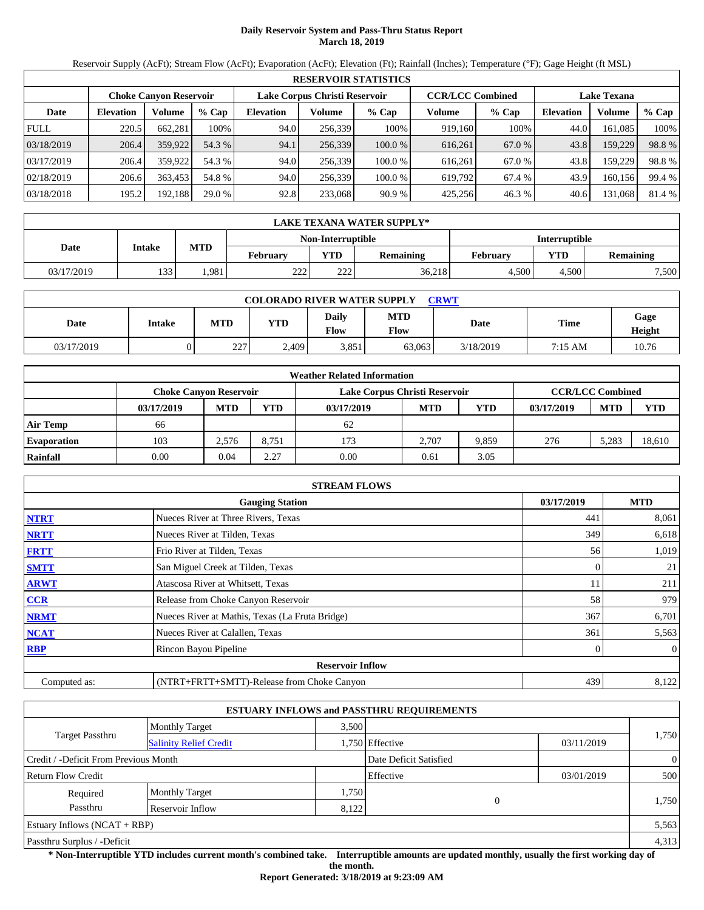# Daily Reservoir System and Pass-Thru Status Report
## March 18, 2019

Reservoir Supply (AcFt); Stream Flow (AcFt); Evaporation (AcFt); Elevation (Ft); Rainfall (Inches); Temperature (°F); Gage Height (ft MSL)

| RESERVOIR STATISTICS | | | | | | | | | | | |
|---|---|---|---|---|---|---|---|---|---|---|---|
| | Choke Canyon Reservoir | | | Lake Corpus Christi Reservoir | | | CCR/LCC Combined | | Lake Texana | | |
| Date | Elevation | Volume | % Cap | Elevation | Volume | % Cap | Volume | % Cap | Elevation | Volume | % Cap |
| FULL | 220.5 | 662,281 | 100% | 94.0 | 256,339 | 100% | 919,160 | 100% | 44.0 | 161,085 | 100% |
| 03/18/2019 | 206.4 | 359,922 | 54.3 % | 94.1 | 256,339 | 100.0 % | 616,261 | 67.0 % | 43.8 | 159,229 | 98.8 % |
| 03/17/2019 | 206.4 | 359,922 | 54.3 % | 94.0 | 256,339 | 100.0 % | 616,261 | 67.0 % | 43.8 | 159,229 | 98.8 % |
| 02/18/2019 | 206.6 | 363,453 | 54.8 % | 94.0 | 256,339 | 100.0 % | 619,792 | 67.4 % | 43.9 | 160,156 | 99.4 % |
| 03/18/2018 | 195.2 | 192,188 | 29.0 % | 92.8 | 233,068 | 90.9 % | 425,256 | 46.3 % | 40.6 | 131,068 | 81.4 % |

| LAKE TEXANA WATER SUPPLY* | | | | | | | | |
|---|---|---|---|---|---|---|---|---|
| Date | Intake | MTD | Non-Interruptible | | | Interruptible | | |
| | | | February | YTD | Remaining | February | YTD | Remaining |
| 03/17/2019 | 133 | 1,981 | 222 | 222 | 36,218 | 4,500 | 4,500 | 7,500 |

| COLORADO RIVER WATER SUPPLY CRWT | | | | | | | | |
|---|---|---|---|---|---|---|---|---|
| Date | Intake | MTD | YTD | Daily Flow | MTD Flow | Date | Time | Gage Height |
| 03/17/2019 | 0 | 227 | 2,409 | 3,851 | 63,063 | 3/18/2019 | 7:15 AM | 10.76 |

| Weather Related Information | | | | | | | | | |
|---|---|---|---|---|---|---|---|---|---|
| | Choke Canyon Reservoir | | | Lake Corpus Christi Reservoir | | | CCR/LCC Combined | | |
| | 03/17/2019 | MTD | YTD | 03/17/2019 | MTD | YTD | 03/17/2019 | MTD | YTD |
| Air Temp | 66 | | | 62 | | | | | |
| Evaporation | 103 | 2,576 | 8,751 | 173 | 2,707 | 9,859 | 276 | 5,283 | 18,610 |
| Rainfall | 0.00 | 0.04 | 2.27 | 0.00 | 0.61 | 3.05 | | | |

| STREAM FLOWS | | | |
|---|---|---|---|
| | Gauging Station | 03/17/2019 | MTD |
| NTRT | Nueces River at Three Rivers, Texas | 441 | 8,061 |
| NRTT | Nueces River at Tilden, Texas | 349 | 6,618 |
| FRTT | Frio River at Tilden, Texas | 56 | 1,019 |
| SMTT | San Miguel Creek at Tilden, Texas | 0 | 21 |
| ARWT | Atascosa River at Whitsett, Texas | 11 | 211 |
| CCR | Release from Choke Canyon Reservoir | 58 | 979 |
| NRMT | Nueces River at Mathis, Texas (La Fruta Bridge) | 367 | 6,701 |
| NCAT | Nueces River at Calallen, Texas | 361 | 5,563 |
| RBP | Rincon Bayou Pipeline | 0 | 0 |
| | Reservoir Inflow | | |
| Computed as: | (NTRT+FRTT+SMTT)-Release from Choke Canyon | 439 | 8,122 |

| ESTUARY INFLOWS and PASSTHRU REQUIREMENTS | | | | | |
|---|---|---|---|---|---|
| Target Passthru | Monthly Target | 3,500 | | | 1,750 |
| | Salinity Relief Credit | 1,750 | Effective | 03/11/2019 | |
| Credit / -Deficit From Previous Month | | | Date Deficit Satisfied | | 0 |
| Return Flow Credit | | | Effective | 03/01/2019 | 500 |
| Required Passthru | Monthly Target | 1,750 | 0 | | 1,750 |
| | Reservoir Inflow | 8,122 | | | |
| Estuary Inflows (NCAT + RBP) | | | | | 5,563 |
| Passthru Surplus / -Deficit | | | | | 4,313 |

**\* Non-Interruptible YTD includes current month's combined take. Interruptible amounts are updated monthly, usually the first working day of the month.**

**Report Generated: 3/18/2019 at 9:23:09 AM**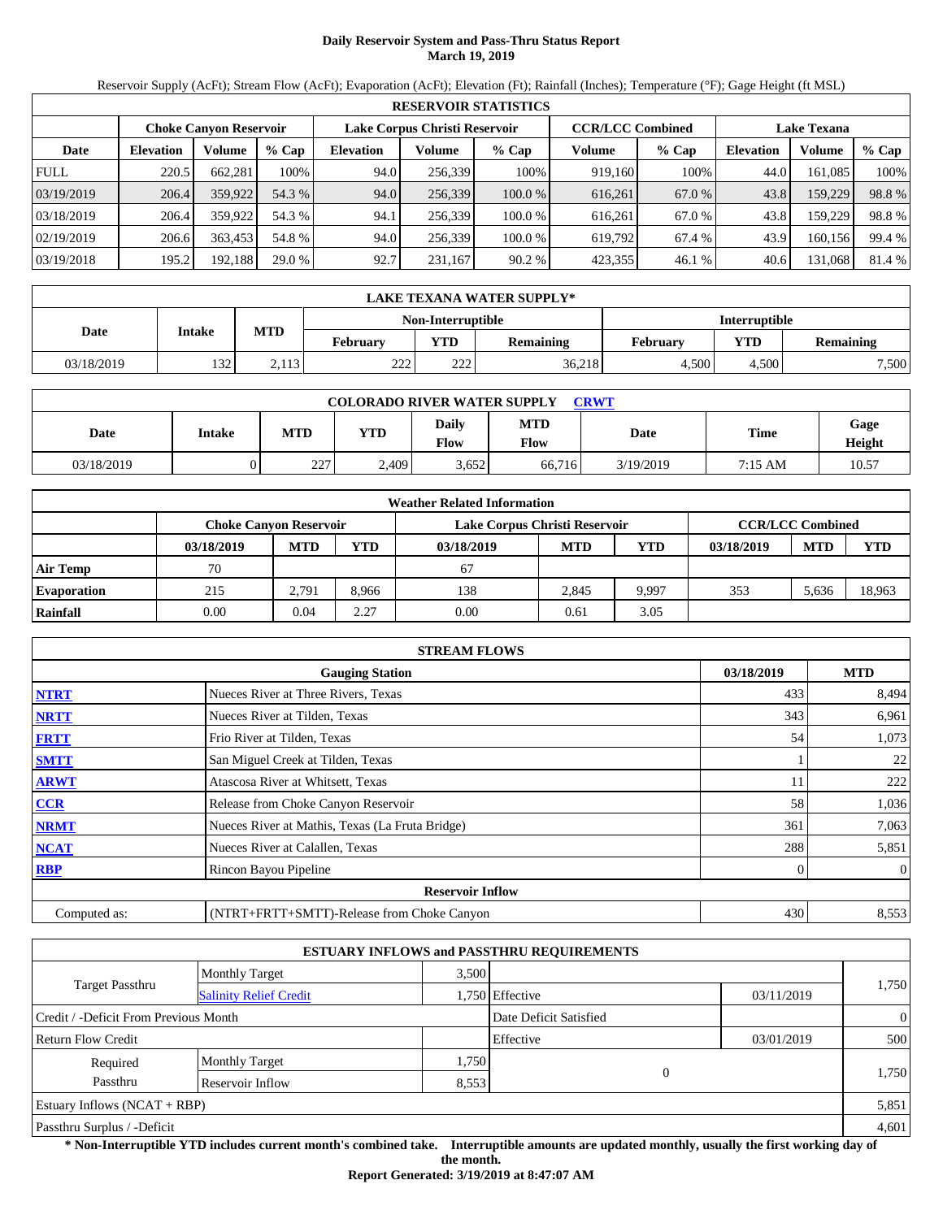# Daily Reservoir System and Pass-Thru Status Report
## March 19, 2019

Reservoir Supply (AcFt); Stream Flow (AcFt); Evaporation (AcFt); Elevation (Ft); Rainfall (Inches); Temperature (°F); Gage Height (ft MSL)

| RESERVOIR STATISTICS | | | | | | | | | | | |
|---|---|---|---|---|---|---|---|---|---|---|---|
| | Choke Canyon Reservoir | | | Lake Corpus Christi Reservoir | | | CCR/LCC Combined | | Lake Texana | | |
| Date | Elevation | Volume | % Cap | Elevation | Volume | % Cap | Volume | % Cap | Elevation | Volume | % Cap |
| FULL | 220.5 | 662,281 | 100% | 94.0 | 256,339 | 100% | 919,160 | 100% | 44.0 | 161,085 | 100% |
| 03/19/2019 | 206.4 | 359,922 | 54.3 % | 94.0 | 256,339 | 100.0 % | 616,261 | 67.0 % | 43.8 | 159,229 | 98.8 % |
| 03/18/2019 | 206.4 | 359,922 | 54.3 % | 94.1 | 256,339 | 100.0 % | 616,261 | 67.0 % | 43.8 | 159,229 | 98.8 % |
| 02/19/2019 | 206.6 | 363,453 | 54.8 % | 94.0 | 256,339 | 100.0 % | 619,792 | 67.4 % | 43.9 | 160,156 | 99.4 % |
| 03/19/2018 | 195.2 | 192,188 | 29.0 % | 92.7 | 231,167 | 90.2 % | 423,355 | 46.1 % | 40.6 | 131,068 | 81.4 % |

| LAKE TEXANA WATER SUPPLY* | | | | | | | | |
|---|---|---|---|---|---|---|---|---|
| Date | Intake | MTD | Non-Interruptible | | | Interruptible | | |
| | | | February | YTD | Remaining | February | YTD | Remaining |
| 03/18/2019 | 132 | 2,113 | 222 | 222 | 36,218 | 4,500 | 4,500 | 7,500 |

| COLORADO RIVER WATER SUPPLY CRWT | | | | | | | | |
|---|---|---|---|---|---|---|---|---|
| Date | Intake | MTD | YTD | Daily Flow | MTD Flow | Date | Time | Gage Height |
| 03/18/2019 | 0 | 227 | 2,409 | 3,652 | 66,716 | 3/19/2019 | 7:15 AM | 10.57 |

| Weather Related Information | | | | | | | | | |
|---|---|---|---|---|---|---|---|---|---|
| | Choke Canyon Reservoir | | | Lake Corpus Christi Reservoir | | | CCR/LCC Combined | | |
| | 03/18/2019 | MTD | YTD | 03/18/2019 | MTD | YTD | 03/18/2019 | MTD | YTD |
| Air Temp | 70 | | | 67 | | | | | |
| Evaporation | 215 | 2,791 | 8,966 | 138 | 2,845 | 9,997 | 353 | 5,636 | 18,963 |
| Rainfall | 0.00 | 0.04 | 2.27 | 0.00 | 0.61 | 3.05 | | | |

| STREAM FLOWS | | | |
|---|---|---|---|
| | Gauging Station | 03/18/2019 | MTD |
| NTRT | Nueces River at Three Rivers, Texas | 433 | 8,494 |
| NRTT | Nueces River at Tilden, Texas | 343 | 6,961 |
| FRTT | Frio River at Tilden, Texas | 54 | 1,073 |
| SMTT | San Miguel Creek at Tilden, Texas | 1 | 22 |
| ARWT | Atascosa River at Whitsett, Texas | 11 | 222 |
| CCR | Release from Choke Canyon Reservoir | 58 | 1,036 |
| NRMT | Nueces River at Mathis, Texas (La Fruta Bridge) | 361 | 7,063 |
| NCAT | Nueces River at Calallen, Texas | 288 | 5,851 |
| RBP | Rincon Bayou Pipeline | 0 | 0 |
| Reservoir Inflow | | | |
| Computed as: | (NTRT+FRTT+SMTT)-Release from Choke Canyon | 430 | 8,553 |

| ESTUARY INFLOWS and PASSTHRU REQUIREMENTS | | | | | |
|---|---|---|---|---|---|
| Target Passthru | Monthly Target | 3,500 | | | 1,750 |
| | Salinity Relief Credit | 1,750 | Effective | 03/11/2019 | |
| Credit / -Deficit From Previous Month | | | Date Deficit Satisfied | | 0 |
| Return Flow Credit | | | Effective | 03/01/2019 | 500 |
| Required Passthru | Monthly Target | 1,750 | 0 | | 1,750 |
| | Reservoir Inflow | 8,553 | | | |
| Estuary Inflows (NCAT + RBP) | | | | | 5,851 |
| Passthru Surplus / -Deficit | | | | | 4,601 |

**\* Non-Interruptible YTD includes current month's combined take. Interruptible amounts are updated monthly, usually the first working day of the month.**

**Report Generated: 3/19/2019 at 8:47:07 AM**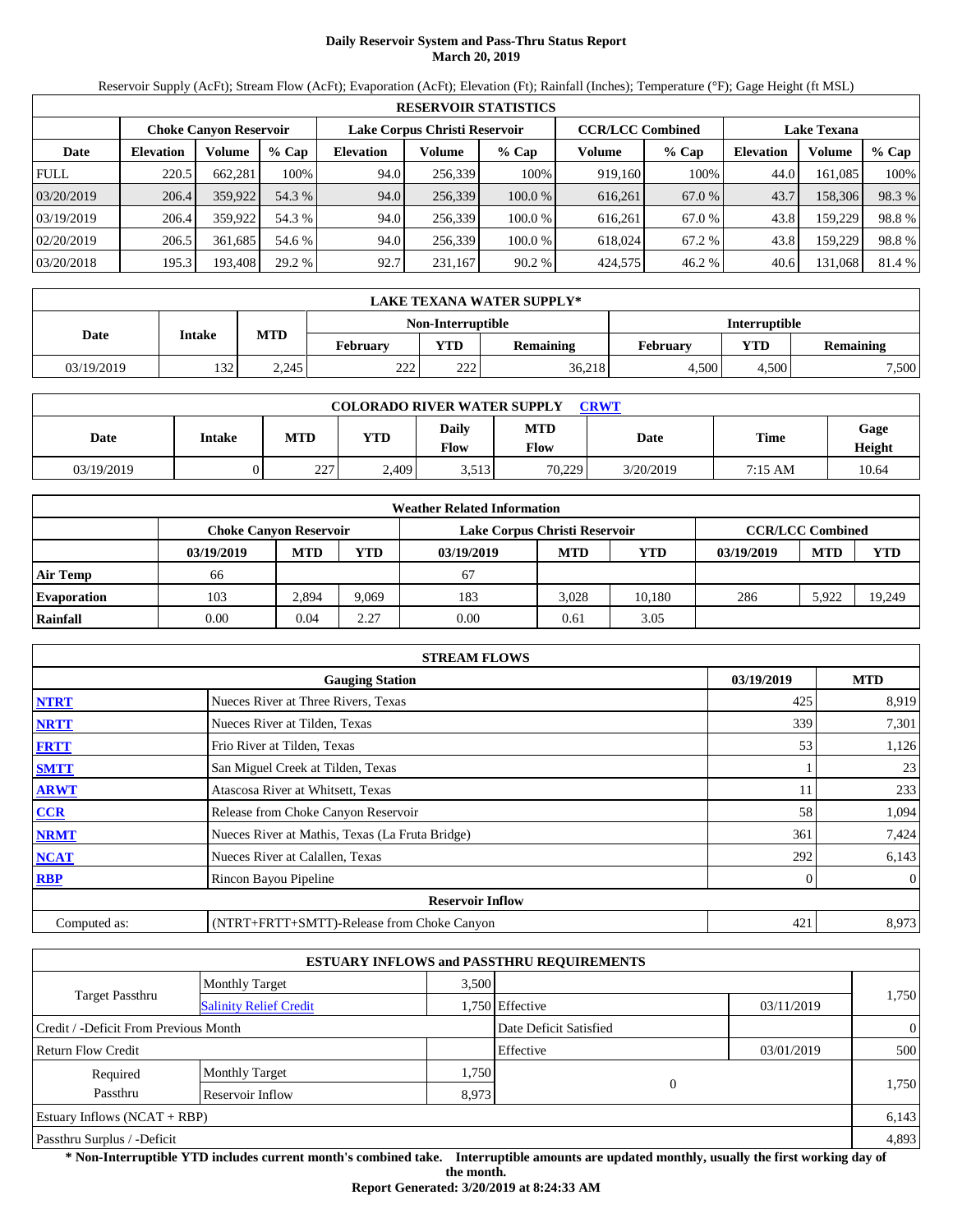# Daily Reservoir System and Pass-Thru Status Report
## March 20, 2019

Reservoir Supply (AcFt); Stream Flow (AcFt); Evaporation (AcFt); Elevation (Ft); Rainfall (Inches); Temperature (°F); Gage Height (ft MSL)

| RESERVOIR STATISTICS | | | | | | | | | | | |
|---|---|---|---|---|---|---|---|---|---|---|---|
| | Choke Canyon Reservoir | | | Lake Corpus Christi Reservoir | | | CCR/LCC Combined | | Lake Texana | | |
| Date | Elevation | Volume | % Cap | Elevation | Volume | % Cap | Volume | % Cap | Elevation | Volume | % Cap |
| FULL | 220.5 | 662,281 | 100% | 94.0 | 256,339 | 100% | 919,160 | 100% | 44.0 | 161,085 | 100% |
| 03/20/2019 | 206.4 | 359,922 | 54.3 % | 94.0 | 256,339 | 100.0 % | 616,261 | 67.0 % | 43.7 | 158,306 | 98.3 % |
| 03/19/2019 | 206.4 | 359,922 | 54.3 % | 94.0 | 256,339 | 100.0 % | 616,261 | 67.0 % | 43.8 | 159,229 | 98.8 % |
| 02/20/2019 | 206.5 | 361,685 | 54.6 % | 94.0 | 256,339 | 100.0 % | 618,024 | 67.2 % | 43.8 | 159,229 | 98.8 % |
| 03/20/2018 | 195.3 | 193,408 | 29.2 % | 92.7 | 231,167 | 90.2 % | 424,575 | 46.2 % | 40.6 | 131,068 | 81.4 % |

| LAKE TEXANA WATER SUPPLY* | | | | | | | | |
|---|---|---|---|---|---|---|---|---|
| Date | Intake | MTD | Non-Interruptible | | | Interruptible | | |
| | | | February | YTD | Remaining | February | YTD | Remaining |
| 03/19/2019 | 132 | 2,245 | 222 | 222 | 36,218 | 4,500 | 4,500 | 7,500 |

| COLORADO RIVER WATER SUPPLY CRWT | | | | | | | | |
|---|---|---|---|---|---|---|---|---|
| Date | Intake | MTD | YTD | Daily Flow | MTD Flow | Date | Time | Gage Height |
| 03/19/2019 | 0 | 227 | 2,409 | 3,513 | 70,229 | 3/20/2019 | 7:15 AM | 10.64 |

| Weather Related Information | | | | | | | | | |
|---|---|---|---|---|---|---|---|---|---|
| | Choke Canyon Reservoir | | | Lake Corpus Christi Reservoir | | | CCR/LCC Combined | | |
| | 03/19/2019 | MTD | YTD | 03/19/2019 | MTD | YTD | 03/19/2019 | MTD | YTD |
| Air Temp | 66 | | | 67 | | | | | |
| Evaporation | 103 | 2,894 | 9,069 | 183 | 3,028 | 10,180 | 286 | 5,922 | 19,249 |
| Rainfall | 0.00 | 0.04 | 2.27 | 0.00 | 0.61 | 3.05 | | | |

| STREAM FLOWS | | | |
|---|---|---|---|
| | Gauging Station | 03/19/2019 | MTD |
| NTRT | Nueces River at Three Rivers, Texas | 425 | 8,919 |
| NRTT | Nueces River at Tilden, Texas | 339 | 7,301 |
| FRTT | Frio River at Tilden, Texas | 53 | 1,126 |
| SMTT | San Miguel Creek at Tilden, Texas | 1 | 23 |
| ARWT | Atascosa River at Whitsett, Texas | 11 | 233 |
| CCR | Release from Choke Canyon Reservoir | 58 | 1,094 |
| NRMT | Nueces River at Mathis, Texas (La Fruta Bridge) | 361 | 7,424 |
| NCAT | Nueces River at Calallen, Texas | 292 | 6,143 |
| RBP | Rincon Bayou Pipeline | 0 | 0 |
| | Reservoir Inflow | | |
| Computed as: | (NTRT+FRTT+SMTT)-Release from Choke Canyon | 421 | 8,973 |

| ESTUARY INFLOWS and PASSTHRU REQUIREMENTS | | | | | |
|---|---|---|---|---|---|
| Target Passthru | Monthly Target | 3,500 | | | 1,750 |
| | Salinity Relief Credit | 1,750 | Effective | 03/11/2019 | |
| Credit / -Deficit From Previous Month | | | Date Deficit Satisfied | | 0 |
| Return Flow Credit | | | Effective | 03/01/2019 | 500 |
| Required Passthru | Monthly Target | 1,750 | 0 | | 1,750 |
| | Reservoir Inflow | 8,973 | | | |
| Estuary Inflows (NCAT + RBP) | | | | | 6,143 |
| Passthru Surplus / -Deficit | | | | | 4,893 |

**\* Non-Interruptible YTD includes current month's combined take. Interruptible amounts are updated monthly, usually the first working day of the month.**

**Report Generated: 3/20/2019 at 8:24:33 AM**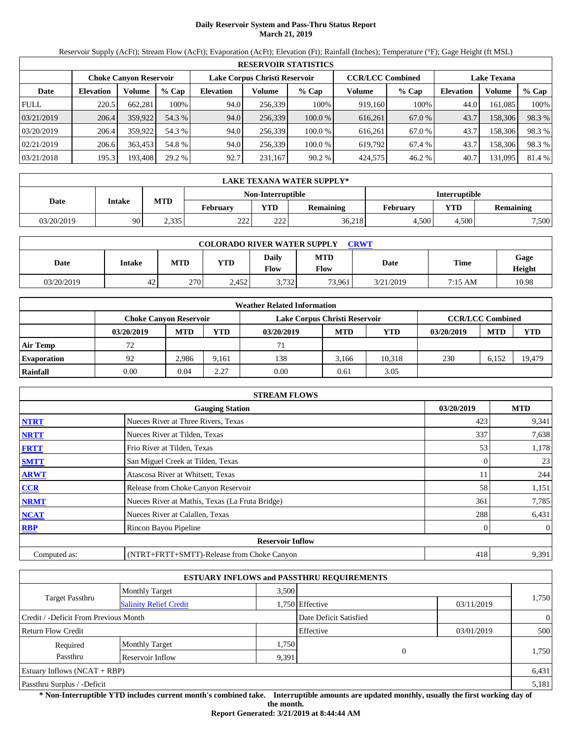# Daily Reservoir System and Pass-Thru Status Report
## March 21, 2019

Reservoir Supply (AcFt); Stream Flow (AcFt); Evaporation (AcFt); Elevation (Ft); Rainfall (Inches); Temperature (°F); Gage Height (ft MSL)

| RESERVOIR STATISTICS | | | | | | | | | | | |
|---|---|---|---|---|---|---|---|---|---|---|---|
| | Choke Canyon Reservoir | | | Lake Corpus Christi Reservoir | | | CCR/LCC Combined | | Lake Texana | | |
| Date | Elevation | Volume | % Cap | Elevation | Volume | % Cap | Volume | % Cap | Elevation | Volume | % Cap |
| FULL | 220.5 | 662,281 | 100% | 94.0 | 256,339 | 100% | 919,160 | 100% | 44.0 | 161,085 | 100% |
| 03/21/2019 | 206.4 | 359,922 | 54.3 % | 94.0 | 256,339 | 100.0 % | 616,261 | 67.0 % | 43.7 | 158,306 | 98.3 % |
| 03/20/2019 | 206.4 | 359,922 | 54.3 % | 94.0 | 256,339 | 100.0 % | 616,261 | 67.0 % | 43.7 | 158,306 | 98.3 % |
| 02/21/2019 | 206.6 | 363,453 | 54.8 % | 94.0 | 256,339 | 100.0 % | 619,792 | 67.4 % | 43.7 | 158,306 | 98.3 % |
| 03/21/2018 | 195.3 | 193,408 | 29.2 % | 92.7 | 231,167 | 90.2 % | 424,575 | 46.2 % | 40.7 | 131,095 | 81.4 % |

| LAKE TEXANA WATER SUPPLY* | | | | | | | | |
|---|---|---|---|---|---|---|---|---|
| Date | Intake | MTD | Non-Interruptible | | | Interruptible | | |
| | | | February | YTD | Remaining | February | YTD | Remaining |
| 03/20/2019 | 90 | 2,335 | 222 | 222 | 36,218 | 4,500 | 4,500 | 7,500 |

| COLORADO RIVER WATER SUPPLY CRWT | | | | | | | | |
|---|---|---|---|---|---|---|---|---|
| Date | Intake | MTD | YTD | Daily Flow | MTD Flow | Date | Time | Gage Height |
| 03/20/2019 | 42 | 270 | 2,452 | 3,732 | 73,961 | 3/21/2019 | 7:15 AM | 10.98 |

| Weather Related Information | | | | | | | | | |
|---|---|---|---|---|---|---|---|---|---|
| | Choke Canyon Reservoir | | | Lake Corpus Christi Reservoir | | | CCR/LCC Combined | | |
| | 03/20/2019 | MTD | YTD | 03/20/2019 | MTD | YTD | 03/20/2019 | MTD | YTD |
| Air Temp | 72 | | | 71 | | | | | |
| Evaporation | 92 | 2,986 | 9,161 | 138 | 3,166 | 10,318 | 230 | 6,152 | 19,479 |
| Rainfall | 0.00 | 0.04 | 2.27 | 0.00 | 0.61 | 3.05 | | | |

| STREAM FLOWS | | | |
|---|---|---|---|
| | Gauging Station | 03/20/2019 | MTD |
| NTRT | Nueces River at Three Rivers, Texas | 423 | 9,341 |
| NRTT | Nueces River at Tilden, Texas | 337 | 7,638 |
| FRTT | Frio River at Tilden, Texas | 53 | 1,178 |
| SMTT | San Miguel Creek at Tilden, Texas | 0 | 23 |
| ARWT | Atascosa River at Whitsett, Texas | 11 | 244 |
| CCR | Release from Choke Canyon Reservoir | 58 | 1,151 |
| NRMT | Nueces River at Mathis, Texas (La Fruta Bridge) | 361 | 7,785 |
| NCAT | Nueces River at Calallen, Texas | 288 | 6,431 |
| RBP | Rincon Bayou Pipeline | 0 | 0 |
| | Reservoir Inflow | | |
| Computed as: | (NTRT+FRTT+SMTT)-Release from Choke Canyon | 418 | 9,391 |

| ESTUARY INFLOWS and PASSTHRU REQUIREMENTS | | | | | |
|---|---|---|---|---|---|
| Target Passthru | Monthly Target | 3,500 | | | 1,750 |
| | Salinity Relief Credit | 1,750 | Effective | 03/11/2019 | |
| Credit / -Deficit From Previous Month | | | Date Deficit Satisfied | | 0 |
| Return Flow Credit | | | Effective | 03/01/2019 | 500 |
| Required Passthru | Monthly Target | 1,750 | 0 | | 1,750 |
| | Reservoir Inflow | 9,391 | | | |
| Estuary Inflows (NCAT + RBP) | | | | | 6,431 |
| Passthru Surplus / -Deficit | | | | | 5,181 |

**\* Non-Interruptible YTD includes current month's combined take. Interruptible amounts are updated monthly, usually the first working day of the month.**

**Report Generated: 3/21/2019 at 8:44:44 AM**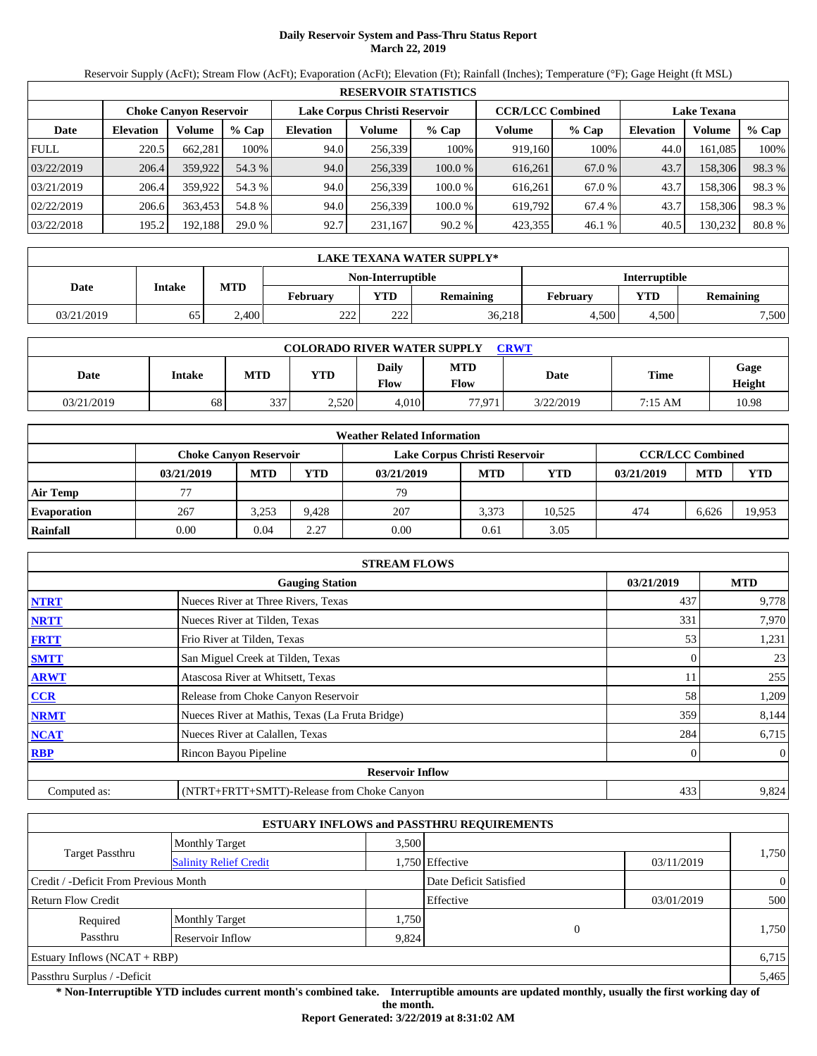# Daily Reservoir System and Pass-Thru Status Report
## March 22, 2019

Reservoir Supply (AcFt); Stream Flow (AcFt); Evaporation (AcFt); Elevation (Ft); Rainfall (Inches); Temperature (°F); Gage Height (ft MSL)

| RESERVOIR STATISTICS | | | | | | | | | | | |
|---|---|---|---|---|---|---|---|---|---|---|---|
| | Choke Canyon Reservoir | | | Lake Corpus Christi Reservoir | | | CCR/LCC Combined | | Lake Texana | | |
| Date | Elevation | Volume | % Cap | Elevation | Volume | % Cap | Volume | % Cap | Elevation | Volume | % Cap |
| FULL | 220.5 | 662,281 | 100% | 94.0 | 256,339 | 100% | 919,160 | 100% | 44.0 | 161,085 | 100% |
| 03/22/2019 | 206.4 | 359,922 | 54.3 % | 94.0 | 256,339 | 100.0 % | 616,261 | 67.0 % | 43.7 | 158,306 | 98.3 % |
| 03/21/2019 | 206.4 | 359,922 | 54.3 % | 94.0 | 256,339 | 100.0 % | 616,261 | 67.0 % | 43.7 | 158,306 | 98.3 % |
| 02/22/2019 | 206.6 | 363,453 | 54.8 % | 94.0 | 256,339 | 100.0 % | 619,792 | 67.4 % | 43.7 | 158,306 | 98.3 % |
| 03/22/2018 | 195.2 | 192,188 | 29.0 % | 92.7 | 231,167 | 90.2 % | 423,355 | 46.1 % | 40.5 | 130,232 | 80.8 % |

| LAKE TEXANA WATER SUPPLY* | | | | | | | | |
|---|---|---|---|---|---|---|---|---|
| Date | Intake | MTD | Non-Interruptible | | | Interruptible | | |
| | | | February | YTD | Remaining | February | YTD | Remaining |
| 03/21/2019 | 65 | 2,400 | 222 | 222 | 36,218 | 4,500 | 4,500 | 7,500 |

| COLORADO RIVER WATER SUPPLY CRWT | | | | | | | | |
|---|---|---|---|---|---|---|---|---|
| Date | Intake | MTD | YTD | Daily Flow | MTD Flow | Date | Time | Gage Height |
| 03/21/2019 | 68 | 337 | 2,520 | 4,010 | 77,971 | 3/22/2019 | 7:15 AM | 10.98 |

| Weather Related Information | | | | | | | | | |
|---|---|---|---|---|---|---|---|---|---|
| | Choke Canyon Reservoir | | | Lake Corpus Christi Reservoir | | | CCR/LCC Combined | | |
| | 03/21/2019 | MTD | YTD | 03/21/2019 | MTD | YTD | 03/21/2019 | MTD | YTD |
| Air Temp | 77 | | | 79 | | | | | |
| Evaporation | 267 | 3,253 | 9,428 | 207 | 3,373 | 10,525 | 474 | 6,626 | 19,953 |
| Rainfall | 0.00 | 0.04 | 2.27 | 0.00 | 0.61 | 3.05 | | | |

| STREAM FLOWS | | | |
|---|---|---|---|
| | Gauging Station | 03/21/2019 | MTD |
| NTRT | Nueces River at Three Rivers, Texas | 437 | 9,778 |
| NRTT | Nueces River at Tilden, Texas | 331 | 7,970 |
| FRTT | Frio River at Tilden, Texas | 53 | 1,231 |
| SMTT | San Miguel Creek at Tilden, Texas | 0 | 23 |
| ARWT | Atascosa River at Whitsett, Texas | 11 | 255 |
| CCR | Release from Choke Canyon Reservoir | 58 | 1,209 |
| NRMT | Nueces River at Mathis, Texas (La Fruta Bridge) | 359 | 8,144 |
| NCAT | Nueces River at Calallen, Texas | 284 | 6,715 |
| RBP | Rincon Bayou Pipeline | 0 | 0 |
| | Reservoir Inflow | | |
| Computed as: | (NTRT+FRTT+SMTT)-Release from Choke Canyon | 433 | 9,824 |

| ESTUARY INFLOWS and PASSTHRU REQUIREMENTS | | | | | |
|---|---|---|---|---|---|
| Target Passthru | Monthly Target | 3,500 | | | 1,750 |
| | Salinity Relief Credit | 1,750 | Effective | 03/11/2019 | |
| Credit / -Deficit From Previous Month | | | Date Deficit Satisfied | | 0 |
| Return Flow Credit | | | Effective | 03/01/2019 | 500 |
| Required Passthru | Monthly Target | 1,750 | 0 | | 1,750 |
| | Reservoir Inflow | 9,824 | | | |
| Estuary Inflows (NCAT + RBP) | | | | | 6,715 |
| Passthru Surplus / -Deficit | | | | | 5,465 |

**\* Non-Interruptible YTD includes current month's combined take. Interruptible amounts are updated monthly, usually the first working day of the month.**

**Report Generated: 3/22/2019 at 8:31:02 AM**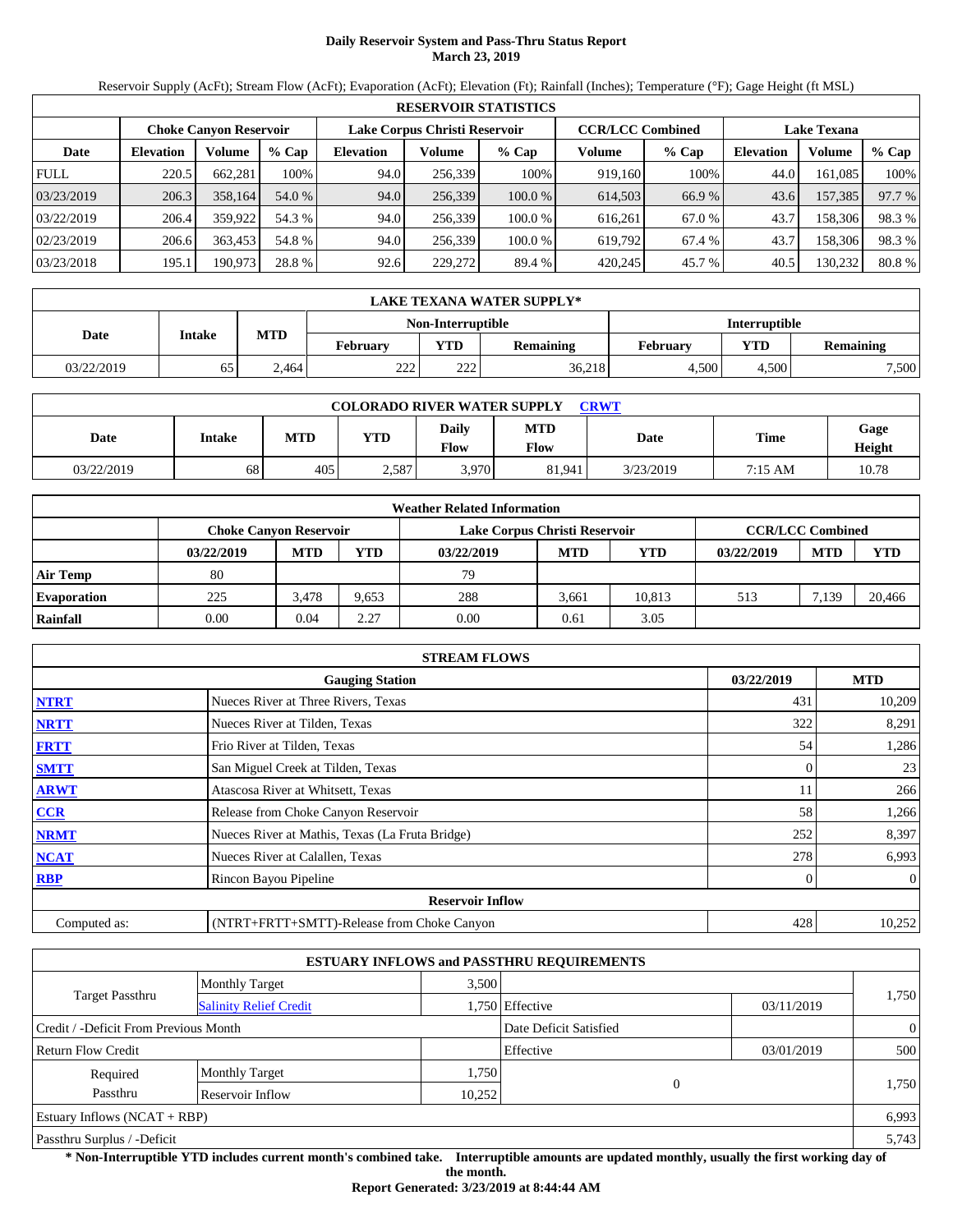# Daily Reservoir System and Pass-Thru Status Report
## March 23, 2019

Reservoir Supply (AcFt); Stream Flow (AcFt); Evaporation (AcFt); Elevation (Ft); Rainfall (Inches); Temperature (°F); Gage Height (ft MSL)

| RESERVOIR STATISTICS | | | | | | | | | | | |
|---|---|---|---|---|---|---|---|---|---|---|---|
| | Choke Canyon Reservoir | | | Lake Corpus Christi Reservoir | | | CCR/LCC Combined | | Lake Texana | | |
| Date | Elevation | Volume | % Cap | Elevation | Volume | % Cap | Volume | % Cap | Elevation | Volume | % Cap |
| FULL | 220.5 | 662,281 | 100% | 94.0 | 256,339 | 100% | 919,160 | 100% | 44.0 | 161,085 | 100% |
| 03/23/2019 | 206.3 | 358,164 | 54.0 % | 94.0 | 256,339 | 100.0 % | 614,503 | 66.9 % | 43.6 | 157,385 | 97.7 % |
| 03/22/2019 | 206.4 | 359,922 | 54.3 % | 94.0 | 256,339 | 100.0 % | 616,261 | 67.0 % | 43.7 | 158,306 | 98.3 % |
| 02/23/2019 | 206.6 | 363,453 | 54.8 % | 94.0 | 256,339 | 100.0 % | 619,792 | 67.4 % | 43.7 | 158,306 | 98.3 % |
| 03/23/2018 | 195.1 | 190,973 | 28.8 % | 92.6 | 229,272 | 89.4 % | 420,245 | 45.7 % | 40.5 | 130,232 | 80.8 % |

| LAKE TEXANA WATER SUPPLY* | | | | | | | | |
|---|---|---|---|---|---|---|---|---|
| Date | Intake | MTD | Non-Interruptible | | | Interruptible | | |
| | | | February | YTD | Remaining | February | YTD | Remaining |
| 03/22/2019 | 65 | 2,464 | 222 | 222 | 36,218 | 4,500 | 4,500 | 7,500 |

| COLORADO RIVER WATER SUPPLY CRWT | | | | | | | | |
|---|---|---|---|---|---|---|---|---|
| Date | Intake | MTD | YTD | Daily Flow | MTD Flow | Date | Time | Gage Height |
| 03/22/2019 | 68 | 405 | 2,587 | 3,970 | 81,941 | 3/23/2019 | 7:15 AM | 10.78 |

| Weather Related Information | | | | | | | | | |
|---|---|---|---|---|---|---|---|---|---|
| | Choke Canyon Reservoir | | | Lake Corpus Christi Reservoir | | | CCR/LCC Combined | | |
| | 03/22/2019 | MTD | YTD | 03/22/2019 | MTD | YTD | 03/22/2019 | MTD | YTD |
| Air Temp | 80 | | | 79 | | | | | |
| Evaporation | 225 | 3,478 | 9,653 | 288 | 3,661 | 10,813 | 513 | 7,139 | 20,466 |
| Rainfall | 0.00 | 0.04 | 2.27 | 0.00 | 0.61 | 3.05 | | | |

| STREAM FLOWS | | | |
|---|---|---|---|
| | Gauging Station | 03/22/2019 | MTD |
| NTRT | Nueces River at Three Rivers, Texas | 431 | 10,209 |
| NRTT | Nueces River at Tilden, Texas | 322 | 8,291 |
| FRTT | Frio River at Tilden, Texas | 54 | 1,286 |
| SMTT | San Miguel Creek at Tilden, Texas | 0 | 23 |
| ARWT | Atascosa River at Whitsett, Texas | 11 | 266 |
| CCR | Release from Choke Canyon Reservoir | 58 | 1,266 |
| NRMT | Nueces River at Mathis, Texas (La Fruta Bridge) | 252 | 8,397 |
| NCAT | Nueces River at Calallen, Texas | 278 | 6,993 |
| RBP | Rincon Bayou Pipeline | 0 | 0 |
| Reservoir Inflow | | | |
| Computed as: | (NTRT+FRTT+SMTT)-Release from Choke Canyon | 428 | 10,252 |

| ESTUARY INFLOWS and PASSTHRU REQUIREMENTS | | | | | |
|---|---|---|---|---|---|
| Target Passthru | Monthly Target | 3,500 | | | 1,750 |
| | Salinity Relief Credit | 1,750 | Effective | 03/11/2019 | |
| Credit / -Deficit From Previous Month | | | Date Deficit Satisfied | | 0 |
| Return Flow Credit | | | Effective | 03/01/2019 | 500 |
| Required Passthru | Monthly Target | 1,750 | 0 | | 1,750 |
| | Reservoir Inflow | 10,252 | | | |
| Estuary Inflows (NCAT + RBP) | | | | | 6,993 |
| Passthru Surplus / -Deficit | | | | | 5,743 |

**\* Non-Interruptible YTD includes current month's combined take. Interruptible amounts are updated monthly, usually the first working day of the month.**

**Report Generated: 3/23/2019 at 8:44:44 AM**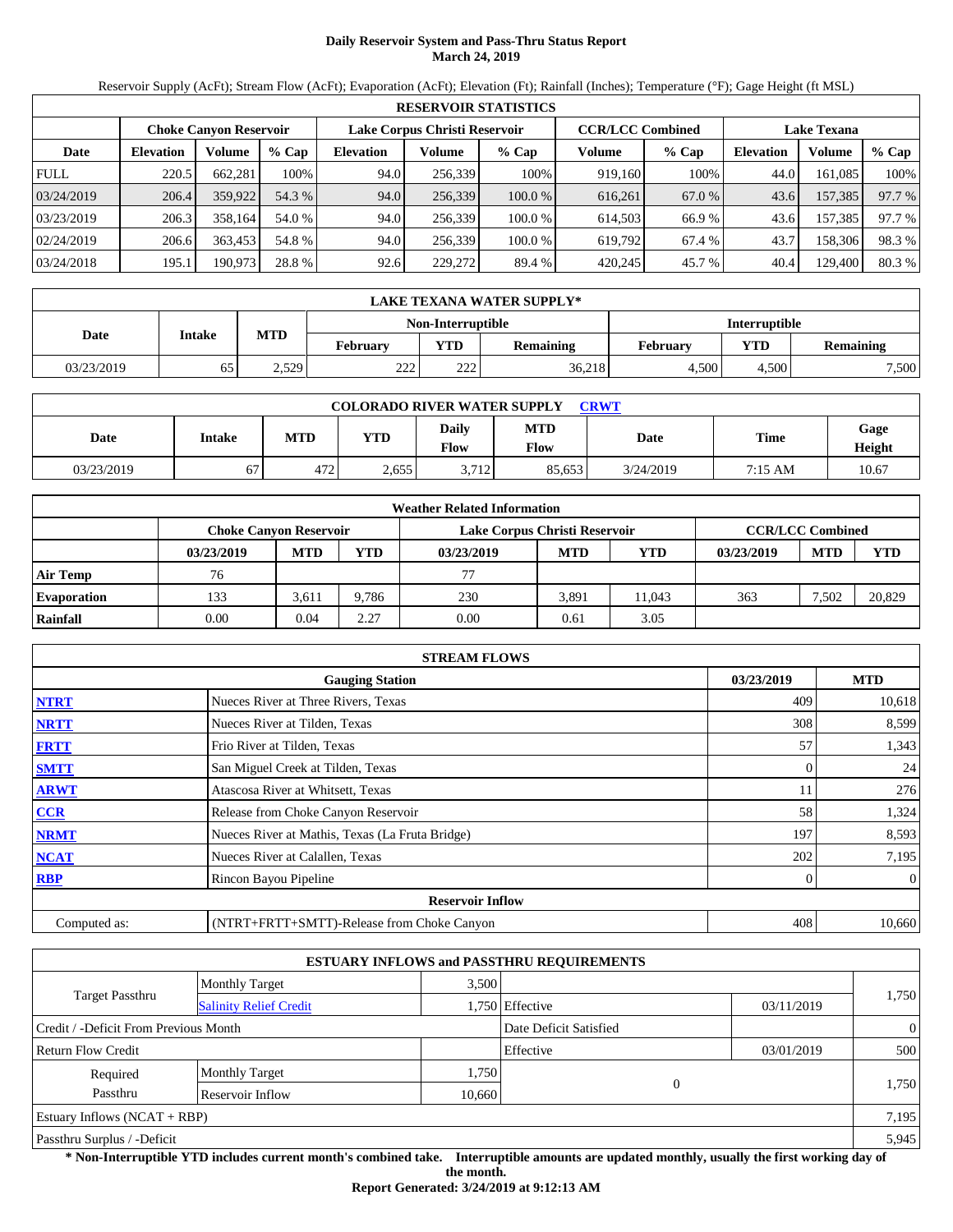# Daily Reservoir System and Pass-Thru Status Report
**March 24, 2019**

Reservoir Supply (AcFt); Stream Flow (AcFt); Evaporation (AcFt); Elevation (Ft); Rainfall (Inches); Temperature (°F); Gage Height (ft MSL)

| RESERVOIR STATISTICS | | | | | | | | | | | |
|---|---|---|---|---|---|---|---|---|---|---|---|
| | Choke Canyon Reservoir | | | Lake Corpus Christi Reservoir | | | CCR/LCC Combined | | Lake Texana | | |
| Date | Elevation | Volume | % Cap | Elevation | Volume | % Cap | Volume | % Cap | Elevation | Volume | % Cap |
| FULL | 220.5 | 662,281 | 100% | 94.0 | 256,339 | 100% | 919,160 | 100% | 44.0 | 161,085 | 100% |
| 03/24/2019 | 206.4 | 359,922 | 54.3 % | 94.0 | 256,339 | 100.0 % | 616,261 | 67.0 % | 43.6 | 157,385 | 97.7 % |
| 03/23/2019 | 206.3 | 358,164 | 54.0 % | 94.0 | 256,339 | 100.0 % | 614,503 | 66.9 % | 43.6 | 157,385 | 97.7 % |
| 02/24/2019 | 206.6 | 363,453 | 54.8 % | 94.0 | 256,339 | 100.0 % | 619,792 | 67.4 % | 43.7 | 158,306 | 98.3 % |
| 03/24/2018 | 195.1 | 190,973 | 28.8 % | 92.6 | 229,272 | 89.4 % | 420,245 | 45.7 % | 40.4 | 129,400 | 80.3 % |

| LAKE TEXANA WATER SUPPLY* | | | | | | | | |
|---|---|---|---|---|---|---|---|---|
| | | | Non-Interruptible | | | Interruptible | | |
| Date | Intake | MTD | February | YTD | Remaining | February | YTD | Remaining |
| 03/23/2019 | 65 | 2,529 | 222 | 222 | 36,218 | 4,500 | 4,500 | 7,500 |

| COLORADO RIVER WATER SUPPLY CRWT | | | | | | | | |
|---|---|---|---|---|---|---|---|---|
| Date | Intake | MTD | YTD | Daily Flow | MTD Flow | Date | Time | Gage Height |
| 03/23/2019 | 67 | 472 | 2,655 | 3,712 | 85,653 | 3/24/2019 | 7:15 AM | 10.67 |

| Weather Related Information | | | | | | | | | |
|---|---|---|---|---|---|---|---|---|---|
| | Choke Canyon Reservoir | | | Lake Corpus Christi Reservoir | | | CCR/LCC Combined | | |
| | 03/23/2019 | MTD | YTD | 03/23/2019 | MTD | YTD | 03/23/2019 | MTD | YTD |
| Air Temp | 76 | | | 77 | | | | | |
| Evaporation | 133 | 3,611 | 9,786 | 230 | 3,891 | 11,043 | 363 | 7,502 | 20,829 |
| Rainfall | 0.00 | 0.04 | 2.27 | 0.00 | 0.61 | 3.05 | | | |

| STREAM FLOWS | | | |
|---|---|---|---|
| | Gauging Station | 03/23/2019 | MTD |
| NTRT | Nueces River at Three Rivers, Texas | 409 | 10,618 |
| NRTT | Nueces River at Tilden, Texas | 308 | 8,599 |
| FRTT | Frio River at Tilden, Texas | 57 | 1,343 |
| SMTT | San Miguel Creek at Tilden, Texas | 0 | 24 |
| ARWT | Atascosa River at Whitsett, Texas | 11 | 276 |
| CCR | Release from Choke Canyon Reservoir | 58 | 1,324 |
| NRMT | Nueces River at Mathis, Texas (La Fruta Bridge) | 197 | 8,593 |
| NCAT | Nueces River at Calallen, Texas | 202 | 7,195 |
| RBP | Rincon Bayou Pipeline | 0 | 0 |
| | Reservoir Inflow | | |
| Computed as: | (NTRT+FRTT+SMTT)-Release from Choke Canyon | 408 | 10,660 |

| ESTUARY INFLOWS and PASSTHRU REQUIREMENTS | | | | | |
|---|---|---|---|---|---|
| Target Passthru | Monthly Target | 3,500 | | | 1,750 |
| | Salinity Relief Credit | 1,750 | Effective | 03/11/2019 | |
| Credit / -Deficit From Previous Month | | | Date Deficit Satisfied | | 0 |
| Return Flow Credit | | | Effective | 03/01/2019 | 500 |
| Required Passthru | Monthly Target | 1,750 | 0 | | 1,750 |
| | Reservoir Inflow | 10,660 | | | |
| Estuary Inflows (NCAT + RBP) | | | | | 7,195 |
| Passthru Surplus / -Deficit | | | | | 5,945 |

**\* Non-Interruptible YTD includes current month's combined take. Interruptible amounts are updated monthly, usually the first working day of the month.**

**Report Generated: 3/24/2019 at 9:12:13 AM**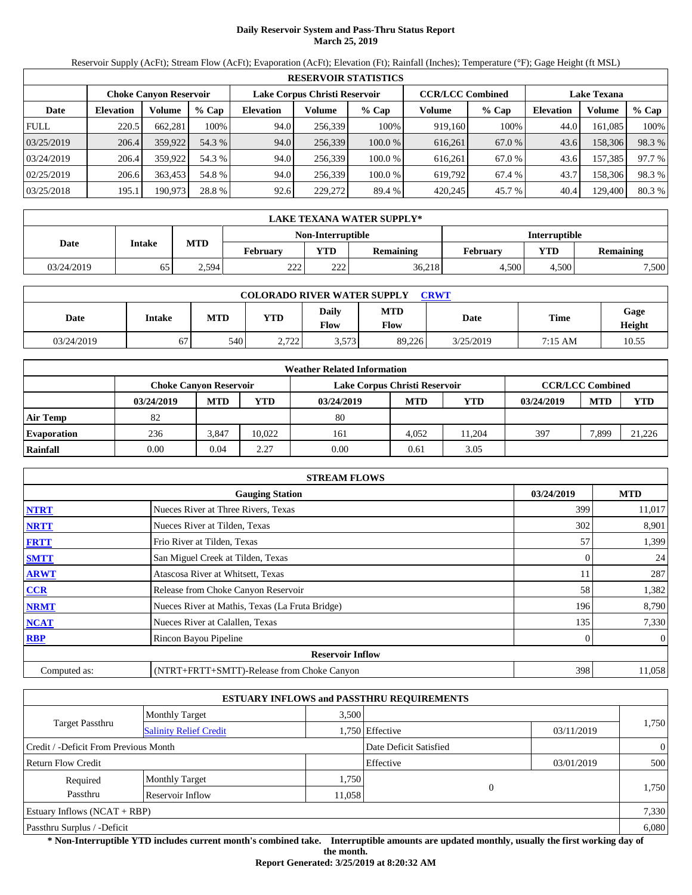# Daily Reservoir System and Pass-Thru Status Report
**March 25, 2019**

Reservoir Supply (AcFt); Stream Flow (AcFt); Evaporation (AcFt); Elevation (Ft); Rainfall (Inches); Temperature (°F); Gage Height (ft MSL)

| RESERVOIR STATISTICS | | | | | | | | | | | |
|---|---|---|---|---|---|---|---|---|---|---|---|
| | Choke Canyon Reservoir | | | Lake Corpus Christi Reservoir | | | CCR/LCC Combined | | Lake Texana | | |
| Date | Elevation | Volume | % Cap | Elevation | Volume | % Cap | Volume | % Cap | Elevation | Volume | % Cap |
| FULL | 220.5 | 662,281 | 100% | 94.0 | 256,339 | 100% | 919,160 | 100% | 44.0 | 161,085 | 100% |
| 03/25/2019 | 206.4 | 359,922 | 54.3 % | 94.0 | 256,339 | 100.0 % | 616,261 | 67.0 % | 43.6 | 158,306 | 98.3 % |
| 03/24/2019 | 206.4 | 359,922 | 54.3 % | 94.0 | 256,339 | 100.0 % | 616,261 | 67.0 % | 43.6 | 157,385 | 97.7 % |
| 02/25/2019 | 206.6 | 363,453 | 54.8 % | 94.0 | 256,339 | 100.0 % | 619,792 | 67.4 % | 43.7 | 158,306 | 98.3 % |
| 03/25/2018 | 195.1 | 190,973 | 28.8 % | 92.6 | 229,272 | 89.4 % | 420,245 | 45.7 % | 40.4 | 129,400 | 80.3 % |

| LAKE TEXANA WATER SUPPLY* | | | | | | | | |
|---|---|---|---|---|---|---|---|---|
| Date | Intake | MTD | Non-Interruptible | | | Interruptible | | |
| | | | February | YTD | Remaining | February | YTD | Remaining |
| 03/24/2019 | 65 | 2,594 | 222 | 222 | 36,218 | 4,500 | 4,500 | 7,500 |

| COLORADO RIVER WATER SUPPLY CRWT | | | | | | | | |
|---|---|---|---|---|---|---|---|---|
| Date | Intake | MTD | YTD | Daily Flow | MTD Flow | Date | Time | Gage Height |
| 03/24/2019 | 67 | 540 | 2,722 | 3,573 | 89,226 | 3/25/2019 | 7:15 AM | 10.55 |

| Weather Related Information | | | | | | | | | |
|---|---|---|---|---|---|---|---|---|---|
| | Choke Canyon Reservoir | | | Lake Corpus Christi Reservoir | | | CCR/LCC Combined | | |
| | 03/24/2019 | MTD | YTD | 03/24/2019 | MTD | YTD | 03/24/2019 | MTD | YTD |
| Air Temp | 82 | | | 80 | | | | | |
| Evaporation | 236 | 3,847 | 10,022 | 161 | 4,052 | 11,204 | 397 | 7,899 | 21,226 |
| Rainfall | 0.00 | 0.04 | 2.27 | 0.00 | 0.61 | 3.05 | | | |

| STREAM FLOWS | | | |
|---|---|---|---|
| | Gauging Station | 03/24/2019 | MTD |
| NTRT | Nueces River at Three Rivers, Texas | 399 | 11,017 |
| NRTT | Nueces River at Tilden, Texas | 302 | 8,901 |
| FRTT | Frio River at Tilden, Texas | 57 | 1,399 |
| SMTT | San Miguel Creek at Tilden, Texas | 0 | 24 |
| ARWT | Atascosa River at Whitsett, Texas | 11 | 287 |
| CCR | Release from Choke Canyon Reservoir | 58 | 1,382 |
| NRMT | Nueces River at Mathis, Texas (La Fruta Bridge) | 196 | 8,790 |
| NCAT | Nueces River at Calallen, Texas | 135 | 7,330 |
| RBP | Rincon Bayou Pipeline | 0 | 0 |
| Reservoir Inflow | | | |
| Computed as: | (NTRT+FRTT+SMTT)-Release from Choke Canyon | 398 | 11,058 |

| ESTUARY INFLOWS and PASSTHRU REQUIREMENTS | | | | | |
|---|---|---|---|---|---|
| Target Passthru | Monthly Target | 3,500 | | | 1,750 |
| | Salinity Relief Credit | 1,750 | Effective | 03/11/2019 | |
| Credit / -Deficit From Previous Month | | | Date Deficit Satisfied | | 0 |
| Return Flow Credit | | | Effective | 03/01/2019 | 500 |
| Required Passthru | Monthly Target | 1,750 | 0 | | 1,750 |
| | Reservoir Inflow | 11,058 | | | |
| Estuary Inflows (NCAT + RBP) | | | | | 7,330 |
| Passthru Surplus / -Deficit | | | | | 6,080 |

**\* Non-Interruptible YTD includes current month's combined take. Interruptible amounts are updated monthly, usually the first working day of the month.**

**Report Generated: 3/25/2019 at 8:20:32 AM**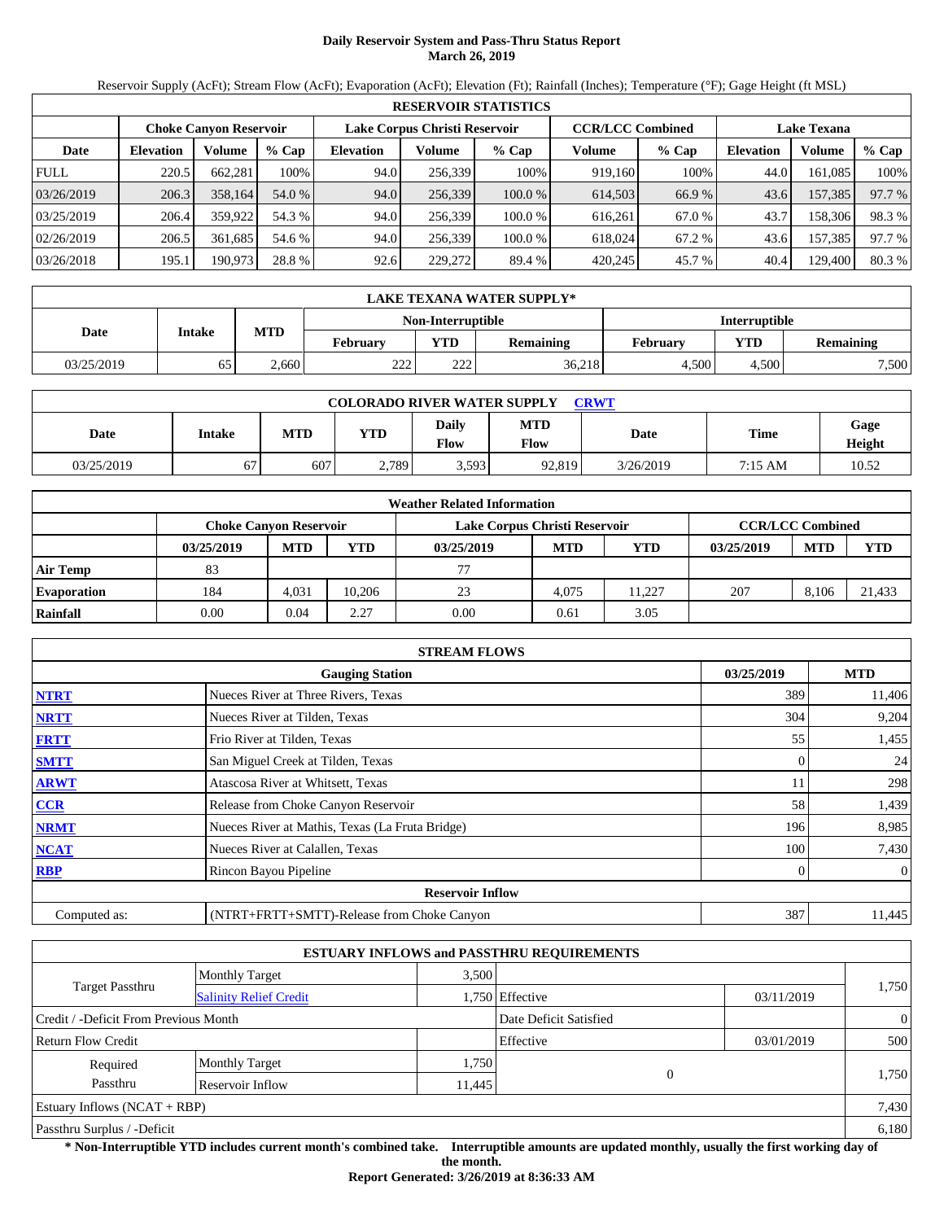# Daily Reservoir System and Pass-Thru Status Report
## March 26, 2019

Reservoir Supply (AcFt); Stream Flow (AcFt); Evaporation (AcFt); Elevation (Ft); Rainfall (Inches); Temperature (°F); Gage Height (ft MSL)

| RESERVOIR STATISTICS | | | | | | | | | | | |
|---|---|---|---|---|---|---|---|---|---|---|---|
| | Choke Canyon Reservoir | | | Lake Corpus Christi Reservoir | | | CCR/LCC Combined | | Lake Texana | | |
| Date | Elevation | Volume | % Cap | Elevation | Volume | % Cap | Volume | % Cap | Elevation | Volume | % Cap |
| FULL | 220.5 | 662,281 | 100% | 94.0 | 256,339 | 100% | 919,160 | 100% | 44.0 | 161,085 | 100% |
| 03/26/2019 | 206.3 | 358,164 | 54.0 % | 94.0 | 256,339 | 100.0 % | 614,503 | 66.9 % | 43.6 | 157,385 | 97.7 % |
| 03/25/2019 | 206.4 | 359,922 | 54.3 % | 94.0 | 256,339 | 100.0 % | 616,261 | 67.0 % | 43.7 | 158,306 | 98.3 % |
| 02/26/2019 | 206.5 | 361,685 | 54.6 % | 94.0 | 256,339 | 100.0 % | 618,024 | 67.2 % | 43.6 | 157,385 | 97.7 % |
| 03/26/2018 | 195.1 | 190,973 | 28.8 % | 92.6 | 229,272 | 89.4 % | 420,245 | 45.7 % | 40.4 | 129,400 | 80.3 % |

| LAKE TEXANA WATER SUPPLY* | | | | | | | | |
|---|---|---|---|---|---|---|---|---|
| Date | Intake | MTD | Non-Interruptible | | | Interruptible | | |
| | | | February | YTD | Remaining | February | YTD | Remaining |
| 03/25/2019 | 65 | 2,660 | 222 | 222 | 36,218 | 4,500 | 4,500 | 7,500 |

| COLORADO RIVER WATER SUPPLY CRWT | | | | | | | | |
|---|---|---|---|---|---|---|---|---|
| Date | Intake | MTD | YTD | Daily Flow | MTD Flow | Date | Time | Gage Height |
| 03/25/2019 | 67 | 607 | 2,789 | 3,593 | 92,819 | 3/26/2019 | 7:15 AM | 10.52 |

| Weather Related Information | | | | | | | | | |
|---|---|---|---|---|---|---|---|---|---|
| | Choke Canyon Reservoir | | | Lake Corpus Christi Reservoir | | | CCR/LCC Combined | | |
| | 03/25/2019 | MTD | YTD | 03/25/2019 | MTD | YTD | 03/25/2019 | MTD | YTD |
| Air Temp | 83 | | | 77 | | | | | |
| Evaporation | 184 | 4,031 | 10,206 | 23 | 4,075 | 11,227 | 207 | 8,106 | 21,433 |
| Rainfall | 0.00 | 0.04 | 2.27 | 0.00 | 0.61 | 3.05 | | | |

| STREAM FLOWS | | | |
|---|---|---|---|
| | Gauging Station | 03/25/2019 | MTD |
| NTRT | Nueces River at Three Rivers, Texas | 389 | 11,406 |
| NRTT | Nueces River at Tilden, Texas | 304 | 9,204 |
| FRTT | Frio River at Tilden, Texas | 55 | 1,455 |
| SMTT | San Miguel Creek at Tilden, Texas | 0 | 24 |
| ARWT | Atascosa River at Whitsett, Texas | 11 | 298 |
| CCR | Release from Choke Canyon Reservoir | 58 | 1,439 |
| NRMT | Nueces River at Mathis, Texas (La Fruta Bridge) | 196 | 8,985 |
| NCAT | Nueces River at Calallen, Texas | 100 | 7,430 |
| RBP | Rincon Bayou Pipeline | 0 | 0 |
| | **Reservoir Inflow** | | |
| Computed as: | (NTRT+FRTT+SMTT)-Release from Choke Canyon | 387 | 11,445 |

| ESTUARY INFLOWS and PASSTHRU REQUIREMENTS | | | | | |
|---|---|---|---|---|---|
| Target Passthru | Monthly Target | 3,500 | | | 1,750 |
| | Salinity Relief Credit | 1,750 | Effective | 03/11/2019 | |
| Credit / -Deficit From Previous Month | | | Date Deficit Satisfied | | 0 |
| Return Flow Credit | | | Effective | 03/01/2019 | 500 |
| Required Passthru | Monthly Target | 1,750 | 0 | | 1,750 |
| | Reservoir Inflow | 11,445 | | | |
| Estuary Inflows (NCAT + RBP) | | | | | 7,430 |
| Passthru Surplus / -Deficit | | | | | 6,180 |

**\* Non-Interruptible YTD includes current month's combined take. Interruptible amounts are updated monthly, usually the first working day of the month.**

**Report Generated: 3/26/2019 at 8:36:33 AM**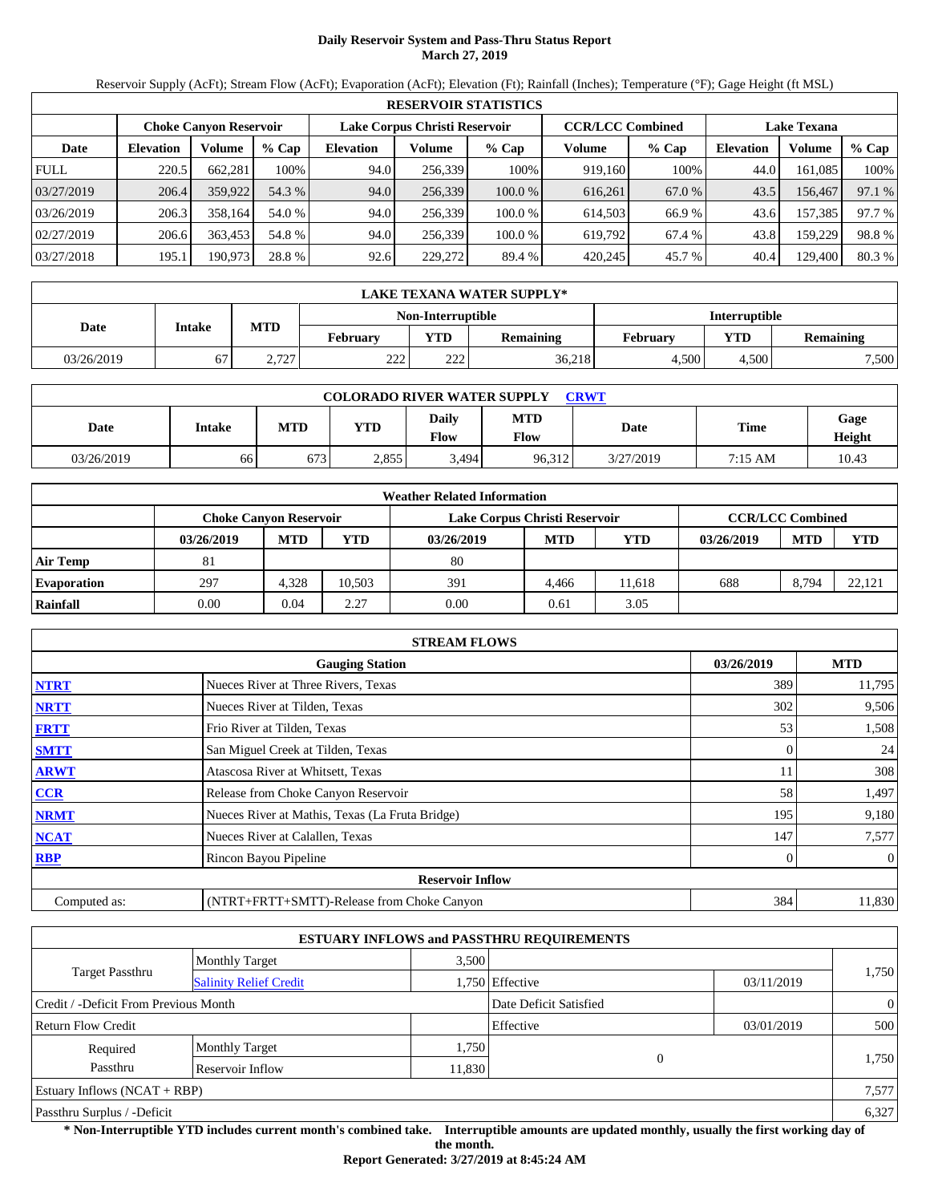# Daily Reservoir System and Pass-Thru Status Report
## March 27, 2019

Reservoir Supply (AcFt); Stream Flow (AcFt); Evaporation (AcFt); Elevation (Ft); Rainfall (Inches); Temperature (°F); Gage Height (ft MSL)

| RESERVOIR STATISTICS | | | | | | | | | | | |
|---|---|---|---|---|---|---|---|---|---|---|---|
| | Choke Canyon Reservoir | | | Lake Corpus Christi Reservoir | | | CCR/LCC Combined | | Lake Texana | | |
| Date | Elevation | Volume | % Cap | Elevation | Volume | % Cap | Volume | % Cap | Elevation | Volume | % Cap |
| FULL | 220.5 | 662,281 | 100% | 94.0 | 256,339 | 100% | 919,160 | 100% | 44.0 | 161,085 | 100% |
| 03/27/2019 | 206.4 | 359,922 | 54.3 % | 94.0 | 256,339 | 100.0 % | 616,261 | 67.0 % | 43.5 | 156,467 | 97.1 % |
| 03/26/2019 | 206.3 | 358,164 | 54.0 % | 94.0 | 256,339 | 100.0 % | 614,503 | 66.9 % | 43.6 | 157,385 | 97.7 % |
| 02/27/2019 | 206.6 | 363,453 | 54.8 % | 94.0 | 256,339 | 100.0 % | 619,792 | 67.4 % | 43.8 | 159,229 | 98.8 % |
| 03/27/2018 | 195.1 | 190,973 | 28.8 % | 92.6 | 229,272 | 89.4 % | 420,245 | 45.7 % | 40.4 | 129,400 | 80.3 % |

| LAKE TEXANA WATER SUPPLY* | | | | | | | | |
|---|---|---|---|---|---|---|---|---|
| Date | Intake | MTD | Non-Interruptible | | | Interruptible | | |
| | | | February | YTD | Remaining | February | YTD | Remaining |
| 03/26/2019 | 67 | 2,727 | 222 | 222 | 36,218 | 4,500 | 4,500 | 7,500 |

| COLORADO RIVER WATER SUPPLY CRWT | | | | | | | | |
|---|---|---|---|---|---|---|---|---|
| Date | Intake | MTD | YTD | Daily Flow | MTD Flow | Date | Time | Gage Height |
| 03/26/2019 | 66 | 673 | 2,855 | 3,494 | 96,312 | 3/27/2019 | 7:15 AM | 10.43 |

| Weather Related Information | | | | | | | | | |
|---|---|---|---|---|---|---|---|---|---|
| | Choke Canyon Reservoir | | | Lake Corpus Christi Reservoir | | | CCR/LCC Combined | | |
| | 03/26/2019 | MTD | YTD | 03/26/2019 | MTD | YTD | 03/26/2019 | MTD | YTD |
| Air Temp | 81 | | | 80 | | | | | |
| Evaporation | 297 | 4,328 | 10,503 | 391 | 4,466 | 11,618 | 688 | 8,794 | 22,121 |
| Rainfall | 0.00 | 0.04 | 2.27 | 0.00 | 0.61 | 3.05 | | | |

| STREAM FLOWS | | | |
|---|---|---|---|
| | Gauging Station | 03/26/2019 | MTD |
| NTRT | Nueces River at Three Rivers, Texas | 389 | 11,795 |
| NRTT | Nueces River at Tilden, Texas | 302 | 9,506 |
| FRTT | Frio River at Tilden, Texas | 53 | 1,508 |
| SMTT | San Miguel Creek at Tilden, Texas | 0 | 24 |
| ARWT | Atascosa River at Whitsett, Texas | 11 | 308 |
| CCR | Release from Choke Canyon Reservoir | 58 | 1,497 |
| NRMT | Nueces River at Mathis, Texas (La Fruta Bridge) | 195 | 9,180 |
| NCAT | Nueces River at Calallen, Texas | 147 | 7,577 |
| RBP | Rincon Bayou Pipeline | 0 | 0 |
| **Reservoir Inflow** | | | |
| Computed as: | (NTRT+FRTT+SMTT)-Release from Choke Canyon | 384 | 11,830 |

| ESTUARY INFLOWS and PASSTHRU REQUIREMENTS | | | | | |
|---|---|---|---|---|---|
| Target Passthru | Monthly Target | 3,500 | | | 1,750 |
| | Salinity Relief Credit | 1,750 | Effective | 03/11/2019 | |
| Credit / -Deficit From Previous Month | | | Date Deficit Satisfied | | 0 |
| Return Flow Credit | | | Effective | 03/01/2019 | 500 |
| Required Passthru | Monthly Target | 1,750 | 0 | | 1,750 |
| | Reservoir Inflow | 11,830 | | | |
| Estuary Inflows (NCAT + RBP) | | | | | 7,577 |
| Passthru Surplus / -Deficit | | | | | 6,327 |

**\* Non-Interruptible YTD includes current month's combined take. Interruptible amounts are updated monthly, usually the first working day of the month.**

**Report Generated: 3/27/2019 at 8:45:24 AM**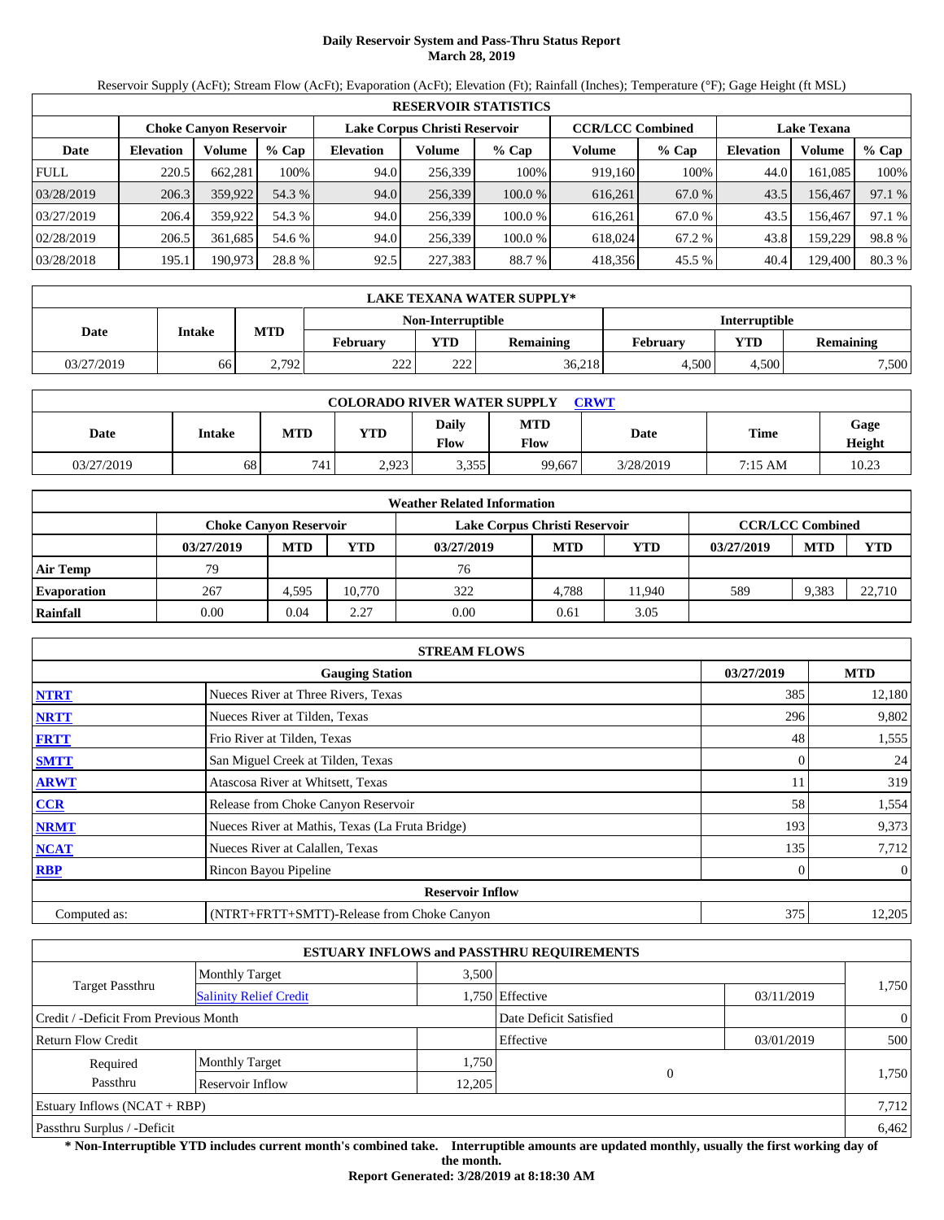# Daily Reservoir System and Pass-Thru Status Report
## March 28, 2019

Reservoir Supply (AcFt); Stream Flow (AcFt); Evaporation (AcFt); Elevation (Ft); Rainfall (Inches); Temperature (°F); Gage Height (ft MSL)

| RESERVOIR STATISTICS | | | | | | | | | | | |
|---|---|---|---|---|---|---|---|---|---|---|---|
| | Choke Canyon Reservoir | | | Lake Corpus Christi Reservoir | | | CCR/LCC Combined | | Lake Texana | | |
| Date | Elevation | Volume | % Cap | Elevation | Volume | % Cap | Volume | % Cap | Elevation | Volume | % Cap |
| FULL | 220.5 | 662,281 | 100% | 94.0 | 256,339 | 100% | 919,160 | 100% | 44.0 | 161,085 | 100% |
| 03/28/2019 | 206.3 | 359,922 | 54.3 % | 94.0 | 256,339 | 100.0 % | 616,261 | 67.0 % | 43.5 | 156,467 | 97.1 % |
| 03/27/2019 | 206.4 | 359,922 | 54.3 % | 94.0 | 256,339 | 100.0 % | 616,261 | 67.0 % | 43.5 | 156,467 | 97.1 % |
| 02/28/2019 | 206.5 | 361,685 | 54.6 % | 94.0 | 256,339 | 100.0 % | 618,024 | 67.2 % | 43.8 | 159,229 | 98.8 % |
| 03/28/2018 | 195.1 | 190,973 | 28.8 % | 92.5 | 227,383 | 88.7 % | 418,356 | 45.5 % | 40.4 | 129,400 | 80.3 % |

| LAKE TEXANA WATER SUPPLY* | | | | | | | | |
|---|---|---|---|---|---|---|---|---|
| Date | Intake | MTD | Non-Interruptible | | | Interruptible | | |
| | | | February | YTD | Remaining | February | YTD | Remaining |
| 03/27/2019 | 66 | 2,792 | 222 | 222 | 36,218 | 4,500 | 4,500 | 7,500 |

| COLORADO RIVER WATER SUPPLY CRWT | | | | | | | | |
|---|---|---|---|---|---|---|---|---|
| Date | Intake | MTD | YTD | Daily Flow | MTD Flow | Date | Time | Gage Height |
| 03/27/2019 | 68 | 741 | 2,923 | 3,355 | 99,667 | 3/28/2019 | 7:15 AM | 10.23 |

| Weather Related Information | | | | | | | | | |
|---|---|---|---|---|---|---|---|---|---|
| | Choke Canyon Reservoir | | | Lake Corpus Christi Reservoir | | | CCR/LCC Combined | | |
| | 03/27/2019 | MTD | YTD | 03/27/2019 | MTD | YTD | 03/27/2019 | MTD | YTD |
| Air Temp | 79 | | | 76 | | | | | |
| Evaporation | 267 | 4,595 | 10,770 | 322 | 4,788 | 11,940 | 589 | 9,383 | 22,710 |
| Rainfall | 0.00 | 0.04 | 2.27 | 0.00 | 0.61 | 3.05 | | | |

| STREAM FLOWS | | | |
|---|---|---|---|
| | Gauging Station | 03/27/2019 | MTD |
| NTRT | Nueces River at Three Rivers, Texas | 385 | 12,180 |
| NRTT | Nueces River at Tilden, Texas | 296 | 9,802 |
| FRTT | Frio River at Tilden, Texas | 48 | 1,555 |
| SMTT | San Miguel Creek at Tilden, Texas | 0 | 24 |
| ARWT | Atascosa River at Whitsett, Texas | 11 | 319 |
| CCR | Release from Choke Canyon Reservoir | 58 | 1,554 |
| NRMT | Nueces River at Mathis, Texas (La Fruta Bridge) | 193 | 9,373 |
| NCAT | Nueces River at Calallen, Texas | 135 | 7,712 |
| RBP | Rincon Bayou Pipeline | 0 | 0 |
| | Reservoir Inflow | | |
| Computed as: | (NTRT+FRTT+SMTT)-Release from Choke Canyon | 375 | 12,205 |

| ESTUARY INFLOWS and PASSTHRU REQUIREMENTS | | | | | |
|---|---|---|---|---|---|
| Target Passthru | Monthly Target | 3,500 | | | 1,750 |
| | Salinity Relief Credit | 1,750 | Effective | 03/11/2019 | |
| Credit / -Deficit From Previous Month | | | Date Deficit Satisfied | | 0 |
| Return Flow Credit | | | Effective | 03/01/2019 | 500 |
| Required Passthru | Monthly Target | 1,750 | 0 | | 1,750 |
| | Reservoir Inflow | 12,205 | | | |
| Estuary Inflows (NCAT + RBP) | | | | | 7,712 |
| Passthru Surplus / -Deficit | | | | | 6,462 |

**\* Non-Interruptible YTD includes current month's combined take. Interruptible amounts are updated monthly, usually the first working day of the month.**

**Report Generated: 3/28/2019 at 8:18:30 AM**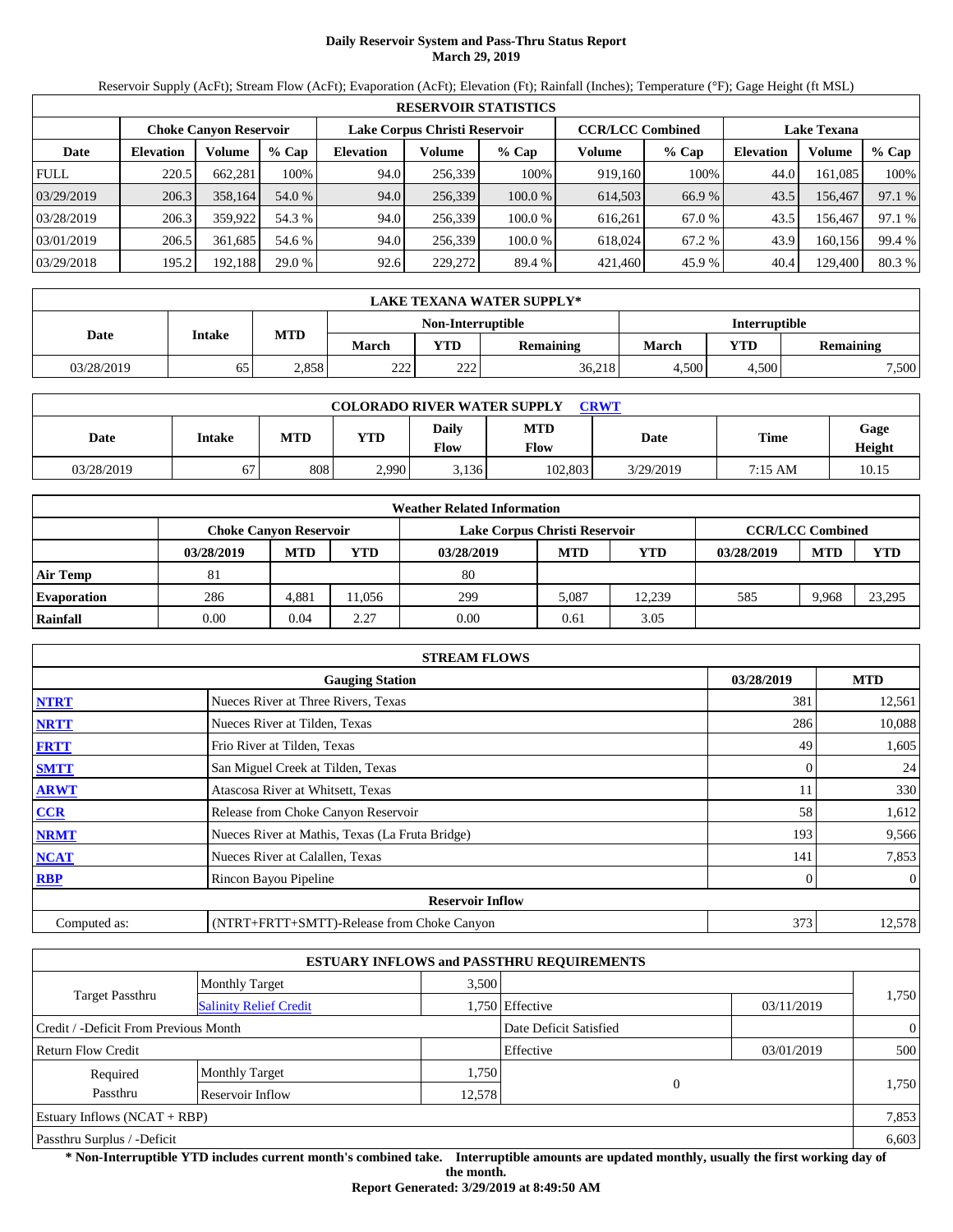# Daily Reservoir System and Pass-Thru Status Report
**March 29, 2019**

Reservoir Supply (AcFt); Stream Flow (AcFt); Evaporation (AcFt); Elevation (Ft); Rainfall (Inches); Temperature (°F); Gage Height (ft MSL)

| RESERVOIR STATISTICS | | | | | | | | | | | |
|---|---|---|---|---|---|---|---|---|---|---|---|
| | Choke Canyon Reservoir | | | Lake Corpus Christi Reservoir | | | CCR/LCC Combined | | Lake Texana | | |
| Date | Elevation | Volume | % Cap | Elevation | Volume | % Cap | Volume | % Cap | Elevation | Volume | % Cap |
| FULL | 220.5 | 662,281 | 100% | 94.0 | 256,339 | 100% | 919,160 | 100% | 44.0 | 161,085 | 100% |
| 03/29/2019 | 206.3 | 358,164 | 54.0 % | 94.0 | 256,339 | 100.0 % | 614,503 | 66.9 % | 43.5 | 156,467 | 97.1 % |
| 03/28/2019 | 206.3 | 359,922 | 54.3 % | 94.0 | 256,339 | 100.0 % | 616,261 | 67.0 % | 43.5 | 156,467 | 97.1 % |
| 03/01/2019 | 206.5 | 361,685 | 54.6 % | 94.0 | 256,339 | 100.0 % | 618,024 | 67.2 % | 43.9 | 160,156 | 99.4 % |
| 03/29/2018 | 195.2 | 192,188 | 29.0 % | 92.6 | 229,272 | 89.4 % | 421,460 | 45.9 % | 40.4 | 129,400 | 80.3 % |

| LAKE TEXANA WATER SUPPLY* | | | | | | | | |
|---|---|---|---|---|---|---|---|---|
| Date | Intake | MTD | Non-Interruptible | | | Interruptible | | |
| | | | March | YTD | Remaining | March | YTD | Remaining |
| 03/28/2019 | 65 | 2,858 | 222 | 222 | 36,218 | 4,500 | 4,500 | 7,500 |

| COLORADO RIVER WATER SUPPLY CRWT | | | | | | | | |
|---|---|---|---|---|---|---|---|---|
| Date | Intake | MTD | YTD | Daily Flow | MTD Flow | Date | Time | Gage Height |
| 03/28/2019 | 67 | 808 | 2,990 | 3,136 | 102,803 | 3/29/2019 | 7:15 AM | 10.15 |

| Weather Related Information | | | | | | | | | |
|---|---|---|---|---|---|---|---|---|---|
| | Choke Canyon Reservoir | | | Lake Corpus Christi Reservoir | | | CCR/LCC Combined | | |
| | 03/28/2019 | MTD | YTD | 03/28/2019 | MTD | YTD | 03/28/2019 | MTD | YTD |
| Air Temp | 81 | | | 80 | | | | | |
| Evaporation | 286 | 4,881 | 11,056 | 299 | 5,087 | 12,239 | 585 | 9,968 | 23,295 |
| Rainfall | 0.00 | 0.04 | 2.27 | 0.00 | 0.61 | 3.05 | | | |

| STREAM FLOWS | | | |
|---|---|---|---|
| | Gauging Station | 03/28/2019 | MTD |
| NTRT | Nueces River at Three Rivers, Texas | 381 | 12,561 |
| NRTT | Nueces River at Tilden, Texas | 286 | 10,088 |
| FRTT | Frio River at Tilden, Texas | 49 | 1,605 |
| SMTT | San Miguel Creek at Tilden, Texas | 0 | 24 |
| ARWT | Atascosa River at Whitsett, Texas | 11 | 330 |
| CCR | Release from Choke Canyon Reservoir | 58 | 1,612 |
| NRMT | Nueces River at Mathis, Texas (La Fruta Bridge) | 193 | 9,566 |
| NCAT | Nueces River at Calallen, Texas | 141 | 7,853 |
| RBP | Rincon Bayou Pipeline | 0 | 0 |
| **Reservoir Inflow** | | | |
| Computed as: | (NTRT+FRTT+SMTT)-Release from Choke Canyon | 373 | 12,578 |

| ESTUARY INFLOWS and PASSTHRU REQUIREMENTS | | | | | |
|---|---|---|---|---|---|
| Target Passthru | Monthly Target | 3,500 | | | 1,750 |
| | Salinity Relief Credit | 1,750 | Effective | 03/11/2019 | |
| Credit / -Deficit From Previous Month | | | Date Deficit Satisfied | | 0 |
| Return Flow Credit | | | Effective | 03/01/2019 | 500 |
| Required Passthru | Monthly Target | 1,750 | 0 | | 1,750 |
| | Reservoir Inflow | 12,578 | | | |
| Estuary Inflows (NCAT + RBP) | | | | | 7,853 |
| Passthru Surplus / -Deficit | | | | | 6,603 |

**\* Non-Interruptible YTD includes current month's combined take. Interruptible amounts are updated monthly, usually the first working day of the month.**

**Report Generated: 3/29/2019 at 8:49:50 AM**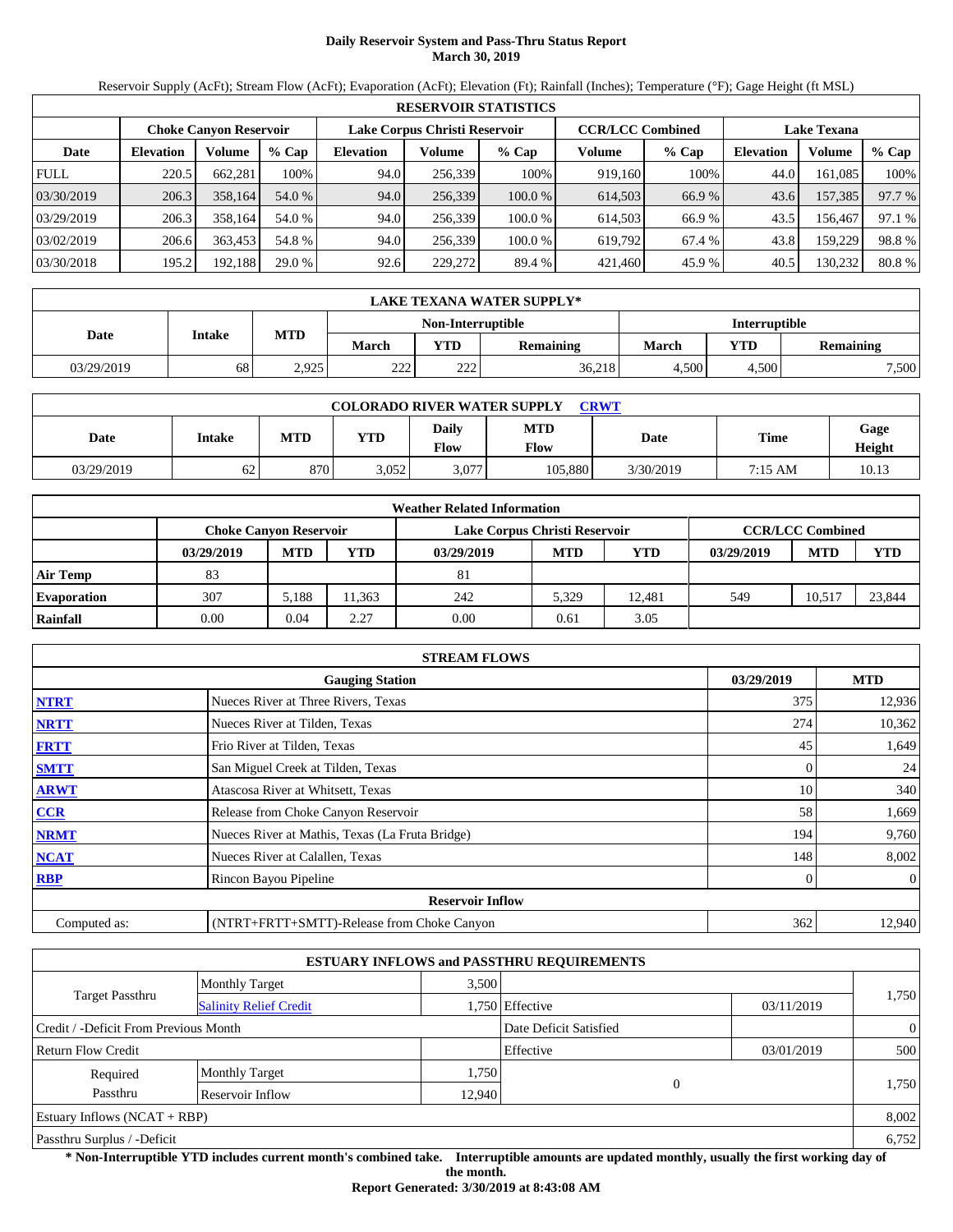# Daily Reservoir System and Pass-Thru Status Report
**March 30, 2019**

Reservoir Supply (AcFt); Stream Flow (AcFt); Evaporation (AcFt); Elevation (Ft); Rainfall (Inches); Temperature (°F); Gage Height (ft MSL)

| RESERVOIR STATISTICS | | | | | | | | | | | |
|---|---|---|---|---|---|---|---|---|---|---|---|
| | Choke Canyon Reservoir | | | Lake Corpus Christi Reservoir | | | CCR/LCC Combined | | Lake Texana | | |
| Date | Elevation | Volume | % Cap | Elevation | Volume | % Cap | Volume | % Cap | Elevation | Volume | % Cap |
| FULL | 220.5 | 662,281 | 100% | 94.0 | 256,339 | 100% | 919,160 | 100% | 44.0 | 161,085 | 100% |
| 03/30/2019 | 206.3 | 358,164 | 54.0 % | 94.0 | 256,339 | 100.0 % | 614,503 | 66.9 % | 43.6 | 157,385 | 97.7 % |
| 03/29/2019 | 206.3 | 358,164 | 54.0 % | 94.0 | 256,339 | 100.0 % | 614,503 | 66.9 % | 43.5 | 156,467 | 97.1 % |
| 03/02/2019 | 206.6 | 363,453 | 54.8 % | 94.0 | 256,339 | 100.0 % | 619,792 | 67.4 % | 43.8 | 159,229 | 98.8 % |
| 03/30/2018 | 195.2 | 192,188 | 29.0 % | 92.6 | 229,272 | 89.4 % | 421,460 | 45.9 % | 40.5 | 130,232 | 80.8 % |

| LAKE TEXANA WATER SUPPLY* | | | | | | | | |
|---|---|---|---|---|---|---|---|---|
| Date | Intake | MTD | Non-Interruptible | | | Interruptible | | |
| | | | March | YTD | Remaining | March | YTD | Remaining |
| 03/29/2019 | 68 | 2,925 | 222 | 222 | 36,218 | 4,500 | 4,500 | 7,500 |

| COLORADO RIVER WATER SUPPLY CRWT | | | | | | | | |
|---|---|---|---|---|---|---|---|---|
| Date | Intake | MTD | YTD | Daily Flow | MTD Flow | Date | Time | Gage Height |
| 03/29/2019 | 62 | 870 | 3,052 | 3,077 | 105,880 | 3/30/2019 | 7:15 AM | 10.13 |

| Weather Related Information | | | | | | | | | |
|---|---|---|---|---|---|---|---|---|---|
| | Choke Canyon Reservoir | | | Lake Corpus Christi Reservoir | | | CCR/LCC Combined | | |
| | 03/29/2019 | MTD | YTD | 03/29/2019 | MTD | YTD | 03/29/2019 | MTD | YTD |
| Air Temp | 83 | | | 81 | | | | | |
| Evaporation | 307 | 5,188 | 11,363 | 242 | 5,329 | 12,481 | 549 | 10,517 | 23,844 |
| Rainfall | 0.00 | 0.04 | 2.27 | 0.00 | 0.61 | 3.05 | | | |

| STREAM FLOWS | | | |
|---|---|---|---|
| | Gauging Station | 03/29/2019 | MTD |
| NTRT | Nueces River at Three Rivers, Texas | 375 | 12,936 |
| NRTT | Nueces River at Tilden, Texas | 274 | 10,362 |
| FRTT | Frio River at Tilden, Texas | 45 | 1,649 |
| SMTT | San Miguel Creek at Tilden, Texas | 0 | 24 |
| ARWT | Atascosa River at Whitsett, Texas | 10 | 340 |
| CCR | Release from Choke Canyon Reservoir | 58 | 1,669 |
| NRMT | Nueces River at Mathis, Texas (La Fruta Bridge) | 194 | 9,760 |
| NCAT | Nueces River at Calallen, Texas | 148 | 8,002 |
| RBP | Rincon Bayou Pipeline | 0 | 0 |
| **Reservoir Inflow** | | | |
| Computed as: | (NTRT+FRTT+SMTT)-Release from Choke Canyon | 362 | 12,940 |

| ESTUARY INFLOWS and PASSTHRU REQUIREMENTS | | | | | |
|---|---|---|---|---|---|
| Target Passthru | Monthly Target | 3,500 | | | 1,750 |
| | Salinity Relief Credit | 1,750 | Effective | 03/11/2019 | |
| Credit / -Deficit From Previous Month | | | Date Deficit Satisfied | | 0 |
| Return Flow Credit | | | Effective | 03/01/2019 | 500 |
| Required Passthru | Monthly Target | 1,750 | 0 | | 1,750 |
| | Reservoir Inflow | 12,940 | | | |
| Estuary Inflows (NCAT + RBP) | | | | | 8,002 |
| Passthru Surplus / -Deficit | | | | | 6,752 |

**\* Non-Interruptible YTD includes current month's combined take. Interruptible amounts are updated monthly, usually the first working day of the month.**

**Report Generated: 3/30/2019 at 8:43:08 AM**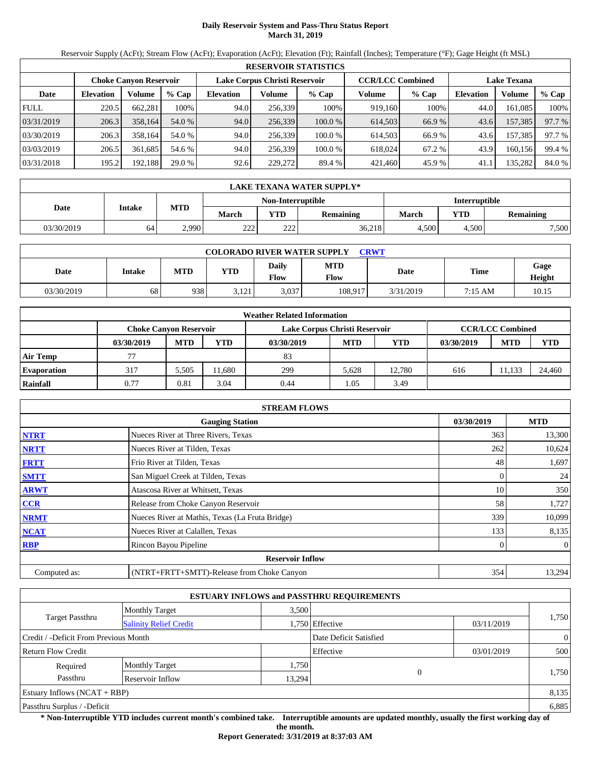# Daily Reservoir System and Pass-Thru Status Report
## March 31, 2019

Reservoir Supply (AcFt); Stream Flow (AcFt); Evaporation (AcFt); Elevation (Ft); Rainfall (Inches); Temperature (°F); Gage Height (ft MSL)

| RESERVOIR STATISTICS | | | | | | | | | | | |
|---|---|---|---|---|---|---|---|---|---|---|---|
| | Choke Canyon Reservoir | | | Lake Corpus Christi Reservoir | | | CCR/LCC Combined | | Lake Texana | | |
| Date | Elevation | Volume | % Cap | Elevation | Volume | % Cap | Volume | % Cap | Elevation | Volume | % Cap |
| FULL | 220.5 | 662,281 | 100% | 94.0 | 256,339 | 100% | 919,160 | 100% | 44.0 | 161,085 | 100% |
| 03/31/2019 | 206.3 | 358,164 | 54.0 % | 94.0 | 256,339 | 100.0 % | 614,503 | 66.9 % | 43.6 | 157,385 | 97.7 % |
| 03/30/2019 | 206.3 | 358,164 | 54.0 % | 94.0 | 256,339 | 100.0 % | 614,503 | 66.9 % | 43.6 | 157,385 | 97.7 % |
| 03/03/2019 | 206.5 | 361,685 | 54.6 % | 94.0 | 256,339 | 100.0 % | 618,024 | 67.2 % | 43.9 | 160,156 | 99.4 % |
| 03/31/2018 | 195.2 | 192,188 | 29.0 % | 92.6 | 229,272 | 89.4 % | 421,460 | 45.9 % | 41.1 | 135,282 | 84.0 % |

| LAKE TEXANA WATER SUPPLY* | | | | | | | | |
|---|---|---|---|---|---|---|---|---|
| Date | Intake | MTD | Non-Interruptible | | | Interruptible | | |
| | | | March | YTD | Remaining | March | YTD | Remaining |
| 03/30/2019 | 64 | 2,990 | 222 | 222 | 36,218 | 4,500 | 4,500 | 7,500 |

| COLORADO RIVER WATER SUPPLY CRWT | | | | | | | | |
|---|---|---|---|---|---|---|---|---|
| Date | Intake | MTD | YTD | Daily Flow | MTD Flow | Date | Time | Gage Height |
| 03/30/2019 | 68 | 938 | 3,121 | 3,037 | 108,917 | 3/31/2019 | 7:15 AM | 10.15 |

| Weather Related Information | | | | | | | | | |
|---|---|---|---|---|---|---|---|---|---|
| | Choke Canyon Reservoir | | | Lake Corpus Christi Reservoir | | | CCR/LCC Combined | | |
| | 03/30/2019 | MTD | YTD | 03/30/2019 | MTD | YTD | 03/30/2019 | MTD | YTD |
| Air Temp | 77 | | | 83 | | | | | |
| Evaporation | 317 | 5,505 | 11,680 | 299 | 5,628 | 12,780 | 616 | 11,133 | 24,460 |
| Rainfall | 0.77 | 0.81 | 3.04 | 0.44 | 1.05 | 3.49 | | | |

| STREAM FLOWS | | | |
|---|---|---|---|
| | Gauging Station | 03/30/2019 | MTD |
| NTRT | Nueces River at Three Rivers, Texas | 363 | 13,300 |
| NRTT | Nueces River at Tilden, Texas | 262 | 10,624 |
| FRTT | Frio River at Tilden, Texas | 48 | 1,697 |
| SMTT | San Miguel Creek at Tilden, Texas | 0 | 24 |
| ARWT | Atascosa River at Whitsett, Texas | 10 | 350 |
| CCR | Release from Choke Canyon Reservoir | 58 | 1,727 |
| NRMT | Nueces River at Mathis, Texas (La Fruta Bridge) | 339 | 10,099 |
| NCAT | Nueces River at Calallen, Texas | 133 | 8,135 |
| RBP | Rincon Bayou Pipeline | 0 | 0 |
| | **Reservoir Inflow** | | |
| Computed as: | (NTRT+FRTT+SMTT)-Release from Choke Canyon | 354 | 13,294 |

| ESTUARY INFLOWS and PASSTHRU REQUIREMENTS | | | | | |
|---|---|---|---|---|---|
| Target Passthru | Monthly Target | 3,500 | | | 1,750 |
| | Salinity Relief Credit | 1,750 | Effective | 03/11/2019 | |
| Credit / -Deficit From Previous Month | | | Date Deficit Satisfied | | 0 |
| Return Flow Credit | | | Effective | 03/01/2019 | 500 |
| Required Passthru | Monthly Target | 1,750 | 0 | | 1,750 |
| | Reservoir Inflow | 13,294 | | | |
| Estuary Inflows (NCAT + RBP) | | | | | 8,135 |
| Passthru Surplus / -Deficit | | | | | 6,885 |

**\* Non-Interruptible YTD includes current month's combined take. Interruptible amounts are updated monthly, usually the first working day of the month.**

**Report Generated: 3/31/2019 at 8:37:03 AM**